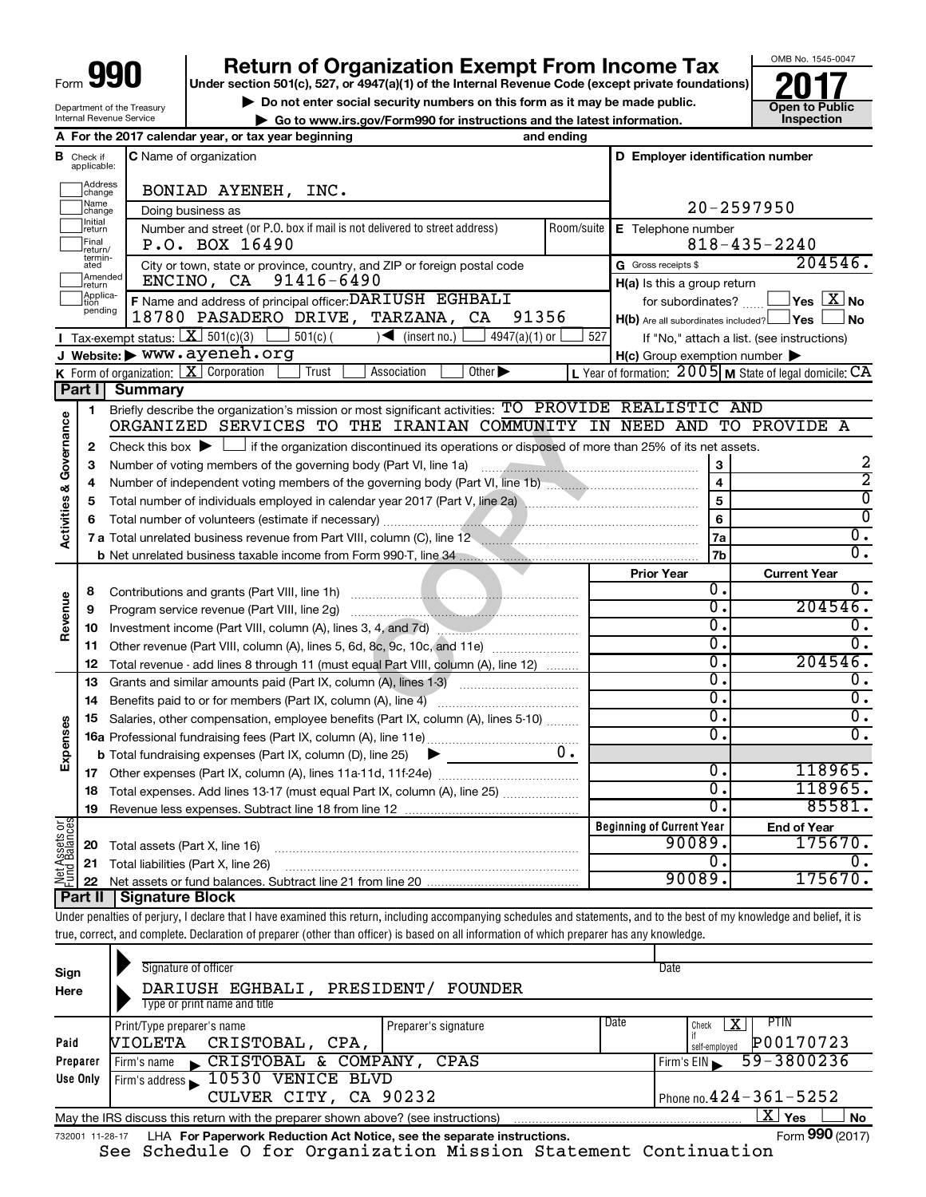Form **990**

# Return of Organization Exempt From Income Tax

**Under section 501(c), 527, or 4947(a)(1) of the Internal Revenue Code (except private foundations)**

▶ Do not enter social security numbers on this form as it may be made public.

▶ Go to www.irs.gov/Form990 for instructions and the latest information.

Department of the Treasury
Internal Revenue Service

OMB No. 1545-0047

**2017**

**Open to Public Inspection**

**A** For the 2017 calendar year, or tax year beginning and ending

**B** Check if applicable: Address change, Name change, Initial return, Final return/terminated, Amended return, Application pending

**C** Name of organization: BONIAD AYENEH, INC.

Doing business as

Number and street (or P.O. box if mail is not delivered to street address) Room/suite: P.O. BOX 16490

City or town, state or province, country, and ZIP or foreign postal code: ENCINO, CA 91416-6490

**D** Employer identification number: 20-2597950

**E** Telephone number: 818-435-2240

**G** Gross receipts $ 204546.

**F** Name and address of principal officer: DARIUSH EGHBALI, 18780 PASADERO DRIVE, TARZANA, CA 91356

**H(a)** Is this a group return for subordinates? ☐ Yes ☒ No

**H(b)** Are all subordinates included? ☐ Yes ☐ No — If "No," attach a list. (see instructions)

**I** Tax-exempt status: ☒ 501(c)(3) ☐ 501(c) ( ) ◀ (insert no.) ☐ 4947(a)(1) or ☐ 527

**J** Website: ▶ www.ayeneh.org

**H(c)** Group exemption number ▶

**K** Form of organization: ☒ Corporation ☐ Trust ☐ Association ☐ Other ▶

**L** Year of formation: 2005 **M** State of legal domicile: CA

## Part I Summary

**Activities & Governance**

1 Briefly describe the organization's mission or most significant activities: TO PROVIDE REALISTIC AND ORGANIZED SERVICES TO THE IRANIAN COMMUNITY IN NEED AND TO PROVIDE A

2 Check this box ▶ ☐ if the organization discontinued its operations or disposed of more than 25% of its net assets.

| | | | |
|---|---|---|---|
| 3 | Number of voting members of the governing body (Part VI, line 1a) | 3 | 2 |
| 4 | Number of independent voting members of the governing body (Part VI, line 1b) | 4 | 2 |
| 5 | Total number of individuals employed in calendar year 2017 (Part V, line 2a) | 5 | 0 |
| 6 | Total number of volunteers (estimate if necessary) | 6 | 0 |
| 7a | Total unrelated business revenue from Part VIII, column (C), line 12 | 7a | 0. |
| b | Net unrelated business taxable income from Form 990-T, line 34 | 7b | 0. |

| | | | Prior Year | Current Year |
|---|---|---|---|---|
| **Revenue** | 8 | Contributions and grants (Part VIII, line 1h) | 0. | 0. |
| | 9 | Program service revenue (Part VIII, line 2g) | 0. | 204546. |
| | 10 | Investment income (Part VIII, column (A), lines 3, 4, and 7d) | 0. | 0. |
| | 11 | Other revenue (Part VIII, column (A), lines 5, 6d, 8c, 9c, 10c, and 11e) | 0. | 0. |
| | 12 | Total revenue - add lines 8 through 11 (must equal Part VIII, column (A), line 12) | 0. | 204546. |
| **Expenses** | 13 | Grants and similar amounts paid (Part IX, column (A), lines 1-3) | 0. | 0. |
| | 14 | Benefits paid to or for members (Part IX, column (A), line 4) | 0. | 0. |
| | 15 | Salaries, other compensation, employee benefits (Part IX, column (A), lines 5-10) | 0. | 0. |
| | 16a | Professional fundraising fees (Part IX, column (A), line 11e) | 0. | 0. |
| | b | Total fundraising expenses (Part IX, column (D), line 25) ▶ 0. | | |
| | 17 | Other expenses (Part IX, column (A), lines 11a-11d, 11f-24e) | 0. | 118965. |
| | 18 | Total expenses. Add lines 13-17 (must equal Part IX, column (A), line 25) | 0. | 118965. |
| | 19 | Revenue less expenses. Subtract line 18 from line 12 | 0. | 85581. |

| | | | Beginning of Current Year | End of Year |
|---|---|---|---|---|
| **Net Assets or Fund Balances** | 20 | Total assets (Part X, line 16) | 90089. | 175670. |
| | 21 | Total liabilities (Part X, line 26) | 0. | 0. |
| | 22 | Net assets or fund balances. Subtract line 21 from line 20 | 90089. | 175670. |

## Part II Signature Block

Under penalties of perjury, I declare that I have examined this return, including accompanying schedules and statements, and to the best of my knowledge and belief, it is true, correct, and complete. Declaration of preparer (other than officer) is based on all information of which preparer has any knowledge.

**Sign Here**

Signature of officer — Date

DARIUSH EGHBALI, PRESIDENT/ FOUNDER
Type or print name and title

**Paid Preparer Use Only**

| Print/Type preparer's name | Preparer's signature | Date | Check ☒ if self-employed | PTIN |
|---|---|---|---|---|
| VIOLETA CRISTOBAL, CPA, | | | | P00170723 |

Firm's name ▶ CRISTOBAL & COMPANY, CPAS — Firm's EIN ▶ 59-3800236

Firm's address ▶ 10530 VENICE BLVD, CULVER CITY, CA 90232 — Phone no. 424-361-5252

May the IRS discuss this return with the preparer shown above? (see instructions) ☒ Yes ☐ No

732001 11-28-17 LHA For Paperwork Reduction Act Notice, see the separate instructions. Form **990** (2017)

See Schedule O for Organization Mission Statement Continuation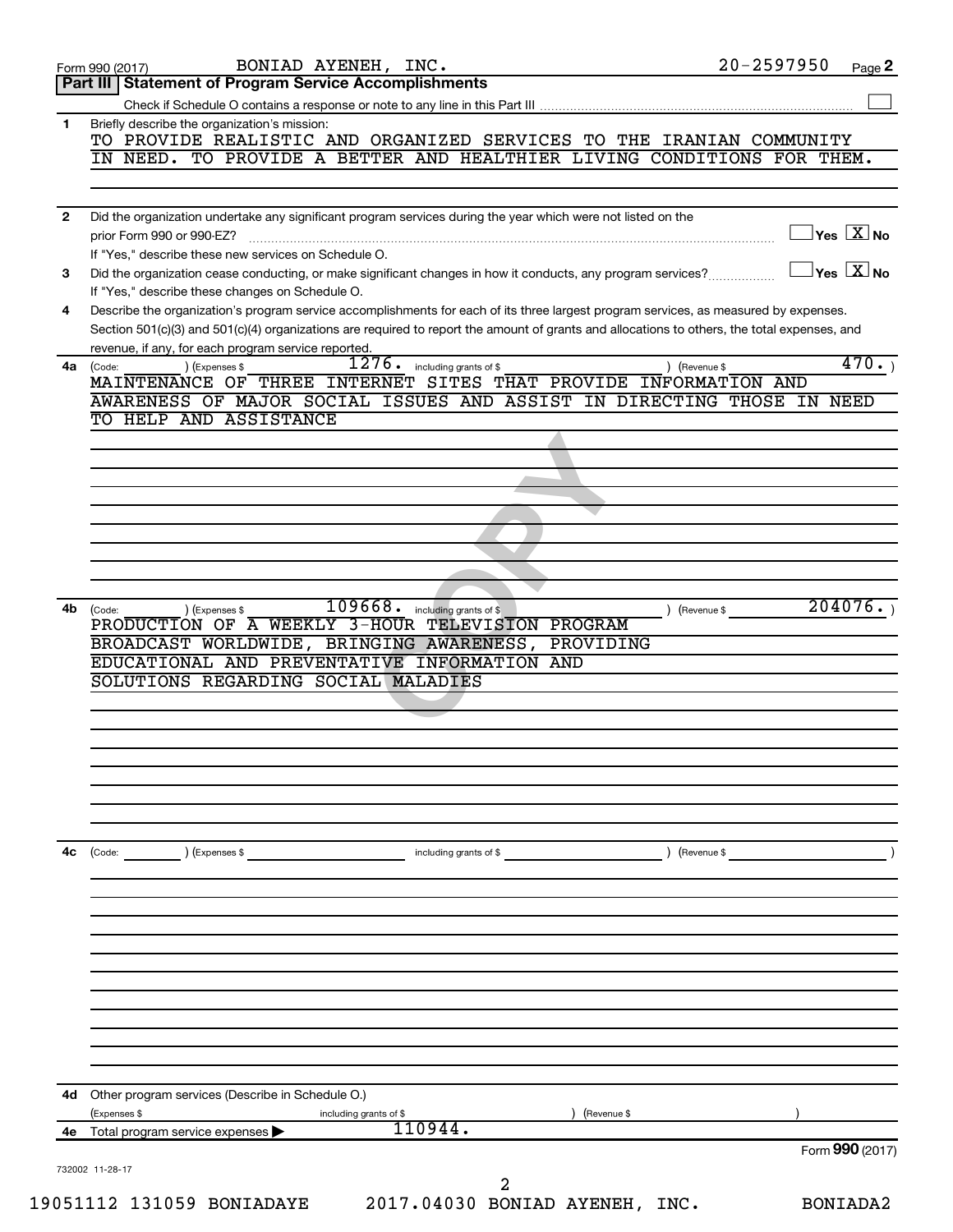Form 990 (2017) BONIAD AYENEH, INC. 20-2597950 Page **2**

## Part III | Statement of Program Service Accomplishments

Check if Schedule O contains a response or note to any line in this Part III ☐

**1** Briefly describe the organization's mission:

TO PROVIDE REALISTIC AND ORGANIZED SERVICES TO THE IRANIAN COMMUNITY IN NEED. TO PROVIDE A BETTER AND HEALTHIER LIVING CONDITIONS FOR THEM.

**2** Did the organization undertake any significant program services during the year which were not listed on the prior Form 990 or 990-EZ? ☐ Yes ☒ No

If "Yes," describe these new services on Schedule O.

**3** Did the organization cease conducting, or make significant changes in how it conducts, any program services? ☐ Yes ☒ No

If "Yes," describe these changes on Schedule O.

**4** Describe the organization's program service accomplishments for each of its three largest program services, as measured by expenses. Section 501(c)(3) and 501(c)(4) organizations are required to report the amount of grants and allocations to others, the total expenses, and revenue, if any, for each program service reported.

**4a** (Code: ) (Expenses $ 1276. including grants of $ ) (Revenue $ 470. )

MAINTENANCE OF THREE INTERNET SITES THAT PROVIDE INFORMATION AND AWARENESS OF MAJOR SOCIAL ISSUES AND ASSIST IN DIRECTING THOSE IN NEED TO HELP AND ASSISTANCE

**4b** (Code: ) (Expenses $ 109668. including grants of $ ) (Revenue $ 204076. )

PRODUCTION OF A WEEKLY 3-HOUR TELEVISION PROGRAM BROADCAST WORLDWIDE, BRINGING AWARENESS, PROVIDING EDUCATIONAL AND PREVENTATIVE INFORMATION AND SOLUTIONS REGARDING SOCIAL MALADIES

**4c** (Code: ) (Expenses $ including grants of $ ) (Revenue $ )

**4d** Other program services (Describe in Schedule O.)

(Expenses $ including grants of $ ) (Revenue $ )

**4e** Total program service expenses ▶ 110944.

Form **990** (2017)

732002 11-28-17

19051112 131059 BONIADAYE 2017.04030 BONIAD AYENEH, INC. BONIADA2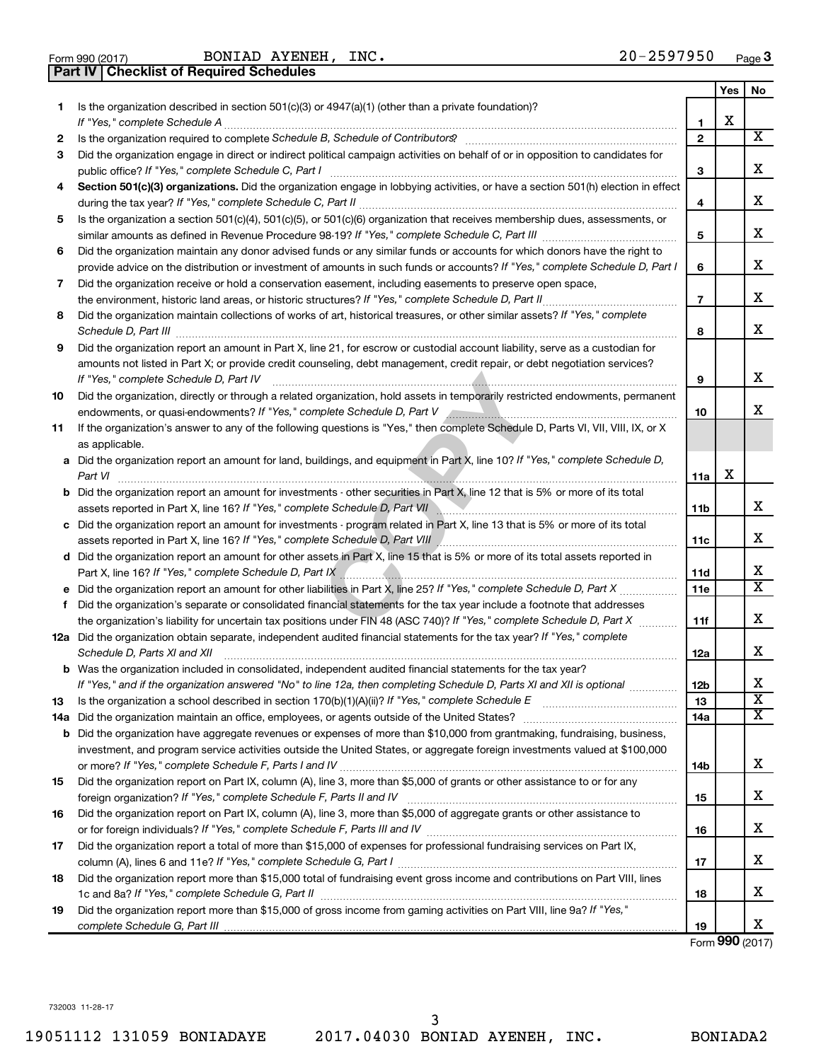Form 990 (2017) BONIAD AYENEH, INC. 20-2597950 Page 3

**Part IV | Checklist of Required Schedules**

| | | | Yes | No |
|---|---|---|---|---|
| 1 | Is the organization described in section 501(c)(3) or 4947(a)(1) (other than a private foundation)? *If "Yes," complete Schedule A* | 1 | X | |
| 2 | Is the organization required to complete *Schedule B, Schedule of Contributors*? | 2 | | X |
| 3 | Did the organization engage in direct or indirect political campaign activities on behalf of or in opposition to candidates for public office? *If "Yes," complete Schedule C, Part I* | 3 | | X |
| 4 | **Section 501(c)(3) organizations.** Did the organization engage in lobbying activities, or have a section 501(h) election in effect during the tax year? *If "Yes," complete Schedule C, Part II* | 4 | | X |
| 5 | Is the organization a section 501(c)(4), 501(c)(5), or 501(c)(6) organization that receives membership dues, assessments, or similar amounts as defined in Revenue Procedure 98-19? *If "Yes," complete Schedule C, Part III* | 5 | | X |
| 6 | Did the organization maintain any donor advised funds or any similar funds or accounts for which donors have the right to provide advice on the distribution or investment of amounts in such funds or accounts? *If "Yes," complete Schedule D, Part I* | 6 | | X |
| 7 | Did the organization receive or hold a conservation easement, including easements to preserve open space, the environment, historic land areas, or historic structures? *If "Yes," complete Schedule D, Part II* | 7 | | X |
| 8 | Did the organization maintain collections of works of art, historical treasures, or other similar assets? *If "Yes," complete Schedule D, Part III* | 8 | | X |
| 9 | Did the organization report an amount in Part X, line 21, for escrow or custodial account liability, serve as a custodian for amounts not listed in Part X; or provide credit counseling, debt management, credit repair, or debt negotiation services? *If "Yes," complete Schedule D, Part IV* | 9 | | X |
| 10 | Did the organization, directly or through a related organization, hold assets in temporarily restricted endowments, permanent endowments, or quasi-endowments? *If "Yes," complete Schedule D, Part V* | 10 | | X |
| 11 | If the organization's answer to any of the following questions is "Yes," then complete Schedule D, Parts VI, VII, VIII, IX, or X as applicable. | | | |
| a | Did the organization report an amount for land, buildings, and equipment in Part X, line 10? *If "Yes," complete Schedule D, Part VI* | 11a | X | |
| b | Did the organization report an amount for investments - other securities in Part X, line 12 that is 5% or more of its total assets reported in Part X, line 16? *If "Yes," complete Schedule D, Part VII* | 11b | | X |
| c | Did the organization report an amount for investments - program related in Part X, line 13 that is 5% or more of its total assets reported in Part X, line 16? *If "Yes," complete Schedule D, Part VIII* | 11c | | X |
| d | Did the organization report an amount for other assets in Part X, line 15 that is 5% or more of its total assets reported in Part X, line 16? *If "Yes," complete Schedule D, Part IX* | 11d | | X |
| e | Did the organization report an amount for other liabilities in Part X, line 25? *If "Yes," complete Schedule D, Part X* | 11e | | X |
| f | Did the organization's separate or consolidated financial statements for the tax year include a footnote that addresses the organization's liability for uncertain tax positions under FIN 48 (ASC 740)? *If "Yes," complete Schedule D, Part X* | 11f | | X |
| 12a | Did the organization obtain separate, independent audited financial statements for the tax year? *If "Yes," complete Schedule D, Parts XI and XII* | 12a | | X |
| b | Was the organization included in consolidated, independent audited financial statements for the tax year? *If "Yes," and if the organization answered "No" to line 12a, then completing Schedule D, Parts XI and XII is optional* | 12b | | X |
| 13 | Is the organization a school described in section 170(b)(1)(A)(ii)? *If "Yes," complete Schedule E* | 13 | | X |
| 14a | Did the organization maintain an office, employees, or agents outside of the United States? | 14a | | X |
| b | Did the organization have aggregate revenues or expenses of more than $10,000 from grantmaking, fundraising, business, investment, and program service activities outside the United States, or aggregate foreign investments valued at $100,000 or more? *If "Yes," complete Schedule F, Parts I and IV* | 14b | | X |
| 15 | Did the organization report on Part IX, column (A), line 3, more than $5,000 of grants or other assistance to or for any foreign organization? *If "Yes," complete Schedule F, Parts II and IV* | 15 | | X |
| 16 | Did the organization report on Part IX, column (A), line 3, more than $5,000 of aggregate grants or other assistance to or for foreign individuals? *If "Yes," complete Schedule F, Parts III and IV* | 16 | | X |
| 17 | Did the organization report a total of more than $15,000 of expenses for professional fundraising services on Part IX, column (A), lines 6 and 11e? *If "Yes," complete Schedule G, Part I* | 17 | | X |
| 18 | Did the organization report more than $15,000 total of fundraising event gross income and contributions on Part VIII, lines 1c and 8a? *If "Yes," complete Schedule G, Part II* | 18 | | X |
| 19 | Did the organization report more than $15,000 of gross income from gaming activities on Part VIII, line 9a? *If "Yes," complete Schedule G, Part III* | 19 | | X |

Form **990** (2017)

732003 11-28-17

19051112 131059 BONIADAYE 2017.04030 BONIAD AYENEH, INC. BONIADA2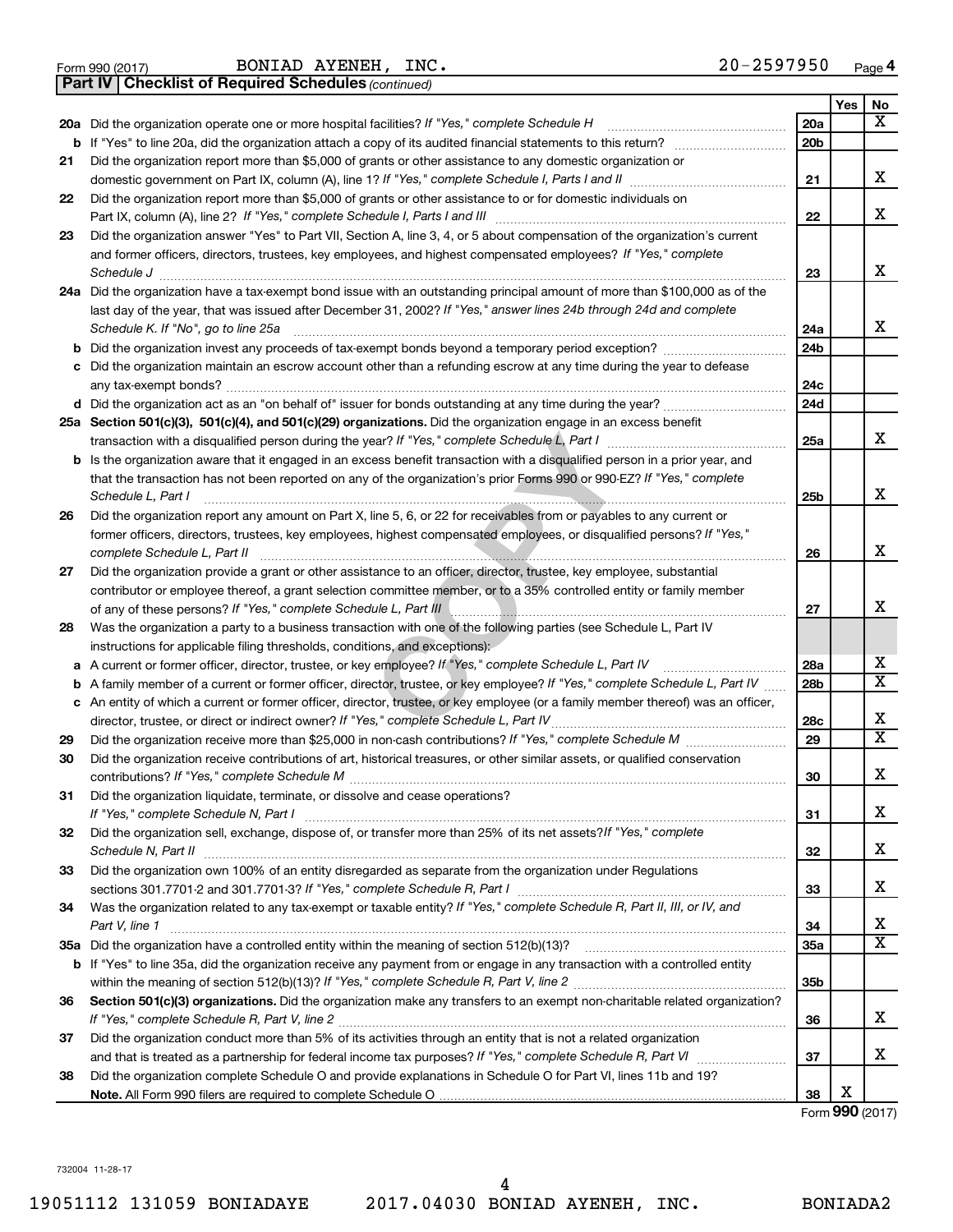Form 990 (2017) BONIAD AYENEH, INC. 20-2597950 Page 4

**Part IV | Checklist of Required Schedules** *(continued)*

| | | | Yes | No |
|---|---|---|---|---|
| **20a** | Did the organization operate one or more hospital facilities? *If "Yes," complete Schedule H* | 20a | | X |
| **b** | If "Yes" to line 20a, did the organization attach a copy of its audited financial statements to this return? | 20b | | |
| **21** | Did the organization report more than $5,000 of grants or other assistance to any domestic organization or domestic government on Part IX, column (A), line 1? *If "Yes," complete Schedule I, Parts I and II* | 21 | | X |
| **22** | Did the organization report more than $5,000 of grants or other assistance to or for domestic individuals on Part IX, column (A), line 2? *If "Yes," complete Schedule I, Parts I and III* | 22 | | X |
| **23** | Did the organization answer "Yes" to Part VII, Section A, line 3, 4, or 5 about compensation of the organization's current and former officers, directors, trustees, key employees, and highest compensated employees? *If "Yes," complete Schedule J* | 23 | | X |
| **24a** | Did the organization have a tax-exempt bond issue with an outstanding principal amount of more than $100,000 as of the last day of the year, that was issued after December 31, 2002? *If "Yes," answer lines 24b through 24d and complete Schedule K. If "No", go to line 25a* | 24a | | X |
| **b** | Did the organization invest any proceeds of tax-exempt bonds beyond a temporary period exception? | 24b | | |
| **c** | Did the organization maintain an escrow account other than a refunding escrow at any time during the year to defease any tax-exempt bonds? | 24c | | |
| **d** | Did the organization act as an "on behalf of" issuer for bonds outstanding at any time during the year? | 24d | | |
| **25a** | **Section 501(c)(3), 501(c)(4), and 501(c)(29) organizations.** Did the organization engage in an excess benefit transaction with a disqualified person during the year? *If "Yes," complete Schedule L, Part I* | 25a | | X |
| **b** | Is the organization aware that it engaged in an excess benefit transaction with a disqualified person in a prior year, and that the transaction has not been reported on any of the organization's prior Forms 990 or 990-EZ? *If "Yes," complete Schedule L, Part I* | 25b | | X |
| **26** | Did the organization report any amount on Part X, line 5, 6, or 22 for receivables from or payables to any current or former officers, directors, trustees, key employees, highest compensated employees, or disqualified persons? *If "Yes," complete Schedule L, Part II* | 26 | | X |
| **27** | Did the organization provide a grant or other assistance to an officer, director, trustee, key employee, substantial contributor or employee thereof, a grant selection committee member, or to a 35% controlled entity or family member of any of these persons? *If "Yes," complete Schedule L, Part III* | 27 | | X |
| **28** | Was the organization a party to a business transaction with one of the following parties (see Schedule L, Part IV instructions for applicable filing thresholds, conditions, and exceptions): | | | |
| **a** | A current or former officer, director, trustee, or key employee? *If "Yes," complete Schedule L, Part IV* | 28a | | X |
| **b** | A family member of a current or former officer, director, trustee, or key employee? *If "Yes," complete Schedule L, Part IV* | 28b | | X |
| **c** | An entity of which a current or former officer, director, trustee, or key employee (or a family member thereof) was an officer, director, trustee, or direct or indirect owner? *If "Yes," complete Schedule L, Part IV* | 28c | | X |
| **29** | Did the organization receive more than $25,000 in non-cash contributions? *If "Yes," complete Schedule M* | 29 | | X |
| **30** | Did the organization receive contributions of art, historical treasures, or other similar assets, or qualified conservation contributions? *If "Yes," complete Schedule M* | 30 | | X |
| **31** | Did the organization liquidate, terminate, or dissolve and cease operations? *If "Yes," complete Schedule N, Part I* | 31 | | X |
| **32** | Did the organization sell, exchange, dispose of, or transfer more than 25% of its net assets? *If "Yes," complete Schedule N, Part II* | 32 | | X |
| **33** | Did the organization own 100% of an entity disregarded as separate from the organization under Regulations sections 301.7701-2 and 301.7701-3? *If "Yes," complete Schedule R, Part I* | 33 | | X |
| **34** | Was the organization related to any tax-exempt or taxable entity? *If "Yes," complete Schedule R, Part II, III, or IV, and Part V, line 1* | 34 | | X |
| **35a** | Did the organization have a controlled entity within the meaning of section 512(b)(13)? | 35a | | X |
| **b** | If "Yes" to line 35a, did the organization receive any payment from or engage in any transaction with a controlled entity within the meaning of section 512(b)(13)? *If "Yes," complete Schedule R, Part V, line 2* | 35b | | |
| **36** | **Section 501(c)(3) organizations.** Did the organization make any transfers to an exempt non-charitable related organization? *If "Yes," complete Schedule R, Part V, line 2* | 36 | | X |
| **37** | Did the organization conduct more than 5% of its activities through an entity that is not a related organization and that is treated as a partnership for federal income tax purposes? *If "Yes," complete Schedule R, Part VI* | 37 | | X |
| **38** | Did the organization complete Schedule O and provide explanations in Schedule O for Part VI, lines 11b and 19? **Note.** All Form 990 filers are required to complete Schedule O | 38 | X | |

Form **990** (2017)

732004 11-28-17

19051112 131059 BONIADAYE 2017.04030 BONIAD AYENEH, INC. BONIADA2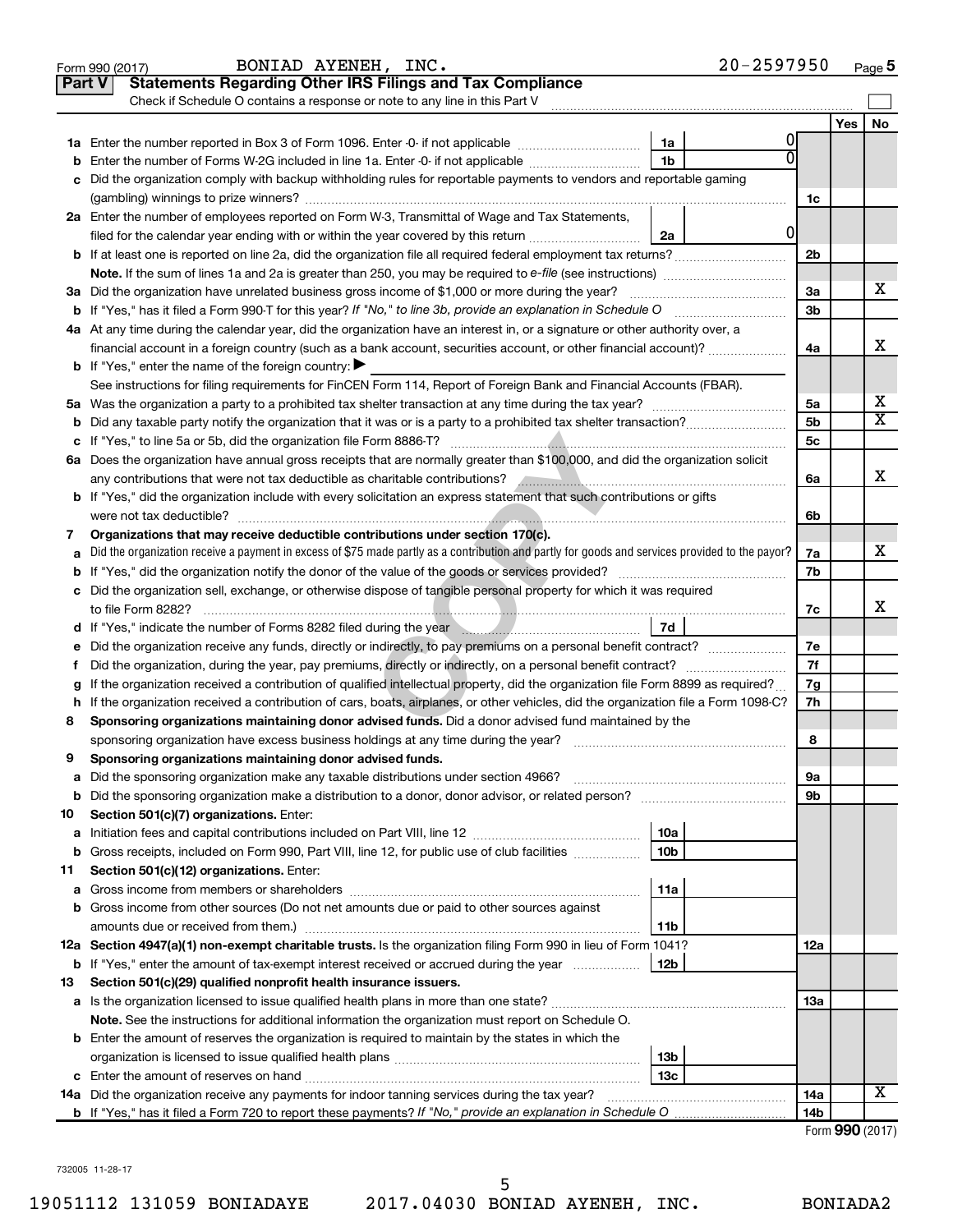Form 990 (2017) BONIAD AYENEH, INC. 20-2597950 Page 5

## Part V Statements Regarding Other IRS Filings and Tax Compliance

Check if Schedule O contains a response or note to any line in this Part V

| | | | | | Yes | No |
|---|---|---|---|---|---|---|
| 1a | Enter the number reported in Box 3 of Form 1096. Enter -0- if not applicable | 1a | 0 | | | |
| b | Enter the number of Forms W-2G included in line 1a. Enter -0- if not applicable | 1b | 0 | | | |
| c | Did the organization comply with backup withholding rules for reportable payments to vendors and reportable gaming (gambling) winnings to prize winners? | | | 1c | | |
| 2a | Enter the number of employees reported on Form W-3, Transmittal of Wage and Tax Statements, filed for the calendar year ending with or within the year covered by this return | 2a | 0 | | | |
| b | If at least one is reported on line 2a, did the organization file all required federal employment tax returns? | | | 2b | | |
| | **Note.** If the sum of lines 1a and 2a is greater than 250, you may be required to *e-file* (see instructions) | | | | | |
| 3a | Did the organization have unrelated business gross income of $1,000 or more during the year? | | | 3a | | X |
| b | If "Yes," has it filed a Form 990-T for this year? *If "No," to line 3b, provide an explanation in Schedule O* | | | 3b | | |
| 4a | At any time during the calendar year, did the organization have an interest in, or a signature or other authority over, a financial account in a foreign country (such as a bank account, securities account, or other financial account)? | | | 4a | | X |
| b | If "Yes," enter the name of the foreign country: ▶ | | | | | |
| | See instructions for filing requirements for FinCEN Form 114, Report of Foreign Bank and Financial Accounts (FBAR). | | | | | |
| 5a | Was the organization a party to a prohibited tax shelter transaction at any time during the tax year? | | | 5a | | X |
| b | Did any taxable party notify the organization that it was or is a party to a prohibited tax shelter transaction? | | | 5b | | X |
| c | If "Yes," to line 5a or 5b, did the organization file Form 8886-T? | | | 5c | | |
| 6a | Does the organization have annual gross receipts that are normally greater than $100,000, and did the organization solicit any contributions that were not tax deductible as charitable contributions? | | | 6a | | X |
| b | If "Yes," did the organization include with every solicitation an express statement that such contributions or gifts were not tax deductible? | | | 6b | | |
| 7 | **Organizations that may receive deductible contributions under section 170(c).** | | | | | |
| a | Did the organization receive a payment in excess of $75 made partly as a contribution and partly for goods and services provided to the payor? | | | 7a | | X |
| b | If "Yes," did the organization notify the donor of the value of the goods or services provided? | | | 7b | | |
| c | Did the organization sell, exchange, or otherwise dispose of tangible personal property for which it was required to file Form 8282? | | | 7c | | X |
| d | If "Yes," indicate the number of Forms 8282 filed during the year | 7d | | | | |
| e | Did the organization receive any funds, directly or indirectly, to pay premiums on a personal benefit contract? | | | 7e | | |
| f | Did the organization, during the year, pay premiums, directly or indirectly, on a personal benefit contract? | | | 7f | | |
| g | If the organization received a contribution of qualified intellectual property, did the organization file Form 8899 as required? | | | 7g | | |
| h | If the organization received a contribution of cars, boats, airplanes, or other vehicles, did the organization file a Form 1098-C? | | | 7h | | |
| 8 | **Sponsoring organizations maintaining donor advised funds.** Did a donor advised fund maintained by the sponsoring organization have excess business holdings at any time during the year? | | | 8 | | |
| 9 | **Sponsoring organizations maintaining donor advised funds.** | | | | | |
| a | Did the sponsoring organization make any taxable distributions under section 4966? | | | 9a | | |
| b | Did the sponsoring organization make a distribution to a donor, donor advisor, or related person? | | | 9b | | |
| 10 | **Section 501(c)(7) organizations.** Enter: | | | | | |
| a | Initiation fees and capital contributions included on Part VIII, line 12 | 10a | | | | |
| b | Gross receipts, included on Form 990, Part VIII, line 12, for public use of club facilities | 10b | | | | |
| 11 | **Section 501(c)(12) organizations.** Enter: | | | | | |
| a | Gross income from members or shareholders | 11a | | | | |
| b | Gross income from other sources (Do not net amounts due or paid to other sources against amounts due or received from them.) | 11b | | | | |
| 12a | **Section 4947(a)(1) non-exempt charitable trusts.** Is the organization filing Form 990 in lieu of Form 1041? | | | 12a | | |
| b | If "Yes," enter the amount of tax-exempt interest received or accrued during the year | 12b | | | | |
| 13 | **Section 501(c)(29) qualified nonprofit health insurance issuers.** | | | | | |
| a | Is the organization licensed to issue qualified health plans in more than one state? | | | 13a | | |
| | **Note.** See the instructions for additional information the organization must report on Schedule O. | | | | | |
| b | Enter the amount of reserves the organization is required to maintain by the states in which the organization is licensed to issue qualified health plans | 13b | | | | |
| c | Enter the amount of reserves on hand | 13c | | | | |
| 14a | Did the organization receive any payments for indoor tanning services during the tax year? | | | 14a | | X |
| b | If "Yes," has it filed a Form 720 to report these payments? *If "No," provide an explanation in Schedule O* | | | 14b | | |

Form **990** (2017)

732005 11-28-17

19051112 131059 BONIADAYE 2017.04030 BONIAD AYENEH, INC. BONIADA2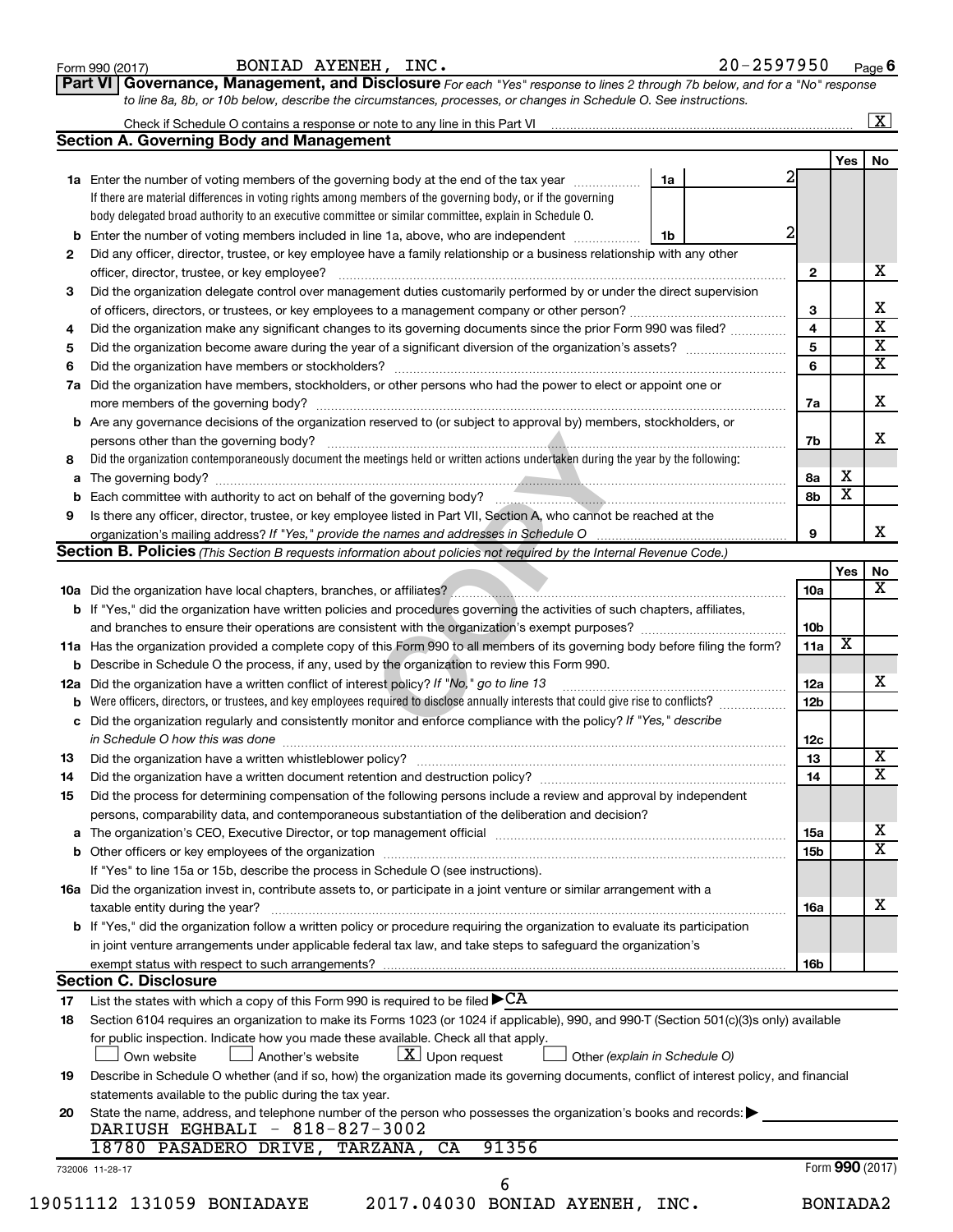Form 990 (2017) BONIAD AYENEH, INC. 20-2597950 Page 6

**Part VI Governance, Management, and Disclosure** *For each "Yes" response to lines 2 through 7b below, and for a "No" response to line 8a, 8b, or 10b below, describe the circumstances, processes, or changes in Schedule O. See instructions.*

Check if Schedule O contains a response or note to any line in this Part VI ..... [X]

**Section A. Governing Body and Management**

| | | | | Yes | No |
|---|---|---|---|---|---|
| **1a** | Enter the number of voting members of the governing body at the end of the tax year ..... **1a** 2. If there are material differences in voting rights among members of the governing body, or if the governing body delegated broad authority to an executive committee or similar committee, explain in Schedule O. | | | | |
| **b** | Enter the number of voting members included in line 1a, above, who are independent ..... **1b** 2 | | | | |
| **2** | Did any officer, director, trustee, or key employee have a family relationship or a business relationship with any other officer, director, trustee, or key employee? | | 2 | | X |
| **3** | Did the organization delegate control over management duties customarily performed by or under the direct supervision of officers, directors, or trustees, or key employees to a management company or other person? | | 3 | | X |
| **4** | Did the organization make any significant changes to its governing documents since the prior Form 990 was filed? | | 4 | | X |
| **5** | Did the organization become aware during the year of a significant diversion of the organization's assets? | | 5 | | X |
| **6** | Did the organization have members or stockholders? | | 6 | | X |
| **7a** | Did the organization have members, stockholders, or other persons who had the power to elect or appoint one or more members of the governing body? | | 7a | | X |
| **b** | Are any governance decisions of the organization reserved to (or subject to approval by) members, stockholders, or persons other than the governing body? | | 7b | | X |
| **8** | Did the organization contemporaneously document the meetings held or written actions undertaken during the year by the following: | | | | |
| **a** | The governing body? | | 8a | X | |
| **b** | Each committee with authority to act on behalf of the governing body? | | 8b | X | |
| **9** | Is there any officer, director, trustee, or key employee listed in Part VII, Section A, who cannot be reached at the organization's mailing address? *If "Yes," provide the names and addresses in Schedule O* | | 9 | | X |

**Section B. Policies** *(This Section B requests information about policies not required by the Internal Revenue Code.)*

| | | | Yes | No |
|---|---|---|---|---|
| **10a** | Did the organization have local chapters, branches, or affiliates? | 10a | | X |
| **b** | If "Yes," did the organization have written policies and procedures governing the activities of such chapters, affiliates, and branches to ensure their operations are consistent with the organization's exempt purposes? | 10b | | |
| **11a** | Has the organization provided a complete copy of this Form 990 to all members of its governing body before filing the form? | 11a | X | |
| **b** | Describe in Schedule O the process, if any, used by the organization to review this Form 990. | | | |
| **12a** | Did the organization have a written conflict of interest policy? *If "No," go to line 13* | 12a | | X |
| **b** | Were officers, directors, or trustees, and key employees required to disclose annually interests that could give rise to conflicts? | 12b | | |
| **c** | Did the organization regularly and consistently monitor and enforce compliance with the policy? *If "Yes," describe in Schedule O how this was done* | 12c | | |
| **13** | Did the organization have a written whistleblower policy? | 13 | | X |
| **14** | Did the organization have a written document retention and destruction policy? | 14 | | X |
| **15** | Did the process for determining compensation of the following persons include a review and approval by independent persons, comparability data, and contemporaneous substantiation of the deliberation and decision? | | | |
| **a** | The organization's CEO, Executive Director, or top management official | 15a | | X |
| **b** | Other officers or key employees of the organization | 15b | | X |
| | If "Yes" to line 15a or 15b, describe the process in Schedule O (see instructions). | | | |
| **16a** | Did the organization invest in, contribute assets to, or participate in a joint venture or similar arrangement with a taxable entity during the year? | 16a | | X |
| **b** | If "Yes," did the organization follow a written policy or procedure requiring the organization to evaluate its participation in joint venture arrangements under applicable federal tax law, and take steps to safeguard the organization's exempt status with respect to such arrangements? | 16b | | |

**Section C. Disclosure**

**17** List the states with which a copy of this Form 990 is required to be filed ▶ CA

**18** Section 6104 requires an organization to make its Forms 1023 (or 1024 if applicable), 990, and 990-T (Section 501(c)(3)s only) available for public inspection. Indicate how you made these available. Check all that apply.

[ ] Own website [ ] Another's website [X] Upon request [ ] Other *(explain in Schedule O)*

**19** Describe in Schedule O whether (and if so, how) the organization made its governing documents, conflict of interest policy, and financial statements available to the public during the tax year.

**20** State the name, address, and telephone number of the person who possesses the organization's books and records: ▶

DARIUSH EGHBALI - 818-827-3002
18780 PASADERO DRIVE, TARZANA, CA 91356

732006 11-28-17 Form **990** (2017)

19051112 131059 BONIADAYE 2017.04030 BONIAD AYENEH, INC. BONIADA2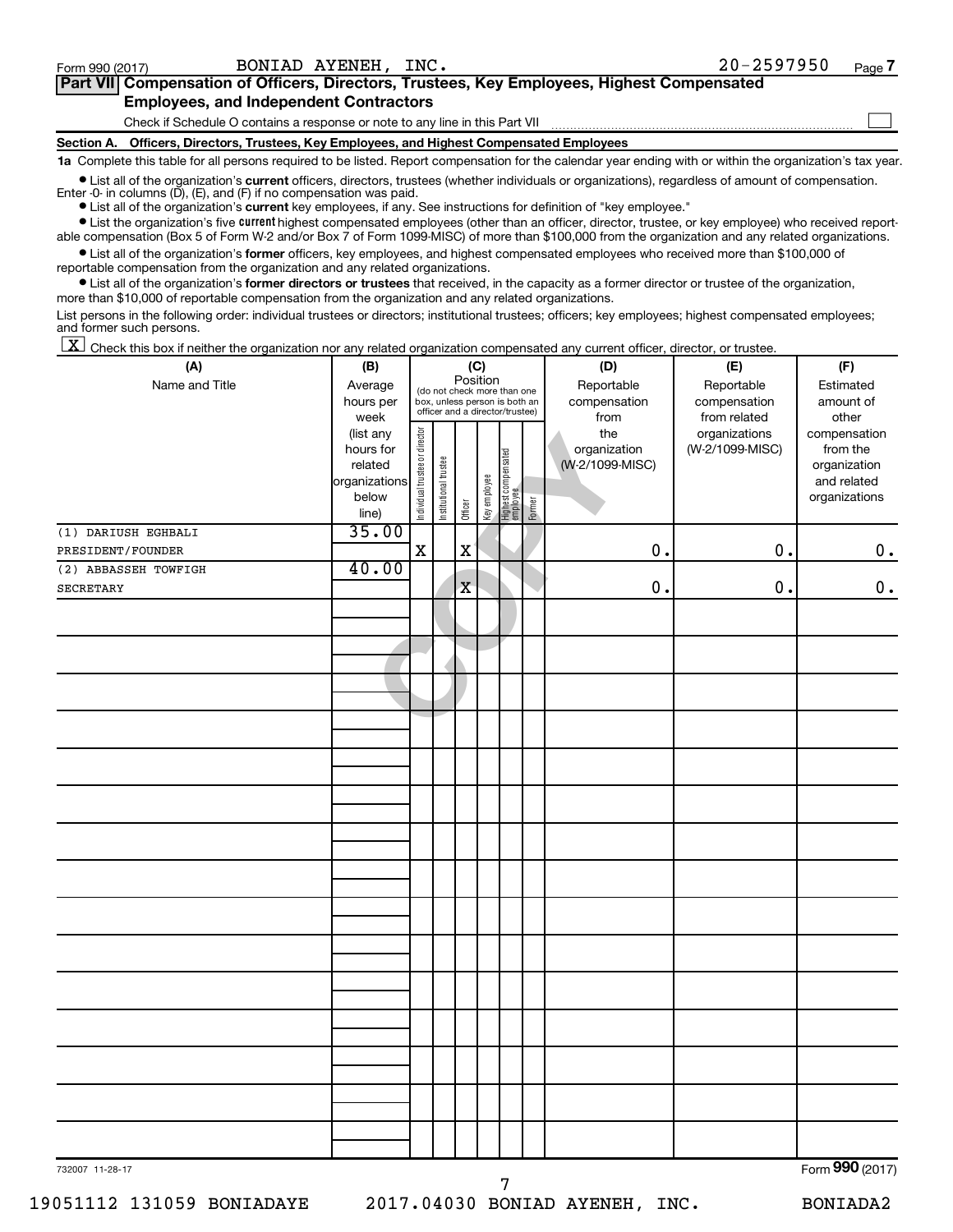Form 990 (2017) BONIAD AYENEH, INC. 20-2597950 Page 7

## Part VII Compensation of Officers, Directors, Trustees, Key Employees, Highest Compensated Employees, and Independent Contractors

Check if Schedule O contains a response or note to any line in this Part VII ☐

### Section A. Officers, Directors, Trustees, Key Employees, and Highest Compensated Employees

**1a** Complete this table for all persons required to be listed. Report compensation for the calendar year ending with or within the organization's tax year.

- List all of the organization's **current** officers, directors, trustees (whether individuals or organizations), regardless of amount of compensation. Enter -0- in columns (D), (E), and (F) if no compensation was paid.
- List all of the organization's **current** key employees, if any. See instructions for definition of "key employee."
- List the organization's five **current** highest compensated employees (other than an officer, director, trustee, or key employee) who received reportable compensation (Box 5 of Form W-2 and/or Box 7 of Form 1099-MISC) of more than $100,000 from the organization and any related organizations.
- List all of the organization's **former** officers, key employees, and highest compensated employees who received more than $100,000 of reportable compensation from the organization and any related organizations.
- List all of the organization's **former directors or trustees** that received, in the capacity as a former director or trustee of the organization, more than $10,000 of reportable compensation from the organization and any related organizations.

List persons in the following order: individual trustees or directors; institutional trustees; officers; key employees; highest compensated employees; and former such persons.

☒ Check this box if neither the organization nor any related organization compensated any current officer, director, or trustee.

| (A) Name and Title | (B) Average hours per week (list any hours for related organizations below line) | (C) Position: Individual trustee or director | Institutional trustee | Officer | Key employee | Highest compensated employee | Former | (D) Reportable compensation from the organization (W-2/1099-MISC) | (E) Reportable compensation from related organizations (W-2/1099-MISC) | (F) Estimated amount of other compensation from the organization and related organizations |
|---|---|---|---|---|---|---|---|---|---|---|
| (1) DARIUSH EGHBALI<br>PRESIDENT/FOUNDER | 35.00 | X | | X | | | | 0. | 0. | 0. |
| (2) ABBASSEH TOWFIGH<br>SECRETARY | 40.00 | | | X | | | | 0. | 0. | 0. |

732007 11-28-17

Form 990 (2017)

19051112 131059 BONIADAYE 2017.04030 BONIAD AYENEH, INC. BONIADA2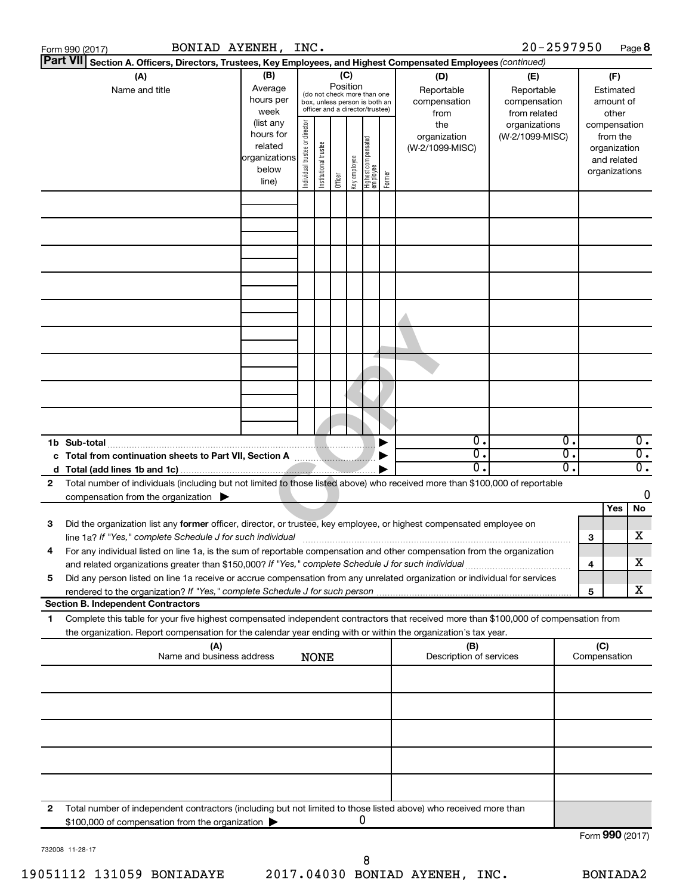Form 990 (2017) BONIAD AYENEH, INC. 20-2597950 Page 8

**Part VII** **Section A. Officers, Directors, Trustees, Key Employees, and Highest Compensated Employees** *(continued)*

| (A) Name and title | (B) Average hours per week (list any hours for related organizations below line) | (C) Position: Individual trustee or director | Institutional trustee | Officer | Key employee | Highest compensated employee | Former | (D) Reportable compensation from the organization (W-2/1099-MISC) | (E) Reportable compensation from related organizations (W-2/1099-MISC) | (F) Estimated amount of other compensation from the organization and related organizations |
|---|---|---|---|---|---|---|---|---|---|---|
| | | | | | | | | | | |
| | | | | | | | | | | |
| | | | | | | | | | | |
| | | | | | | | | | | |
| | | | | | | | | | | |
| | | | | | | | | | | |
| | | | | | | | | | | |
| | | | | | | | | | | |
| | | | | | | | | | | |
| **1b Sub-total** | | | | | | | ▶ | 0. | 0. | 0. |
| **c Total from continuation sheets to Part VII, Section A** | | | | | | | ▶ | 0. | 0. | 0. |
| **d Total (add lines 1b and 1c)** | | | | | | | ▶ | 0. | 0. | 0. |

**2** Total number of individuals (including but not limited to those listed above) who received more than $100,000 of reportable compensation from the organization ▶ 0

| | | | Yes | No |
|---|---|---|---|---|
| **3** | Did the organization list any **former** officer, director, or trustee, key employee, or highest compensated employee on line 1a? *If "Yes," complete Schedule J for such individual* | 3 | | X |
| **4** | For any individual listed on line 1a, is the sum of reportable compensation and other compensation from the organization and related organizations greater than $150,000? *If "Yes," complete Schedule J for such individual* | 4 | | X |
| **5** | Did any person listed on line 1a receive or accrue compensation from any unrelated organization or individual for services rendered to the organization? *If "Yes," complete Schedule J for such person* | 5 | | X |

**Section B. Independent Contractors**

**1** Complete this table for your five highest compensated independent contractors that received more than $100,000 of compensation from the organization. Report compensation for the calendar year ending with or within the organization's tax year.

| (A) Name and business address NONE | (B) Description of services | (C) Compensation |
|---|---|---|
| | | |
| | | |
| | | |
| | | |
| | | |

**2** Total number of independent contractors (including but not limited to those listed above) who received more than $100,000 of compensation from the organization ▶ 0

Form **990** (2017)

732008 11-28-17

19051112 131059 BONIADAYE 2017.04030 BONIAD AYENEH, INC. BONIADA2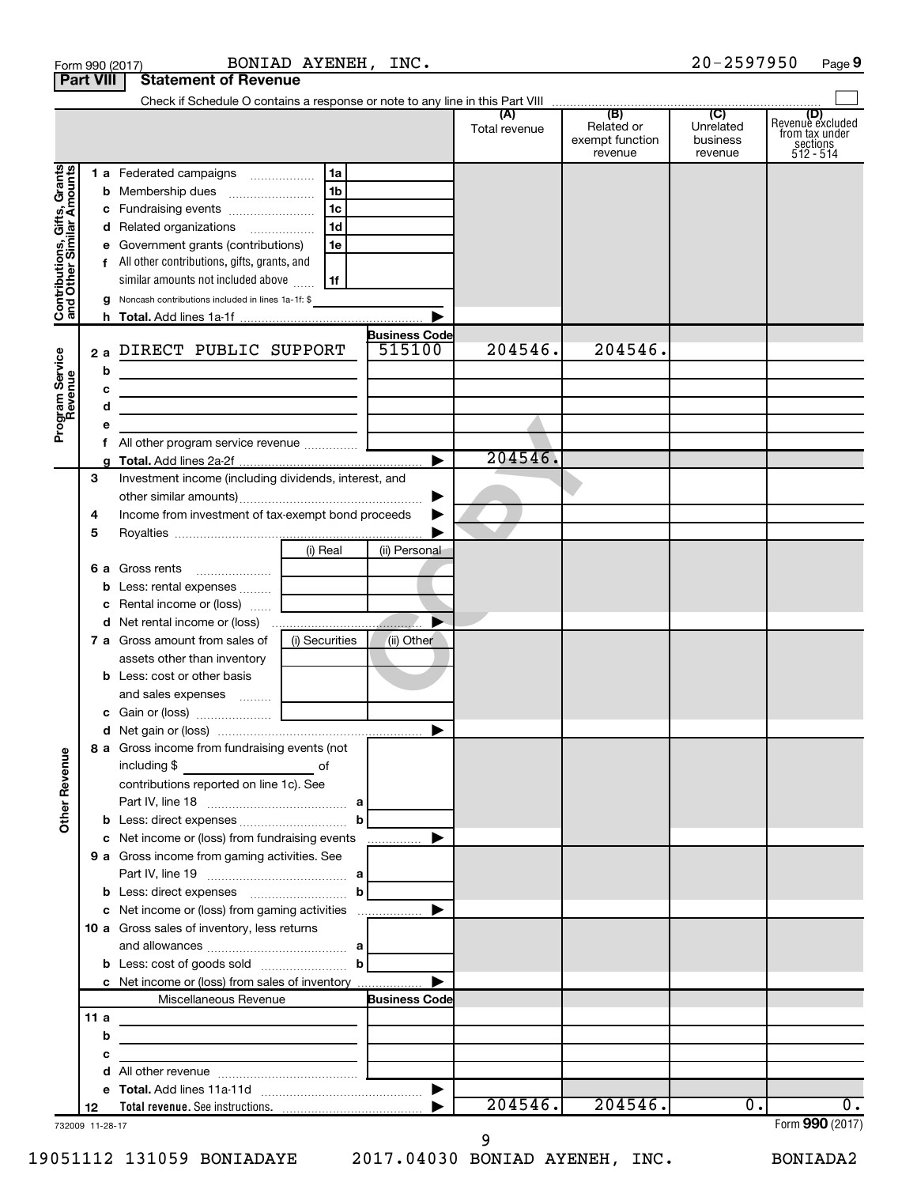Form 990 (2017) BONIAD AYENEH, INC. 20-2597950 Page 9

**Part VIII Statement of Revenue**

Check if Schedule O contains a response or note to any line in this Part VIII

| | | | (A) Total revenue | (B) Related or exempt function revenue | (C) Unrelated business revenue | (D) Revenue excluded from tax under sections 512 - 514 |
|---|---|---|---|---|---|---|
| **Contributions, Gifts, Grants and Other Similar Amounts** | 1 a Federated campaigns — 1a | | | | | |
| | b Membership dues — 1b | | | | | |
| | c Fundraising events — 1c | | | | | |
| | d Related organizations — 1d | | | | | |
| | e Government grants (contributions) — 1e | | | | | |
| | f All other contributions, gifts, grants, and similar amounts not included above — 1f | | | | | |
| | g Noncash contributions included in lines 1a-1f: $ | | | | | |
| | h **Total.** Add lines 1a-1f | | | | | |
| **Program Service Revenue** | | **Business Code** | | | | |
| | 2 a DIRECT PUBLIC SUPPORT | 515100 | 204546. | 204546. | | |
| | b | | | | | |
| | c | | | | | |
| | d | | | | | |
| | e | | | | | |
| | f All other program service revenue | | | | | |
| | g **Total.** Add lines 2a-2f | | 204546. | | | |
| **Other Revenue** | 3 Investment income (including dividends, interest, and other similar amounts) | | | | | |
| | 4 Income from investment of tax-exempt bond proceeds | | | | | |
| | 5 Royalties | | | | | |
| | | (i) Real / (ii) Personal | | | | |
| | 6 a Gross rents | | | | | |
| | b Less: rental expenses | | | | | |
| | c Rental income or (loss) | | | | | |
| | d Net rental income or (loss) | | | | | |
| | | (i) Securities / (ii) Other | | | | |
| | 7 a Gross amount from sales of assets other than inventory | | | | | |
| | b Less: cost or other basis and sales expenses | | | | | |
| | c Gain or (loss) | | | | | |
| | d Net gain or (loss) | | | | | |
| | 8 a Gross income from fundraising events (not including $ of contributions reported on line 1c). See Part IV, line 18 — a | | | | | |
| | b Less: direct expenses — b | | | | | |
| | c Net income or (loss) from fundraising events | | | | | |
| | 9 a Gross income from gaming activities. See Part IV, line 19 — a | | | | | |
| | b Less: direct expenses — b | | | | | |
| | c Net income or (loss) from gaming activities | | | | | |
| | 10 a Gross sales of inventory, less returns and allowances — a | | | | | |
| | b Less: cost of goods sold — b | | | | | |
| | c Net income or (loss) from sales of inventory | | | | | |
| | Miscellaneous Revenue | **Business Code** | | | | |
| | 11 a | | | | | |
| | b | | | | | |
| | c | | | | | |
| | d All other revenue | | | | | |
| | e **Total.** Add lines 11a-11d | | | | | |
| | 12 **Total revenue.** See instructions. | | 204546. | 204546. | 0. | 0. |

732009 11-28-17

Form **990** (2017)

19051112 131059 BONIADAYE 2017.04030 BONIAD AYENEH, INC. BONIADA2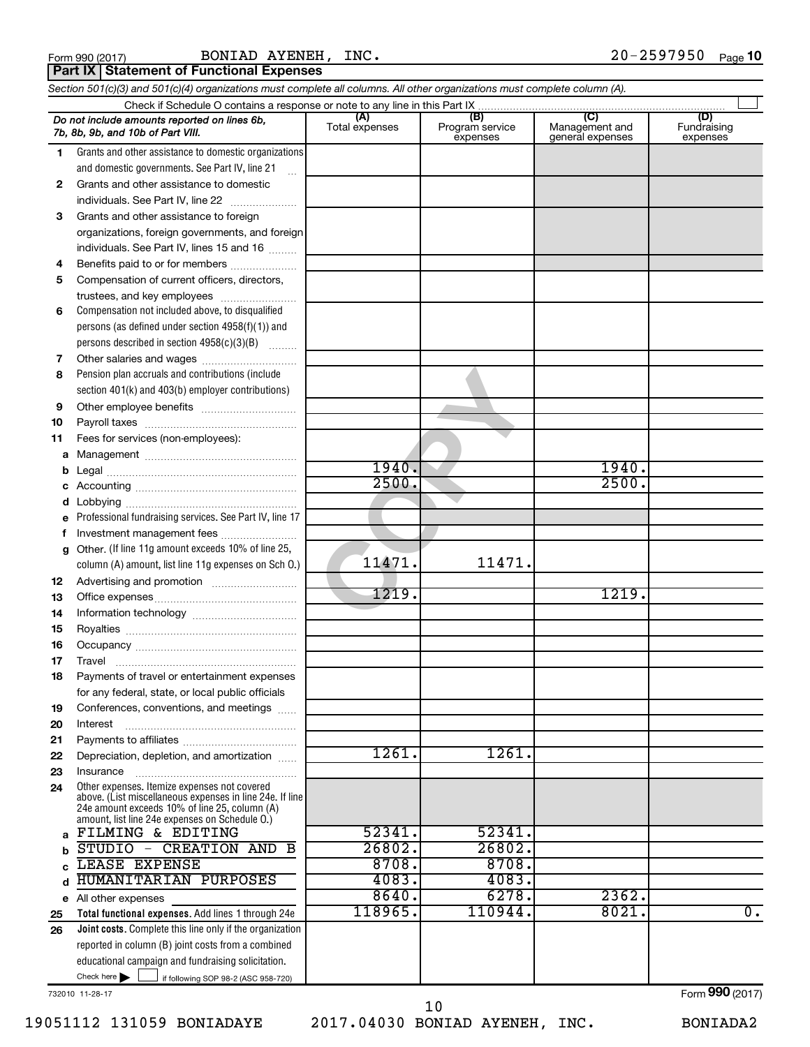Form 990 (2017) BONIAD AYENEH, INC. 20-2597950 Page 10

## Part IX Statement of Functional Expenses

*Section 501(c)(3) and 501(c)(4) organizations must complete all columns. All other organizations must complete column (A).*

Check if Schedule O contains a response or note to any line in this Part IX

| *Do not include amounts reported on lines 6b, 7b, 8b, 9b, and 10b of Part VIII.* | (A) Total expenses | (B) Program service expenses | (C) Management and general expenses | (D) Fundraising expenses |
|---|---|---|---|---|
| 1 Grants and other assistance to domestic organizations and domestic governments. See Part IV, line 21 | | | | |
| 2 Grants and other assistance to domestic individuals. See Part IV, line 22 | | | | |
| 3 Grants and other assistance to foreign organizations, foreign governments, and foreign individuals. See Part IV, lines 15 and 16 | | | | |
| 4 Benefits paid to or for members | | | | |
| 5 Compensation of current officers, directors, trustees, and key employees | | | | |
| 6 Compensation not included above, to disqualified persons (as defined under section 4958(f)(1)) and persons described in section 4958(c)(3)(B) | | | | |
| 7 Other salaries and wages | | | | |
| 8 Pension plan accruals and contributions (include section 401(k) and 403(b) employer contributions) | | | | |
| 9 Other employee benefits | | | | |
| 10 Payroll taxes | | | | |
| 11 Fees for services (non-employees): | | | | |
| a Management | | | | |
| b Legal | 1940. | | 1940. | |
| c Accounting | 2500. | | 2500. | |
| d Lobbying | | | | |
| e Professional fundraising services. See Part IV, line 17 | | | | |
| f Investment management fees | | | | |
| g Other. (If line 11g amount exceeds 10% of line 25, column (A) amount, list line 11g expenses on Sch O.) | 11471. | 11471. | | |
| 12 Advertising and promotion | | | | |
| 13 Office expenses | 1219. | | 1219. | |
| 14 Information technology | | | | |
| 15 Royalties | | | | |
| 16 Occupancy | | | | |
| 17 Travel | | | | |
| 18 Payments of travel or entertainment expenses for any federal, state, or local public officials | | | | |
| 19 Conferences, conventions, and meetings | | | | |
| 20 Interest | | | | |
| 21 Payments to affiliates | | | | |
| 22 Depreciation, depletion, and amortization | 1261. | 1261. | | |
| 23 Insurance | | | | |
| 24 Other expenses. Itemize expenses not covered above. (List miscellaneous expenses in line 24e. If line 24e amount exceeds 10% of line 25, column (A) amount, list line 24e expenses on Schedule O.) | | | | |
| a FILMING & EDITING | 52341. | 52341. | | |
| b STUDIO - CREATION AND B | 26802. | 26802. | | |
| c LEASE EXPENSE | 8708. | 8708. | | |
| d HUMANITARIAN PURPOSES | 4083. | 4083. | | |
| e All other expenses | 8640. | 6278. | 2362. | |
| 25 **Total functional expenses.** Add lines 1 through 24e | 118965. | 110944. | 8021. | 0. |
| 26 **Joint costs.** Complete this line only if the organization reported in column (B) joint costs from a combined educational campaign and fundraising solicitation. Check here ▶ ☐ if following SOP 98-2 (ASC 958-720) | | | | |

732010 11-28-17

Form **990** (2017)

19051112 131059 BONIADAYE 2017.04030 BONIAD AYENEH, INC. BONIADA2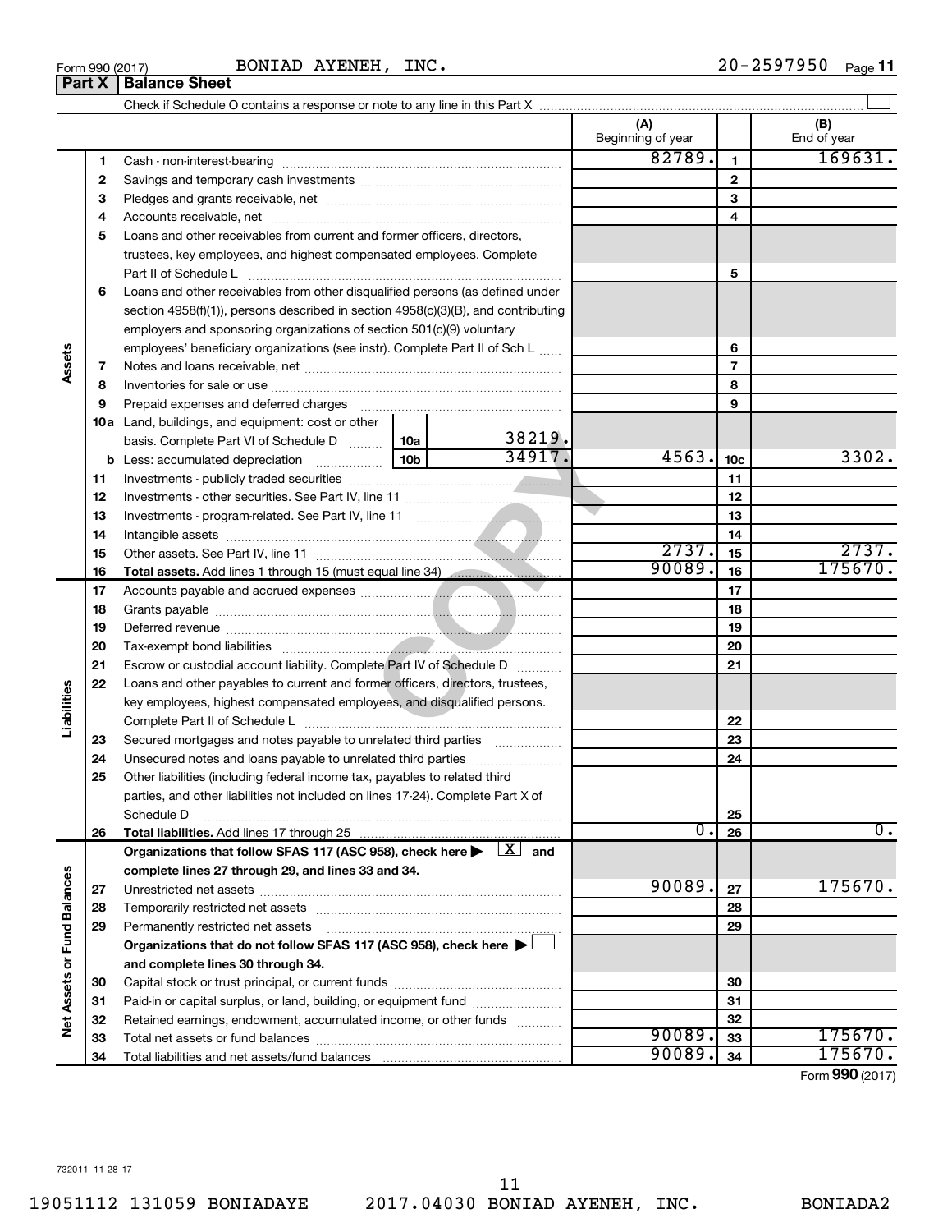Form 990 (2017) BONIAD AYENEH, INC. 20-2597950 Page **11**

## Part X | Balance Sheet

Check if Schedule O contains a response or note to any line in this Part X ☐

| | | | (A) Beginning of year | | (B) End of year |
|---|---|---|---|---|---|
| **Assets** | 1 | Cash - non-interest-bearing | 82789. | 1 | 169631. |
| | 2 | Savings and temporary cash investments | | 2 | |
| | 3 | Pledges and grants receivable, net | | 3 | |
| | 4 | Accounts receivable, net | | 4 | |
| | 5 | Loans and other receivables from current and former officers, directors, trustees, key employees, and highest compensated employees. Complete Part II of Schedule L | | 5 | |
| | 6 | Loans and other receivables from other disqualified persons (as defined under section 4958(f)(1)), persons described in section 4958(c)(3)(B), and contributing employers and sponsoring organizations of section 501(c)(9) voluntary employees' beneficiary organizations (see instr). Complete Part II of Sch L | | 6 | |
| | 7 | Notes and loans receivable, net | | 7 | |
| | 8 | Inventories for sale or use | | 8 | |
| | 9 | Prepaid expenses and deferred charges | | 9 | |
| | 10a | Land, buildings, and equipment: cost or other basis. Complete Part VI of Schedule D ... 10a 38219. | | | |
| | b | Less: accumulated depreciation ... 10b 34917. | 4563. | 10c | 3302. |
| | 11 | Investments - publicly traded securities | | 11 | |
| | 12 | Investments - other securities. See Part IV, line 11 | | 12 | |
| | 13 | Investments - program-related. See Part IV, line 11 | | 13 | |
| | 14 | Intangible assets | | 14 | |
| | 15 | Other assets. See Part IV, line 11 | 2737. | 15 | 2737. |
| | 16 | **Total assets.** Add lines 1 through 15 (must equal line 34) | 90089. | 16 | 175670. |
| **Liabilities** | 17 | Accounts payable and accrued expenses | | 17 | |
| | 18 | Grants payable | | 18 | |
| | 19 | Deferred revenue | | 19 | |
| | 20 | Tax-exempt bond liabilities | | 20 | |
| | 21 | Escrow or custodial account liability. Complete Part IV of Schedule D | | 21 | |
| | 22 | Loans and other payables to current and former officers, directors, trustees, key employees, highest compensated employees, and disqualified persons. Complete Part II of Schedule L | | 22 | |
| | 23 | Secured mortgages and notes payable to unrelated third parties | | 23 | |
| | 24 | Unsecured notes and loans payable to unrelated third parties | | 24 | |
| | 25 | Other liabilities (including federal income tax, payables to related third parties, and other liabilities not included on lines 17-24). Complete Part X of Schedule D | | 25 | |
| | 26 | **Total liabilities.** Add lines 17 through 25 | 0. | 26 | 0. |
| **Net Assets or Fund Balances** | | **Organizations that follow SFAS 117 (ASC 958), check here ▶ [X] and complete lines 27 through 29, and lines 33 and 34.** | | | |
| | 27 | Unrestricted net assets | 90089. | 27 | 175670. |
| | 28 | Temporarily restricted net assets | | 28 | |
| | 29 | Permanently restricted net assets | | 29 | |
| | | **Organizations that do not follow SFAS 117 (ASC 958), check here ▶ ☐ and complete lines 30 through 34.** | | | |
| | 30 | Capital stock or trust principal, or current funds | | 30 | |
| | 31 | Paid-in or capital surplus, or land, building, or equipment fund | | 31 | |
| | 32 | Retained earnings, endowment, accumulated income, or other funds | | 32 | |
| | 33 | Total net assets or fund balances | 90089. | 33 | 175670. |
| | 34 | Total liabilities and net assets/fund balances | 90089. | 34 | 175670. |

Form **990** (2017)

732011 11-28-17

19051112 131059 BONIADAYE 2017.04030 BONIAD AYENEH, INC. BONIADA2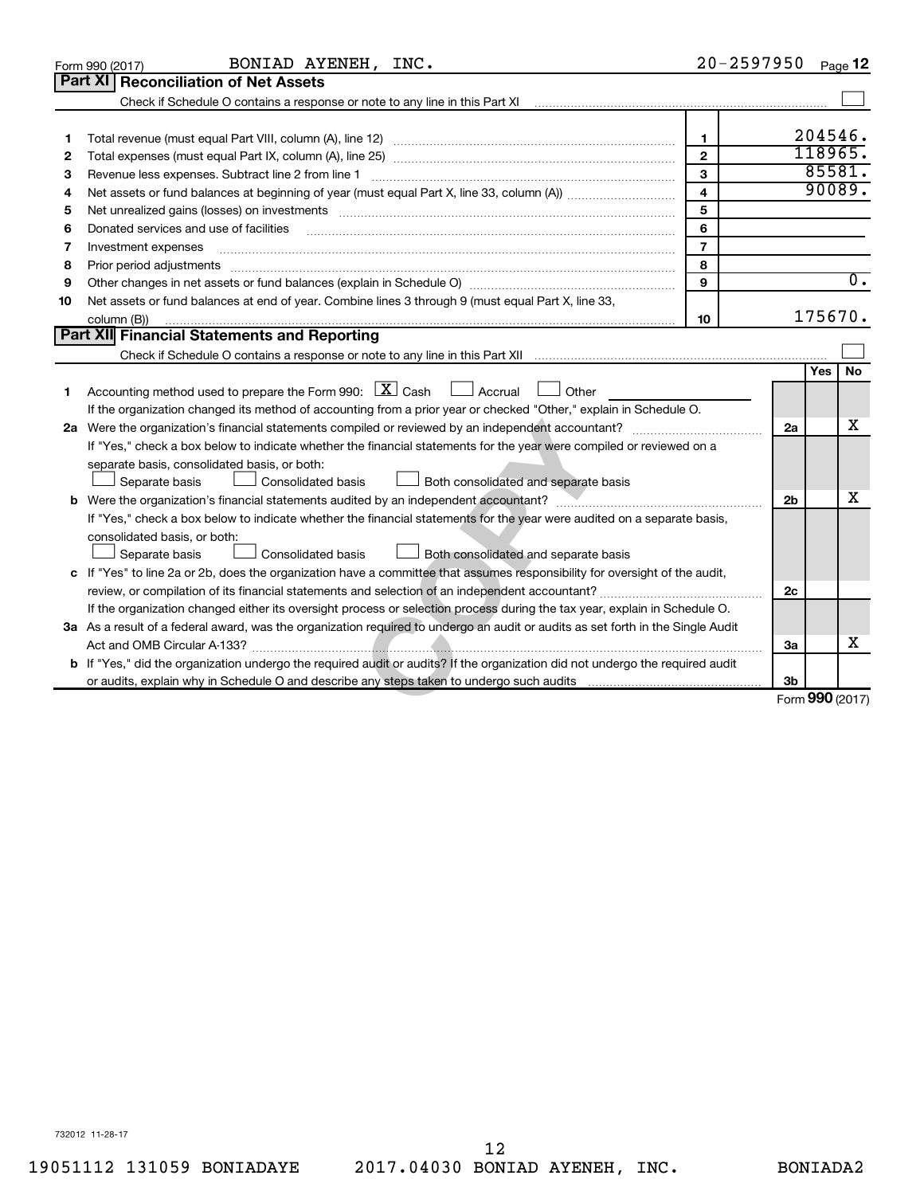Form 990 (2017) BONIAD AYENEH, INC. 20-2597950 Page **12**

## Part XI Reconciliation of Net Assets

Check if Schedule O contains a response or note to any line in this Part XI ☐

| | | | |
|---|---|---|---|
| 1 | Total revenue (must equal Part VIII, column (A), line 12) | 1 | 204546. |
| 2 | Total expenses (must equal Part IX, column (A), line 25) | 2 | 118965. |
| 3 | Revenue less expenses. Subtract line 2 from line 1 | 3 | 85581. |
| 4 | Net assets or fund balances at beginning of year (must equal Part X, line 33, column (A)) | 4 | 90089. |
| 5 | Net unrealized gains (losses) on investments | 5 | |
| 6 | Donated services and use of facilities | 6 | |
| 7 | Investment expenses | 7 | |
| 8 | Prior period adjustments | 8 | |
| 9 | Other changes in net assets or fund balances (explain in Schedule O) | 9 | 0. |
| 10 | Net assets or fund balances at end of year. Combine lines 3 through 9 (must equal Part X, line 33, column (B)) | 10 | 175670. |

## Part XII Financial Statements and Reporting

Check if Schedule O contains a response or note to any line in this Part XII ☐

| | | | Yes | No |
|---|---|---|---|---|
| 1 | Accounting method used to prepare the Form 990: ☒ Cash ☐ Accrual ☐ Other<br>If the organization changed its method of accounting from a prior year or checked "Other," explain in Schedule O. | | | |
| 2a | Were the organization's financial statements compiled or reviewed by an independent accountant? | 2a | | X |
| | If "Yes," check a box below to indicate whether the financial statements for the year were compiled or reviewed on a separate basis, consolidated basis, or both:<br>☐ Separate basis ☐ Consolidated basis ☐ Both consolidated and separate basis | | | |
| b | Were the organization's financial statements audited by an independent accountant? | 2b | | X |
| | If "Yes," check a box below to indicate whether the financial statements for the year were audited on a separate basis, consolidated basis, or both:<br>☐ Separate basis ☐ Consolidated basis ☐ Both consolidated and separate basis | | | |
| c | If "Yes" to line 2a or 2b, does the organization have a committee that assumes responsibility for oversight of the audit, review, or compilation of its financial statements and selection of an independent accountant? | 2c | | |
| | If the organization changed either its oversight process or selection process during the tax year, explain in Schedule O. | | | |
| 3a | As a result of a federal award, was the organization required to undergo an audit or audits as set forth in the Single Audit Act and OMB Circular A-133? | 3a | | X |
| b | If "Yes," did the organization undergo the required audit or audits? If the organization did not undergo the required audit or audits, explain why in Schedule O and describe any steps taken to undergo such audits | 3b | | |

Form **990** (2017)

732012 11-28-17

19051112 131059 BONIADAYE 2017.04030 BONIAD AYENEH, INC. BONIADA2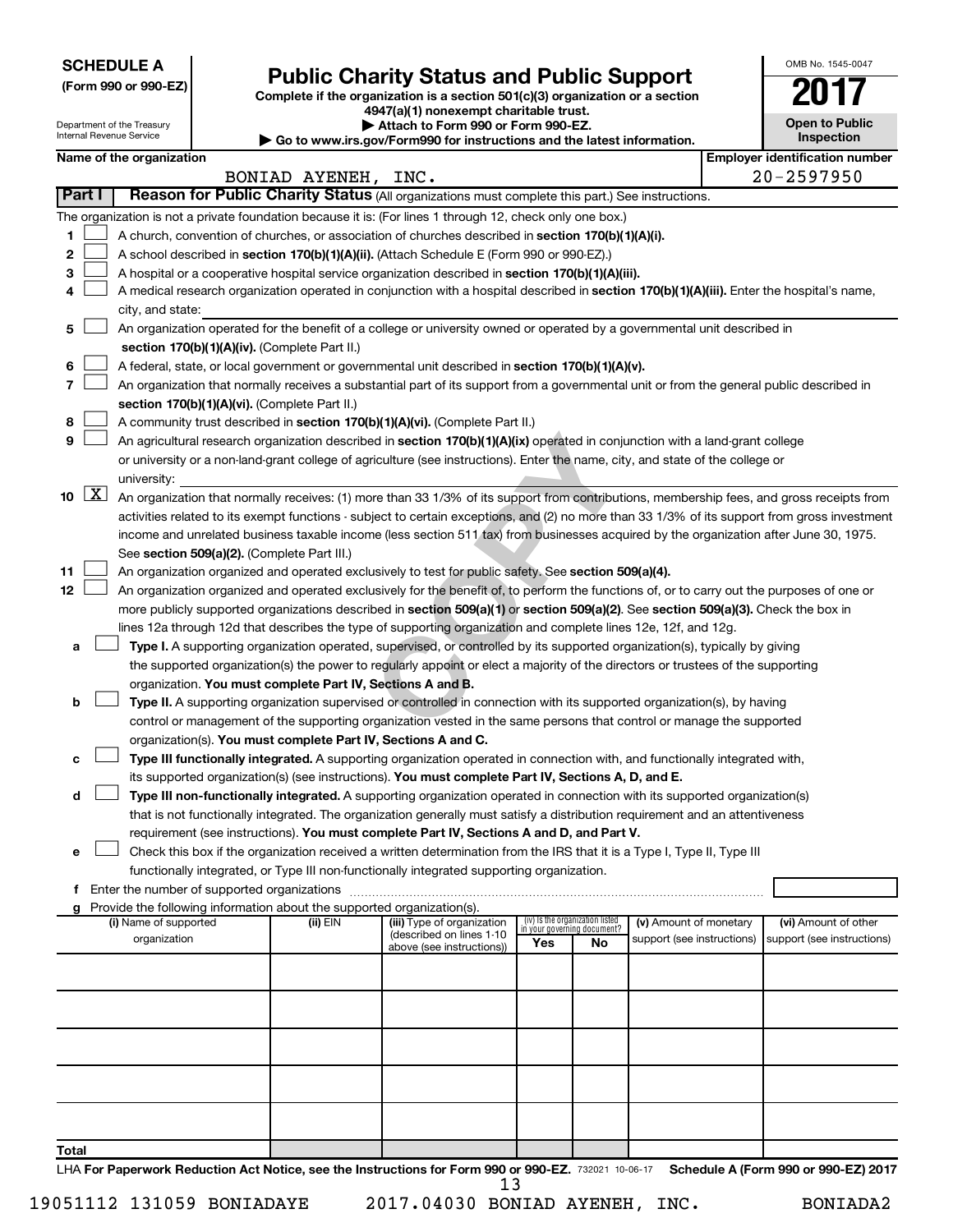**SCHEDULE A**
**(Form 990 or 990-EZ)**

Department of the Treasury
Internal Revenue Service

# Public Charity Status and Public Support

**Complete if the organization is a section 501(c)(3) organization or a section 4947(a)(1) nonexempt charitable trust.**
**▶ Attach to Form 990 or Form 990-EZ.**
**▶ Go to www.irs.gov/Form990 for instructions and the latest information.**

OMB No. 1545-0047
**2017**
**Open to Public Inspection**

**Name of the organization:** BONIAD AYENEH, INC.
**Employer identification number:** 20-2597950

## Part I Reason for Public Charity Status (All organizations must complete this part.) See instructions.

The organization is not a private foundation because it is: (For lines 1 through 12, check only one box.)

1 ☐ A church, convention of churches, or association of churches described in **section 170(b)(1)(A)(i).**

2 ☐ A school described in **section 170(b)(1)(A)(ii).** (Attach Schedule E (Form 990 or 990-EZ).)

3 ☐ A hospital or a cooperative hospital service organization described in **section 170(b)(1)(A)(iii).**

4 ☐ A medical research organization operated in conjunction with a hospital described in **section 170(b)(1)(A)(iii).** Enter the hospital's name, city, and state:

5 ☐ An organization operated for the benefit of a college or university owned or operated by a governmental unit described in **section 170(b)(1)(A)(iv).** (Complete Part II.)

6 ☐ A federal, state, or local government or governmental unit described in **section 170(b)(1)(A)(v).**

7 ☐ An organization that normally receives a substantial part of its support from a governmental unit or from the general public described in **section 170(b)(1)(A)(vi).** (Complete Part II.)

8 ☐ A community trust described in **section 170(b)(1)(A)(vi).** (Complete Part II.)

9 ☐ An agricultural research organization described in **section 170(b)(1)(A)(ix)** operated in conjunction with a land-grant college or university or a non-land-grant college of agriculture (see instructions). Enter the name, city, and state of the college or university:

10 ☒ An organization that normally receives: (1) more than 33 1/3% of its support from contributions, membership fees, and gross receipts from activities related to its exempt functions - subject to certain exceptions, and (2) no more than 33 1/3% of its support from gross investment income and unrelated business taxable income (less section 511 tax) from businesses acquired by the organization after June 30, 1975. See **section 509(a)(2).** (Complete Part III.)

11 ☐ An organization organized and operated exclusively to test for public safety. See **section 509(a)(4).**

12 ☐ An organization organized and operated exclusively for the benefit of, to perform the functions of, or to carry out the purposes of one or more publicly supported organizations described in **section 509(a)(1)** or **section 509(a)(2)**. See **section 509(a)(3).** Check the box in lines 12a through 12d that describes the type of supporting organization and complete lines 12e, 12f, and 12g.

a ☐ **Type I.** A supporting organization operated, supervised, or controlled by its supported organization(s), typically by giving the supported organization(s) the power to regularly appoint or elect a majority of the directors or trustees of the supporting organization. **You must complete Part IV, Sections A and B.**

b ☐ **Type II.** A supporting organization supervised or controlled in connection with its supported organization(s), by having control or management of the supporting organization vested in the same persons that control or manage the supported organization(s). **You must complete Part IV, Sections A and C.**

c ☐ **Type III functionally integrated.** A supporting organization operated in connection with, and functionally integrated with, its supported organization(s) (see instructions). **You must complete Part IV, Sections A, D, and E.**

d ☐ **Type III non-functionally integrated.** A supporting organization operated in connection with its supported organization(s) that is not functionally integrated. The organization generally must satisfy a distribution requirement and an attentiveness requirement (see instructions). **You must complete Part IV, Sections A and D, and Part V.**

e ☐ Check this box if the organization received a written determination from the IRS that it is a Type I, Type II, Type III functionally integrated, or Type III non-functionally integrated supporting organization.

f Enter the number of supported organizations

g Provide the following information about the supported organization(s).

| (i) Name of supported organization | (ii) EIN | (iii) Type of organization (described on lines 1-10 above (see instructions)) | (iv) Is the organization listed in your governing document? Yes | No | (v) Amount of monetary support (see instructions) | (vi) Amount of other support (see instructions) |
|---|---|---|---|---|---|---|
| | | | | | | |
| | | | | | | |
| | | | | | | |
| | | | | | | |
| | | | | | | |
| **Total** | | | | | | |

LHA **For Paperwork Reduction Act Notice, see the Instructions for Form 990 or 990-EZ.** 732021 10-06-17 **Schedule A (Form 990 or 990-EZ) 2017**

19051112 131059 BONIADAYE 2017.04030 BONIAD AYENEH, INC. BONIADA2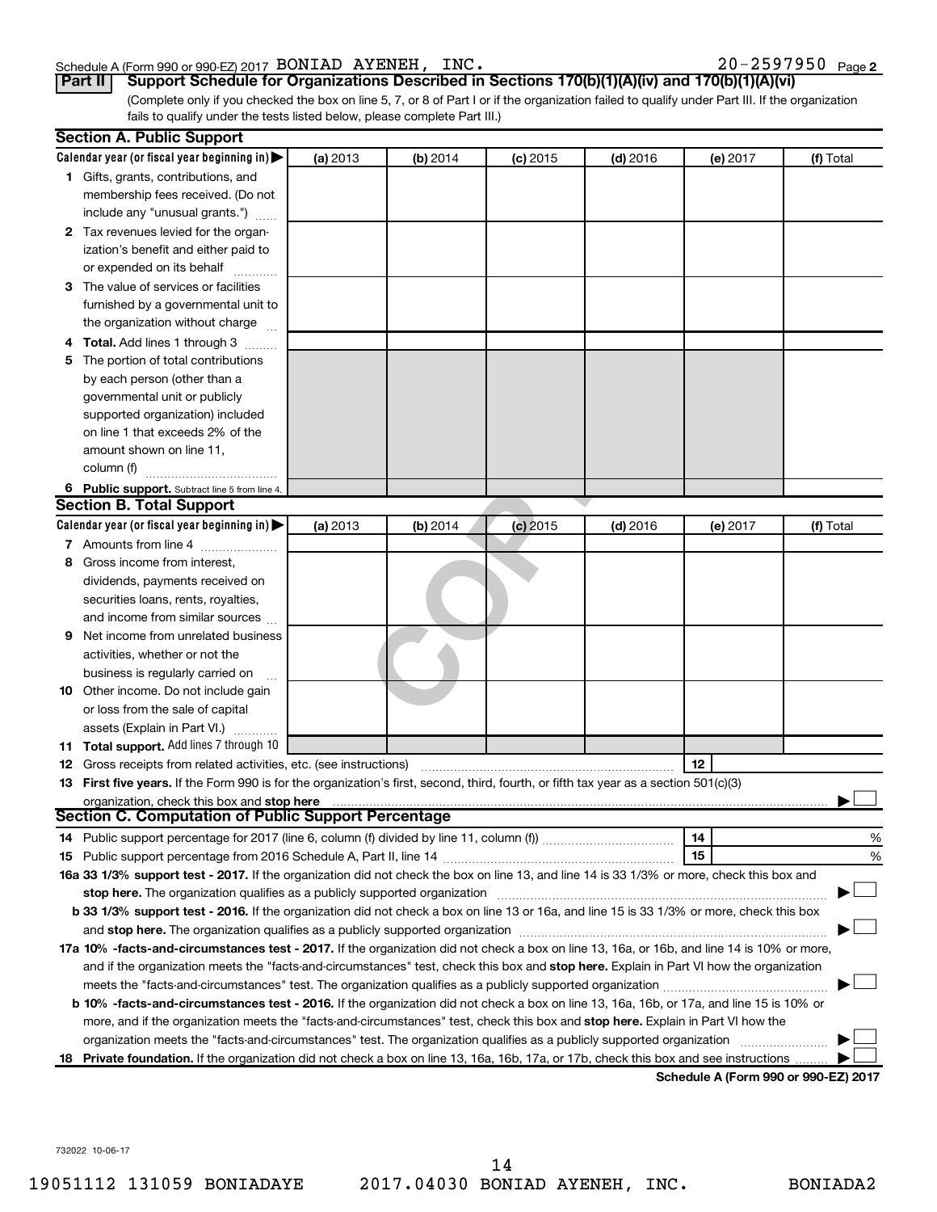Schedule A (Form 990 or 990-EZ) 2017 BONIAD AYENEH, INC. 20-2597950 Page **2**

**Part II** **Support Schedule for Organizations Described in Sections 170(b)(1)(A)(iv) and 170(b)(1)(A)(vi)**

(Complete only if you checked the box on line 5, 7, or 8 of Part I or if the organization failed to qualify under Part III. If the organization fails to qualify under the tests listed below, please complete Part III.)

**Section A. Public Support**

| Calendar year (or fiscal year beginning in) ▶ | (a) 2013 | (b) 2014 | (c) 2015 | (d) 2016 | (e) 2017 | (f) Total |
|---|---|---|---|---|---|---|
| **1** Gifts, grants, contributions, and membership fees received. (Do not include any "unusual grants.") | | | | | | |
| **2** Tax revenues levied for the organization's benefit and either paid to or expended on its behalf | | | | | | |
| **3** The value of services or facilities furnished by a governmental unit to the organization without charge | | | | | | |
| **4** **Total.** Add lines 1 through 3 | | | | | | |
| **5** The portion of total contributions by each person (other than a governmental unit or publicly supported organization) included on line 1 that exceeds 2% of the amount shown on line 11, column (f) | | | | | | |
| **6** **Public support.** Subtract line 5 from line 4. | | | | | | |

**Section B. Total Support**

| Calendar year (or fiscal year beginning in) ▶ | (a) 2013 | (b) 2014 | (c) 2015 | (d) 2016 | (e) 2017 | (f) Total |
|---|---|---|---|---|---|---|
| **7** Amounts from line 4 | | | | | | |
| **8** Gross income from interest, dividends, payments received on securities loans, rents, royalties, and income from similar sources | | | | | | |
| **9** Net income from unrelated business activities, whether or not the business is regularly carried on | | | | | | |
| **10** Other income. Do not include gain or loss from the sale of capital assets (Explain in Part VI.) | | | | | | |
| **11** **Total support.** Add lines 7 through 10 | | | | | | |

**12** Gross receipts from related activities, etc. (see instructions) **12**

**13** **First five years.** If the Form 990 is for the organization's first, second, third, fourth, or fifth tax year as a section 501(c)(3) organization, check this box and **stop here** ▶ ☐

**Section C. Computation of Public Support Percentage**

**14** Public support percentage for 2017 (line 6, column (f) divided by line 11, column (f)) **14** %

**15** Public support percentage from 2016 Schedule A, Part II, line 14 **15** %

**16a 33 1/3% support test - 2017.** If the organization did not check the box on line 13, and line 14 is 33 1/3% or more, check this box and **stop here.** The organization qualifies as a publicly supported organization ▶ ☐

**b 33 1/3% support test - 2016.** If the organization did not check a box on line 13 or 16a, and line 15 is 33 1/3% or more, check this box and **stop here.** The organization qualifies as a publicly supported organization ▶ ☐

**17a 10% -facts-and-circumstances test - 2017.** If the organization did not check a box on line 13, 16a, or 16b, and line 14 is 10% or more, and if the organization meets the "facts-and-circumstances" test, check this box and **stop here.** Explain in Part VI how the organization meets the "facts-and-circumstances" test. The organization qualifies as a publicly supported organization ▶ ☐

**b 10% -facts-and-circumstances test - 2016.** If the organization did not check a box on line 13, 16a, 16b, or 17a, and line 15 is 10% or more, and if the organization meets the "facts-and-circumstances" test, check this box and **stop here.** Explain in Part VI how the organization meets the "facts-and-circumstances" test. The organization qualifies as a publicly supported organization ▶ ☐

**18** **Private foundation.** If the organization did not check a box on line 13, 16a, 16b, 17a, or 17b, check this box and see instructions ▶ ☐

**Schedule A (Form 990 or 990-EZ) 2017**

732022 10-06-17

19051112 131059 BONIADAYE 2017.04030 BONIAD AYENEH, INC. BONIADA2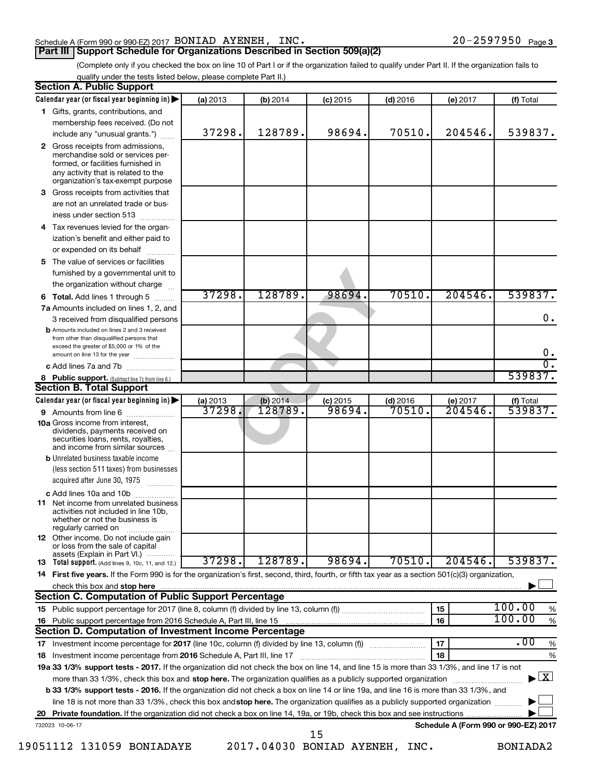Schedule A (Form 990 or 990-EZ) 2017 BONIAD AYENEH, INC. 20-2597950 Page 3

## Part III Support Schedule for Organizations Described in Section 509(a)(2)

(Complete only if you checked the box on line 10 of Part I or if the organization failed to qualify under Part II. If the organization fails to qualify under the tests listed below, please complete Part II.)

### Section A. Public Support

| Calendar year (or fiscal year beginning in) ▶ | (a) 2013 | (b) 2014 | (c) 2015 | (d) 2016 | (e) 2017 | (f) Total |
|---|---|---|---|---|---|---|
| **1** Gifts, grants, contributions, and membership fees received. (Do not include any "unusual grants.") | 37298. | 128789. | 98694. | 70510. | 204546. | 539837. |
| **2** Gross receipts from admissions, merchandise sold or services performed, or facilities furnished in any activity that is related to the organization's tax-exempt purpose | | | | | | |
| **3** Gross receipts from activities that are not an unrelated trade or business under section 513 | | | | | | |
| **4** Tax revenues levied for the organization's benefit and either paid to or expended on its behalf | | | | | | |
| **5** The value of services or facilities furnished by a governmental unit to the organization without charge | | | | | | |
| **6 Total.** Add lines 1 through 5 | 37298. | 128789. | 98694. | 70510. | 204546. | 539837. |
| **7a** Amounts included on lines 1, 2, and 3 received from disqualified persons | | | | | | 0. |
| **b** Amounts included on lines 2 and 3 received from other than disqualified persons that exceed the greater of $5,000 or 1% of the amount on line 13 for the year | | | | | | 0. |
| **c** Add lines 7a and 7b | | | | | | 0. |
| **8 Public support.** (Subtract line 7c from line 6.) | | | | | | 539837. |

### Section B. Total Support

| Calendar year (or fiscal year beginning in) ▶ | (a) 2013 | (b) 2014 | (c) 2015 | (d) 2016 | (e) 2017 | (f) Total |
|---|---|---|---|---|---|---|
| **9** Amounts from line 6 | 37298. | 128789. | 98694. | 70510. | 204546. | 539837. |
| **10a** Gross income from interest, dividends, payments received on securities loans, rents, royalties, and income from similar sources | | | | | | |
| **b** Unrelated business taxable income (less section 511 taxes) from businesses acquired after June 30, 1975 | | | | | | |
| **c** Add lines 10a and 10b | | | | | | |
| **11** Net income from unrelated business activities not included in line 10b, whether or not the business is regularly carried on | | | | | | |
| **12** Other income. Do not include gain or loss from the sale of capital assets (Explain in Part VI.) | | | | | | |
| **13 Total support.** (Add lines 9, 10c, 11, and 12.) | 37298. | 128789. | 98694. | 70510. | 204546. | 539837. |

**14 First five years.** If the Form 990 is for the organization's first, second, third, fourth, or fifth tax year as a section 501(c)(3) organization, check this box and **stop here** ▶ ☐

### Section C. Computation of Public Support Percentage

| | | | |
|---|---|---|---|
| **15** Public support percentage for 2017 (line 8, column (f) divided by line 13, column (f)) | 15 | 100.00 | % |
| **16** Public support percentage from 2016 Schedule A, Part III, line 15 | 16 | 100.00 | % |

### Section D. Computation of Investment Income Percentage

| | | | |
|---|---|---|---|
| **17** Investment income percentage for **2017** (line 10c, column (f) divided by line 13, column (f)) | 17 | .00 | % |
| **18** Investment income percentage from **2016** Schedule A, Part III, line 17 | 18 | | % |

**19a 33 1/3% support tests - 2017.** If the organization did not check the box on line 14, and line 15 is more than 33 1/3%, and line 17 is not more than 33 1/3%, check this box and **stop here.** The organization qualifies as a publicly supported organization ▶ ☒

**b 33 1/3% support tests - 2016.** If the organization did not check a box on line 14 or line 19a, and line 16 is more than 33 1/3%, and line 18 is not more than 33 1/3%, check this box and **stop here.** The organization qualifies as a publicly supported organization ▶ ☐

**20 Private foundation.** If the organization did not check a box on line 14, 19a, or 19b, check this box and see instructions ▶ ☐

732023 10-06-17 **Schedule A (Form 990 or 990-EZ) 2017**

19051112 131059 BONIADAYE 2017.04030 BONIAD AYENEH, INC. BONIADA2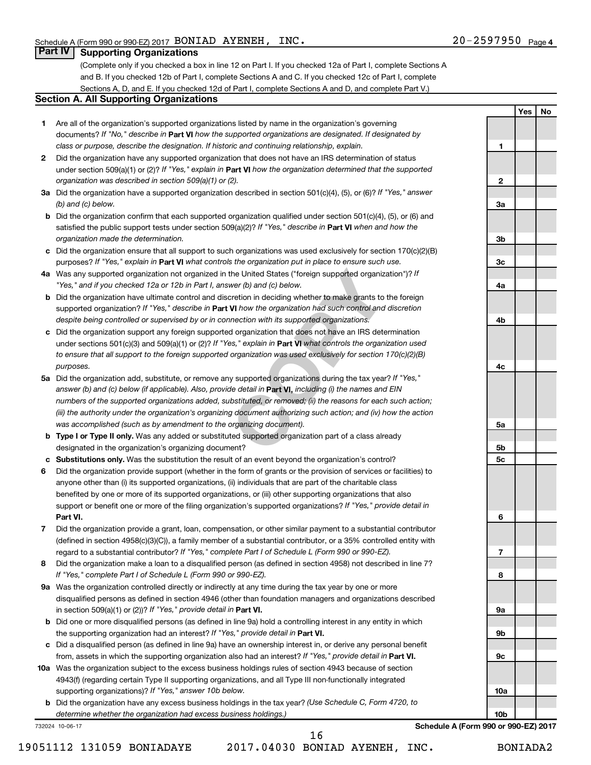Schedule A (Form 990 or 990-EZ) 2017 BONIAD AYENEH, INC. 20-2597950 Page 4

## Part IV Supporting Organizations

(Complete only if you checked a box in line 12 on Part I. If you checked 12a of Part I, complete Sections A and B. If you checked 12b of Part I, complete Sections A and C. If you checked 12c of Part I, complete Sections A, D, and E. If you checked 12d of Part I, complete Sections A and D, and complete Part V.)

### Section A. All Supporting Organizations

| | | | Yes | No |
|---|---|---|---|---|
| **1** | Are all of the organization's supported organizations listed by name in the organization's governing documents? *If "No," describe in* **Part VI** *how the supported organizations are designated. If designated by class or purpose, describe the designation. If historic and continuing relationship, explain.* | 1 | | |
| **2** | Did the organization have any supported organization that does not have an IRS determination of status under section 509(a)(1) or (2)? *If "Yes," explain in* **Part VI** *how the organization determined that the supported organization was described in section 509(a)(1) or (2).* | 2 | | |
| **3a** | Did the organization have a supported organization described in section 501(c)(4), (5), or (6)? *If "Yes," answer (b) and (c) below.* | 3a | | |
| **b** | Did the organization confirm that each supported organization qualified under section 501(c)(4), (5), or (6) and satisfied the public support tests under section 509(a)(2)? *If "Yes," describe in* **Part VI** *when and how the organization made the determination.* | 3b | | |
| **c** | Did the organization ensure that all support to such organizations was used exclusively for section 170(c)(2)(B) purposes? *If "Yes," explain in* **Part VI** *what controls the organization put in place to ensure such use.* | 3c | | |
| **4a** | Was any supported organization not organized in the United States ("foreign supported organization")? *If "Yes," and if you checked 12a or 12b in Part I, answer (b) and (c) below.* | 4a | | |
| **b** | Did the organization have ultimate control and discretion in deciding whether to make grants to the foreign supported organization? *If "Yes," describe in* **Part VI** *how the organization had such control and discretion despite being controlled or supervised by or in connection with its supported organizations.* | 4b | | |
| **c** | Did the organization support any foreign supported organization that does not have an IRS determination under sections 501(c)(3) and 509(a)(1) or (2)? *If "Yes," explain in* **Part VI** *what controls the organization used to ensure that all support to the foreign supported organization was used exclusively for section 170(c)(2)(B) purposes.* | 4c | | |
| **5a** | Did the organization add, substitute, or remove any supported organizations during the tax year? *If "Yes," answer (b) and (c) below (if applicable). Also, provide detail in* **Part VI,** *including (i) the names and EIN numbers of the supported organizations added, substituted, or removed; (ii) the reasons for each such action; (iii) the authority under the organization's organizing document authorizing such action; and (iv) how the action was accomplished (such as by amendment to the organizing document).* | 5a | | |
| **b** | **Type I or Type II only.** Was any added or substituted supported organization part of a class already designated in the organization's organizing document? | 5b | | |
| **c** | **Substitutions only.** Was the substitution the result of an event beyond the organization's control? | 5c | | |
| **6** | Did the organization provide support (whether in the form of grants or the provision of services or facilities) to anyone other than (i) its supported organizations, (ii) individuals that are part of the charitable class benefited by one or more of its supported organizations, or (iii) other supporting organizations that also support or benefit one or more of the filing organization's supported organizations? *If "Yes," provide detail in* **Part VI.** | 6 | | |
| **7** | Did the organization provide a grant, loan, compensation, or other similar payment to a substantial contributor (defined in section 4958(c)(3)(C)), a family member of a substantial contributor, or a 35% controlled entity with regard to a substantial contributor? *If "Yes," complete Part I of Schedule L (Form 990 or 990-EZ).* | 7 | | |
| **8** | Did the organization make a loan to a disqualified person (as defined in section 4958) not described in line 7? *If "Yes," complete Part I of Schedule L (Form 990 or 990-EZ).* | 8 | | |
| **9a** | Was the organization controlled directly or indirectly at any time during the tax year by one or more disqualified persons as defined in section 4946 (other than foundation managers and organizations described in section 509(a)(1) or (2))? *If "Yes," provide detail in* **Part VI.** | 9a | | |
| **b** | Did one or more disqualified persons (as defined in line 9a) hold a controlling interest in any entity in which the supporting organization had an interest? *If "Yes," provide detail in* **Part VI.** | 9b | | |
| **c** | Did a disqualified person (as defined in line 9a) have an ownership interest in, or derive any personal benefit from, assets in which the supporting organization also had an interest? *If "Yes," provide detail in* **Part VI.** | 9c | | |
| **10a** | Was the organization subject to the excess business holdings rules of section 4943 because of section 4943(f) (regarding certain Type II supporting organizations, and all Type III non-functionally integrated supporting organizations)? *If "Yes," answer 10b below.* | 10a | | |
| **b** | Did the organization have any excess business holdings in the tax year? *(Use Schedule C, Form 4720, to determine whether the organization had excess business holdings.)* | 10b | | |

732024 10-06-17 **Schedule A (Form 990 or 990-EZ) 2017**

19051112 131059 BONIADAYE 2017.04030 BONIAD AYENEH, INC. BONIADA2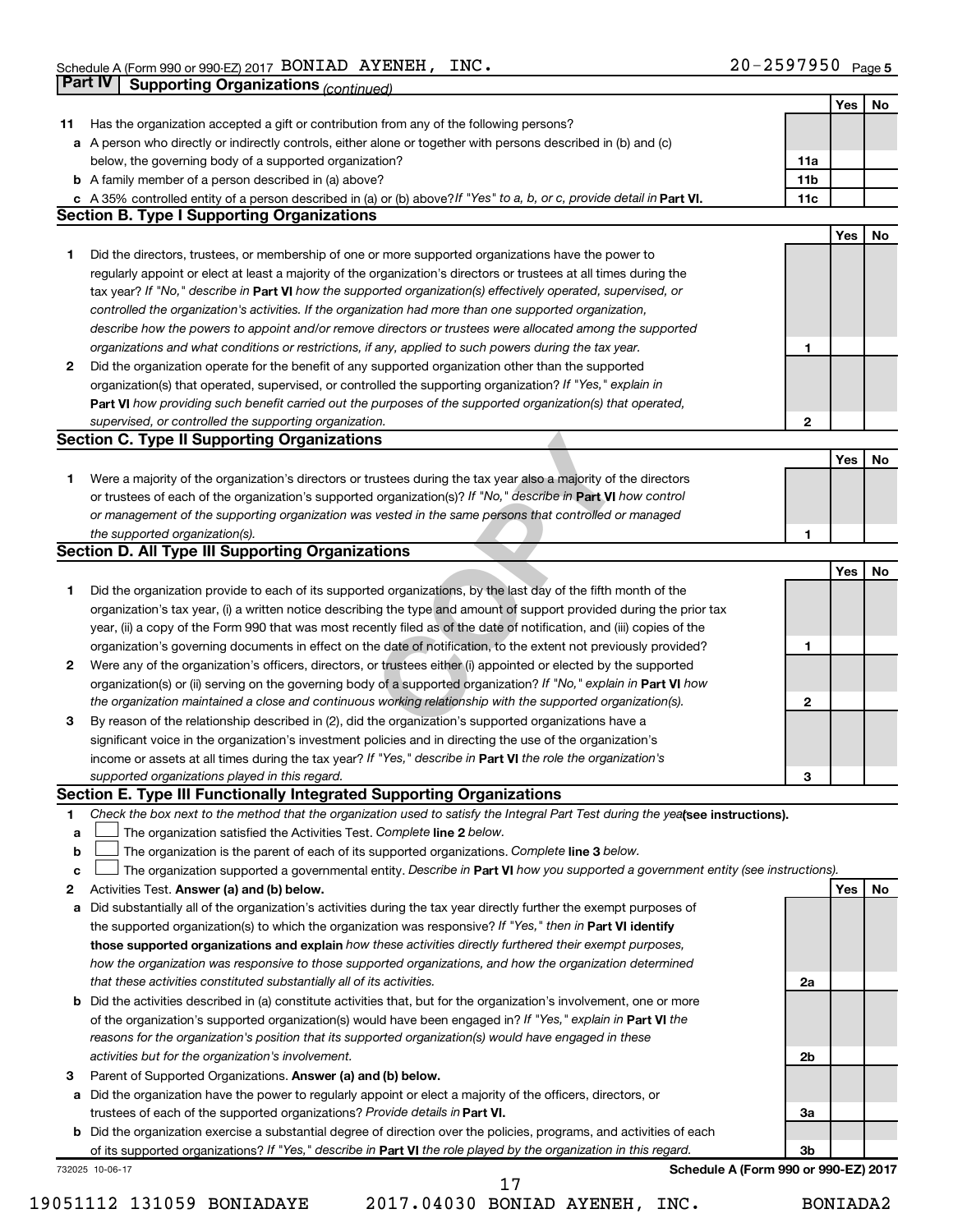Schedule A (Form 990 or 990-EZ) 2017 BONIAD AYENEH, INC. 20-2597950 Page 5

**Part IV Supporting Organizations** *(continued)*

| | | | Yes | No |
|---|---|---|---|---|
| **11** | Has the organization accepted a gift or contribution from any of the following persons? | | | |
| **a** | A person who directly or indirectly controls, either alone or together with persons described in (b) and (c) below, the governing body of a supported organization? | **11a** | | |
| **b** | A family member of a person described in (a) above? | **11b** | | |
| **c** | A 35% controlled entity of a person described in (a) or (b) above? *If "Yes" to a, b, or c, provide detail in* **Part VI.** | **11c** | | |

**Section B. Type I Supporting Organizations**

| | | | Yes | No |
|---|---|---|---|---|
| **1** | Did the directors, trustees, or membership of one or more supported organizations have the power to regularly appoint or elect at least a majority of the organization's directors or trustees at all times during the tax year? *If "No," describe in* **Part VI** *how the supported organization(s) effectively operated, supervised, or controlled the organization's activities. If the organization had more than one supported organization, describe how the powers to appoint and/or remove directors or trustees were allocated among the supported organizations and what conditions or restrictions, if any, applied to such powers during the tax year.* | **1** | | |
| **2** | Did the organization operate for the benefit of any supported organization other than the supported organization(s) that operated, supervised, or controlled the supporting organization? *If "Yes," explain in* **Part VI** *how providing such benefit carried out the purposes of the supported organization(s) that operated, supervised, or controlled the supporting organization.* | **2** | | |

**Section C. Type II Supporting Organizations**

| | | | Yes | No |
|---|---|---|---|---|
| **1** | Were a majority of the organization's directors or trustees during the tax year also a majority of the directors or trustees of each of the organization's supported organization(s)? *If "No," describe in* **Part VI** *how control or management of the supporting organization was vested in the same persons that controlled or managed the supported organization(s).* | **1** | | |

**Section D. All Type III Supporting Organizations**

| | | | Yes | No |
|---|---|---|---|---|
| **1** | Did the organization provide to each of its supported organizations, by the last day of the fifth month of the organization's tax year, (i) a written notice describing the type and amount of support provided during the prior tax year, (ii) a copy of the Form 990 that was most recently filed as of the date of notification, and (iii) copies of the organization's governing documents in effect on the date of notification, to the extent not previously provided? | **1** | | |
| **2** | Were any of the organization's officers, directors, or trustees either (i) appointed or elected by the supported organization(s) or (ii) serving on the governing body of a supported organization? *If "No," explain in* **Part VI** *how the organization maintained a close and continuous working relationship with the supported organization(s).* | **2** | | |
| **3** | By reason of the relationship described in (2), did the organization's supported organizations have a significant voice in the organization's investment policies and in directing the use of the organization's income or assets at all times during the tax year? *If "Yes," describe in* **Part VI** *the role the organization's supported organizations played in this regard.* | **3** | | |

**Section E. Type III Functionally Integrated Supporting Organizations**

**1** *Check the box next to the method that the organization used to satisfy the Integral Part Test during the year* **(see instructions).**

- **a** ☐ The organization satisfied the Activities Test. *Complete* **line 2** *below.*
- **b** ☐ The organization is the parent of each of its supported organizations. *Complete* **line 3** *below.*
- **c** ☐ The organization supported a governmental entity. *Describe in* **Part VI** *how you supported a government entity (see instructions).*

| | | | Yes | No |
|---|---|---|---|---|
| **2** | Activities Test. **Answer (a) and (b) below.** | | | |
| **a** | Did substantially all of the organization's activities during the tax year directly further the exempt purposes of the supported organization(s) to which the organization was responsive? *If "Yes," then in* **Part VI identify those supported organizations and explain** *how these activities directly furthered their exempt purposes, how the organization was responsive to those supported organizations, and how the organization determined that these activities constituted substantially all of its activities.* | **2a** | | |
| **b** | Did the activities described in (a) constitute activities that, but for the organization's involvement, one or more of the organization's supported organization(s) would have been engaged in? *If "Yes," explain in* **Part VI** *the reasons for the organization's position that its supported organization(s) would have engaged in these activities but for the organization's involvement.* | **2b** | | |
| **3** | Parent of Supported Organizations. **Answer (a) and (b) below.** | | | |
| **a** | Did the organization have the power to regularly appoint or elect a majority of the officers, directors, or trustees of each of the supported organizations? *Provide details in* **Part VI.** | **3a** | | |
| **b** | Did the organization exercise a substantial degree of direction over the policies, programs, and activities of each of its supported organizations? *If "Yes," describe in* **Part VI** *the role played by the organization in this regard.* | **3b** | | |

732025 10-06-17 **Schedule A (Form 990 or 990-EZ) 2017**

19051112 131059 BONIADAYE 2017.04030 BONIAD AYENEH, INC. BONIADA2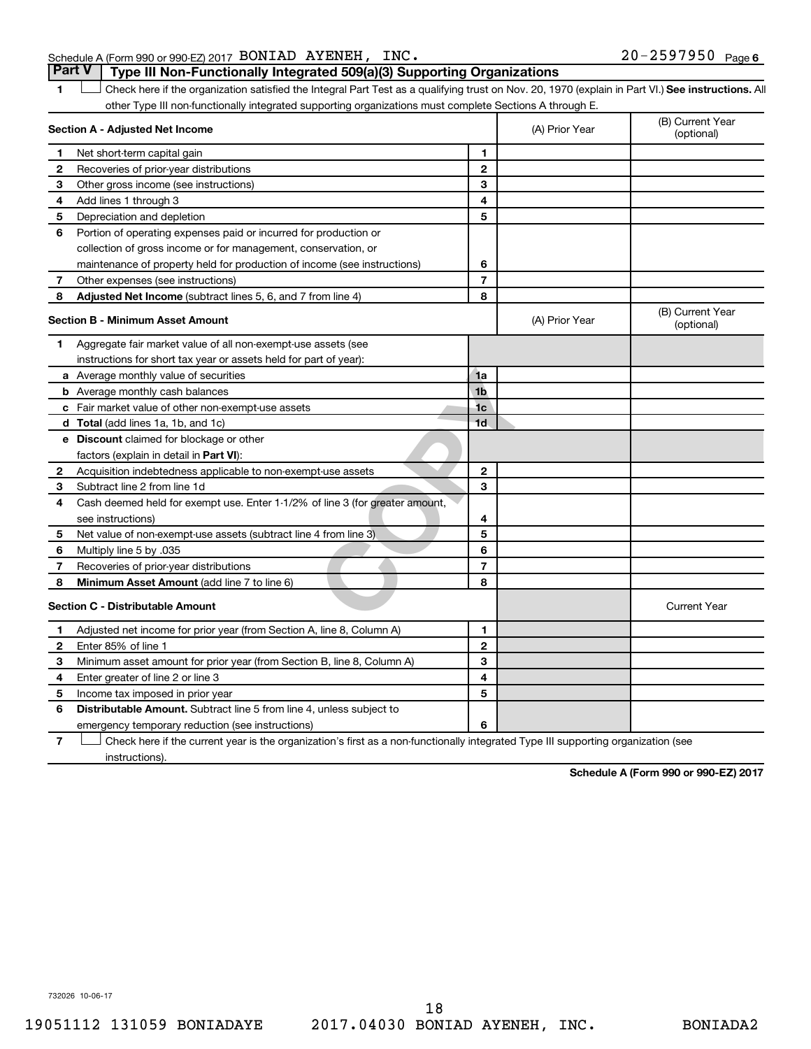Schedule A (Form 990 or 990-EZ) 2017 BONIAD AYENEH, INC. 20-2597950 Page 6

## Part V Type III Non-Functionally Integrated 509(a)(3) Supporting Organizations

1 ☐ Check here if the organization satisfied the Integral Part Test as a qualifying trust on Nov. 20, 1970 (explain in Part VI.) **See instructions.** All other Type III non-functionally integrated supporting organizations must complete Sections A through E.

| **Section A - Adjusted Net Income** | | | (A) Prior Year | (B) Current Year (optional) |
|---|---|---|---|---|
| 1 | Net short-term capital gain | 1 | | |
| 2 | Recoveries of prior-year distributions | 2 | | |
| 3 | Other gross income (see instructions) | 3 | | |
| 4 | Add lines 1 through 3 | 4 | | |
| 5 | Depreciation and depletion | 5 | | |
| 6 | Portion of operating expenses paid or incurred for production or collection of gross income or for management, conservation, or maintenance of property held for production of income (see instructions) | 6 | | |
| 7 | Other expenses (see instructions) | 7 | | |
| 8 | **Adjusted Net Income** (subtract lines 5, 6, and 7 from line 4) | 8 | | |

| **Section B - Minimum Asset Amount** | | | (A) Prior Year | (B) Current Year (optional) |
|---|---|---|---|---|
| 1 | Aggregate fair market value of all non-exempt-use assets (see instructions for short tax year or assets held for part of year): | | | |
| a | Average monthly value of securities | 1a | | |
| b | Average monthly cash balances | 1b | | |
| c | Fair market value of other non-exempt-use assets | 1c | | |
| d | **Total** (add lines 1a, 1b, and 1c) | 1d | | |
| e | **Discount** claimed for blockage or other factors (explain in detail in **Part VI**): | | | |
| 2 | Acquisition indebtedness applicable to non-exempt-use assets | 2 | | |
| 3 | Subtract line 2 from line 1d | 3 | | |
| 4 | Cash deemed held for exempt use. Enter 1-1/2% of line 3 (for greater amount, see instructions) | 4 | | |
| 5 | Net value of non-exempt-use assets (subtract line 4 from line 3) | 5 | | |
| 6 | Multiply line 5 by .035 | 6 | | |
| 7 | Recoveries of prior-year distributions | 7 | | |
| 8 | **Minimum Asset Amount** (add line 7 to line 6) | 8 | | |

| **Section C - Distributable Amount** | | | | Current Year |
|---|---|---|---|---|
| 1 | Adjusted net income for prior year (from Section A, line 8, Column A) | 1 | | |
| 2 | Enter 85% of line 1 | 2 | | |
| 3 | Minimum asset amount for prior year (from Section B, line 8, Column A) | 3 | | |
| 4 | Enter greater of line 2 or line 3 | 4 | | |
| 5 | Income tax imposed in prior year | 5 | | |
| 6 | **Distributable Amount.** Subtract line 5 from line 4, unless subject to emergency temporary reduction (see instructions) | 6 | | |

7 ☐ Check here if the current year is the organization's first as a non-functionally integrated Type III supporting organization (see instructions).

**Schedule A (Form 990 or 990-EZ) 2017**

732026 10-06-17

19051112 131059 BONIADAYE 2017.04030 BONIAD AYENEH, INC. BONIADA2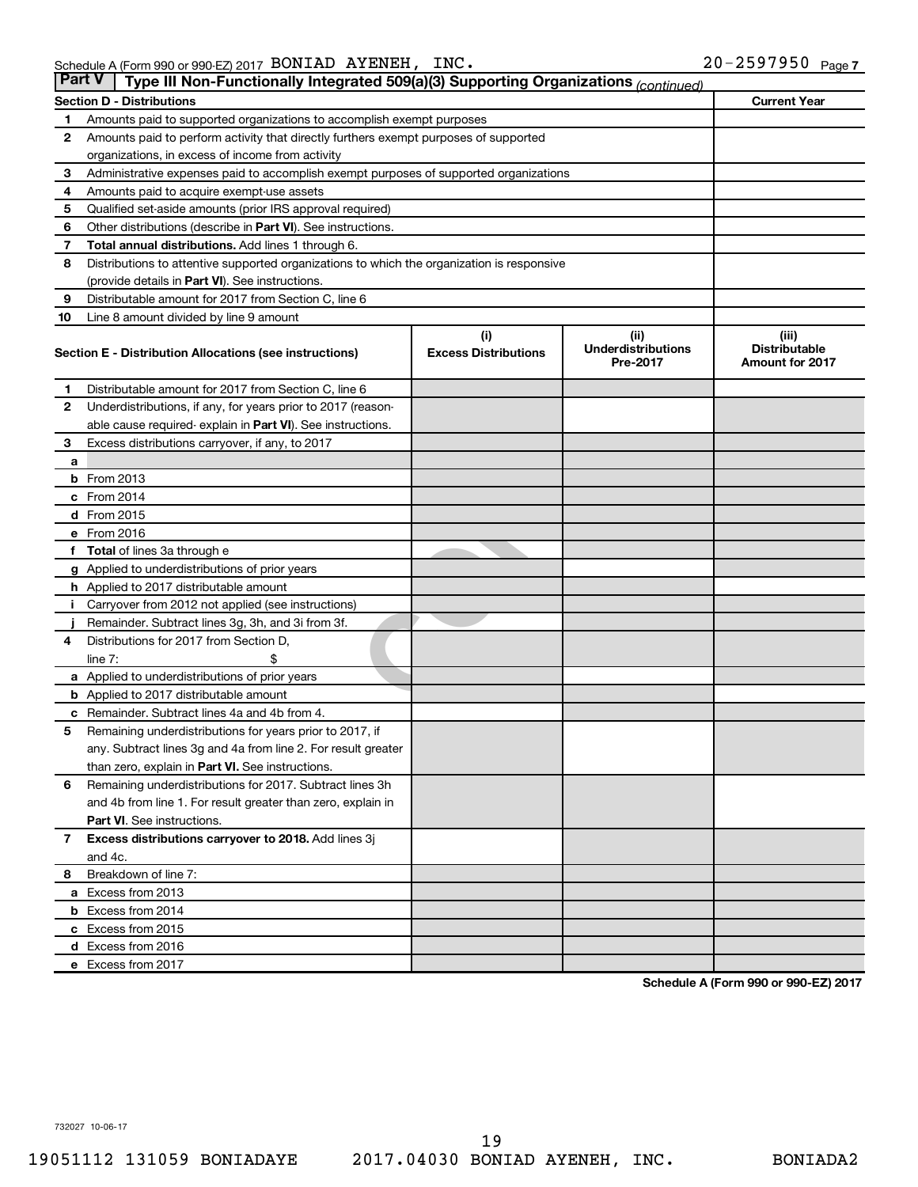Schedule A (Form 990 or 990-EZ) 2017 BONIAD AYENEH, INC. 20-2597950 Page 7

**Part V | Type III Non-Functionally Integrated 509(a)(3) Supporting Organizations** *(continued)*

| Section D - Distributions | | Current Year |
|---|---|---|
| 1 | Amounts paid to supported organizations to accomplish exempt purposes | |
| 2 | Amounts paid to perform activity that directly furthers exempt purposes of supported organizations, in excess of income from activity | |
| 3 | Administrative expenses paid to accomplish exempt purposes of supported organizations | |
| 4 | Amounts paid to acquire exempt-use assets | |
| 5 | Qualified set-aside amounts (prior IRS approval required) | |
| 6 | Other distributions (describe in **Part VI**). See instructions. | |
| 7 | **Total annual distributions.** Add lines 1 through 6. | |
| 8 | Distributions to attentive supported organizations to which the organization is responsive (provide details in **Part VI**). See instructions. | |
| 9 | Distributable amount for 2017 from Section C, line 6 | |
| 10 | Line 8 amount divided by line 9 amount | |

| Section E - Distribution Allocations (see instructions) | | (i) Excess Distributions | (ii) Underdistributions Pre-2017 | (iii) Distributable Amount for 2017 |
|---|---|---|---|---|
| 1 | Distributable amount for 2017 from Section C, line 6 | | | |
| 2 | Underdistributions, if any, for years prior to 2017 (reasonable cause required- explain in **Part VI**). See instructions. | | | |
| 3 | Excess distributions carryover, if any, to 2017 | | | |
| a | | | | |
| b | From 2013 | | | |
| c | From 2014 | | | |
| d | From 2015 | | | |
| e | From 2016 | | | |
| f | **Total** of lines 3a through e | | | |
| g | Applied to underdistributions of prior years | | | |
| h | Applied to 2017 distributable amount | | | |
| i | Carryover from 2012 not applied (see instructions) | | | |
| j | Remainder. Subtract lines 3g, 3h, and 3i from 3f. | | | |
| 4 | Distributions for 2017 from Section D, line 7: $ | | | |
| a | Applied to underdistributions of prior years | | | |
| b | Applied to 2017 distributable amount | | | |
| c | Remainder. Subtract lines 4a and 4b from 4. | | | |
| 5 | Remaining underdistributions for years prior to 2017, if any. Subtract lines 3g and 4a from line 2. For result greater than zero, explain in **Part VI.** See instructions. | | | |
| 6 | Remaining underdistributions for 2017. Subtract lines 3h and 4b from line 1. For result greater than zero, explain in **Part VI**. See instructions. | | | |
| 7 | **Excess distributions carryover to 2018.** Add lines 3j and 4c. | | | |
| 8 | Breakdown of line 7: | | | |
| a | Excess from 2013 | | | |
| b | Excess from 2014 | | | |
| c | Excess from 2015 | | | |
| d | Excess from 2016 | | | |
| e | Excess from 2017 | | | |

**Schedule A (Form 990 or 990-EZ) 2017**

732027 10-06-17

19051112 131059 BONIADAYE 2017.04030 BONIAD AYENEH, INC. BONIADA2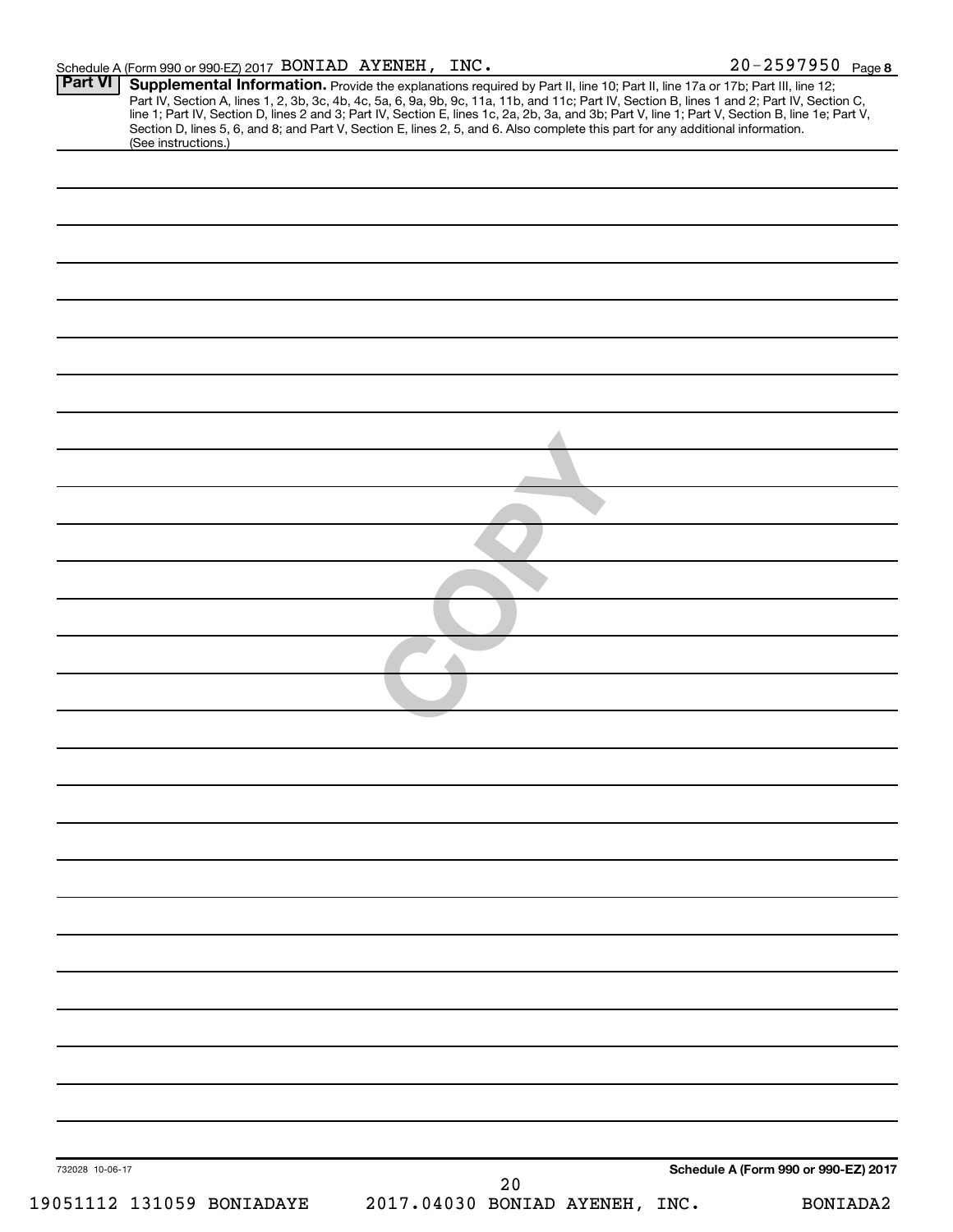Schedule A (Form 990 or 990-EZ) 2017 BONIAD AYENEH, INC. 20-2597950 Page 8

**Part VI** **Supplemental Information.** Provide the explanations required by Part II, line 10; Part II, line 17a or 17b; Part III, line 12; Part IV, Section A, lines 1, 2, 3b, 3c, 4b, 4c, 5a, 6, 9a, 9b, 9c, 11a, 11b, and 11c; Part IV, Section B, lines 1 and 2; Part IV, Section C, line 1; Part IV, Section D, lines 2 and 3; Part IV, Section E, lines 1c, 2a, 2b, 3a, and 3b; Part V, line 1; Part V, Section B, line 1e; Part V, Section D, lines 5, 6, and 8; and Part V, Section E, lines 2, 5, and 6. Also complete this part for any additional information. (See instructions.)

COPY

732028 10-06-17

**Schedule A (Form 990 or 990-EZ) 2017**

19051112 131059 BONIADAYE 2017.04030 BONIAD AYENEH, INC. BONIADA2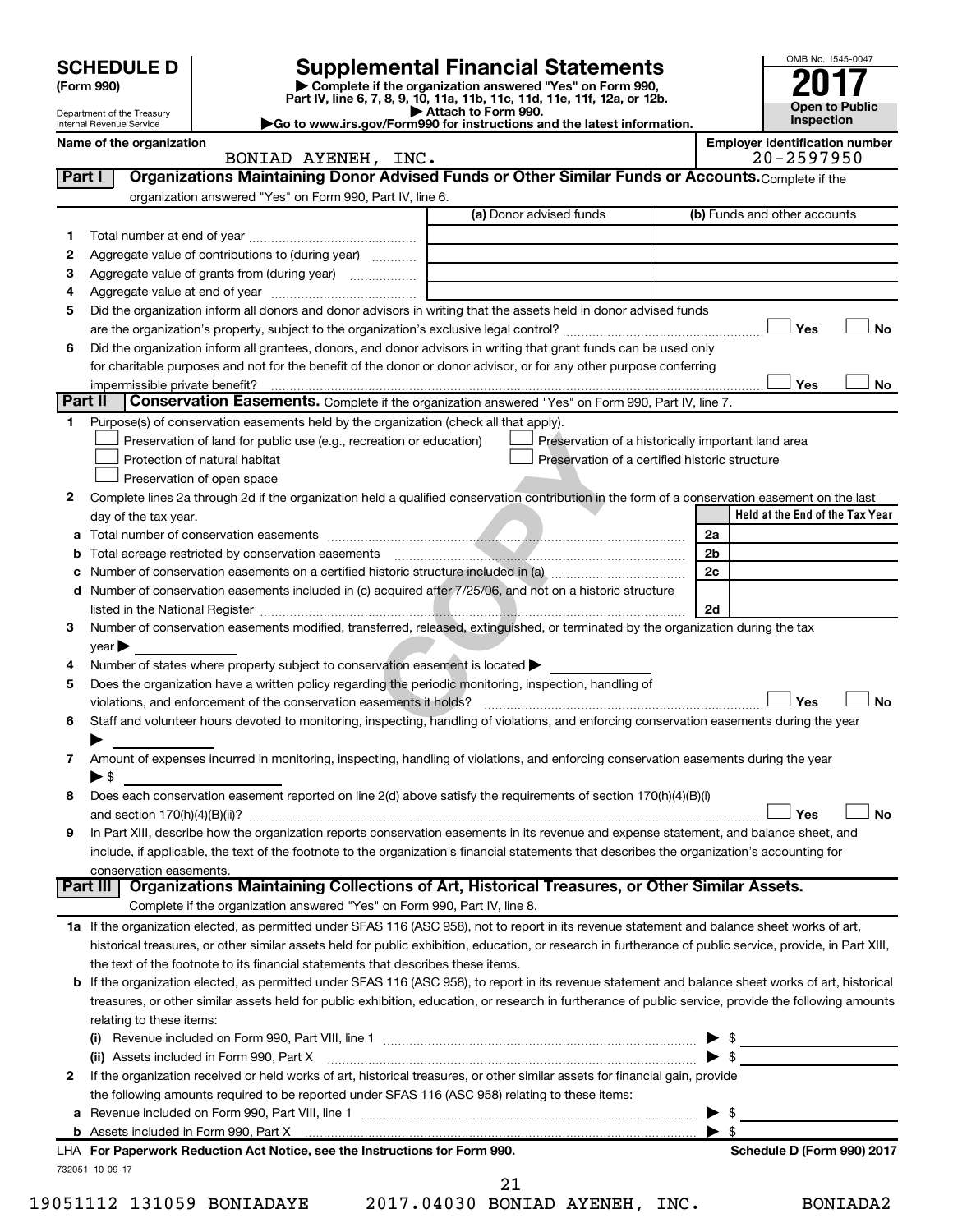**SCHEDULE D**
**(Form 990)**

Department of the Treasury
Internal Revenue Service

# Supplemental Financial Statements

▶ Complete if the organization answered "Yes" on Form 990, Part IV, line 6, 7, 8, 9, 10, 11a, 11b, 11c, 11d, 11e, 11f, 12a, or 12b.
▶ Attach to Form 990.
▶Go to www.irs.gov/Form990 for instructions and the latest information.

OMB No. 1545-0047
**2017**
**Open to Public Inspection**

**Name of the organization**
BONIAD AYENEH, INC.

**Employer identification number**
20-2597950

## Part I — Organizations Maintaining Donor Advised Funds or Other Similar Funds or Accounts.

Complete if the organization answered "Yes" on Form 990, Part IV, line 6.

| | | (a) Donor advised funds | (b) Funds and other accounts |
|---|---|---|---|
| 1 | Total number at end of year | | |
| 2 | Aggregate value of contributions to (during year) | | |
| 3 | Aggregate value of grants from (during year) | | |
| 4 | Aggregate value at end of year | | |

5 Did the organization inform all donors and donor advisors in writing that the assets held in donor advised funds are the organization's property, subject to the organization's exclusive legal control? ☐ Yes ☐ No

6 Did the organization inform all grantees, donors, and donor advisors in writing that grant funds can be used only for charitable purposes and not for the benefit of the donor or donor advisor, or for any other purpose conferring impermissible private benefit? ☐ Yes ☐ No

## Part II — Conservation Easements.

Complete if the organization answered "Yes" on Form 990, Part IV, line 7.

1 Purpose(s) of conservation easements held by the organization (check all that apply).

- ☐ Preservation of land for public use (e.g., recreation or education)
- ☐ Protection of natural habitat
- ☐ Preservation of open space
- ☐ Preservation of a historically important land area
- ☐ Preservation of a certified historic structure

2 Complete lines 2a through 2d if the organization held a qualified conservation contribution in the form of a conservation easement on the last day of the tax year.

| | | | Held at the End of the Tax Year |
|---|---|---|---|
| a | Total number of conservation easements | 2a | |
| b | Total acreage restricted by conservation easements | 2b | |
| c | Number of conservation easements on a certified historic structure included in (a) | 2c | |
| d | Number of conservation easements included in (c) acquired after 7/25/06, and not on a historic structure listed in the National Register | 2d | |

3 Number of conservation easements modified, transferred, released, extinguished, or terminated by the organization during the tax year ▶

4 Number of states where property subject to conservation easement is located ▶

5 Does the organization have a written policy regarding the periodic monitoring, inspection, handling of violations, and enforcement of the conservation easements it holds? ☐ Yes ☐ No

6 Staff and volunteer hours devoted to monitoring, inspecting, handling of violations, and enforcing conservation easements during the year ▶

7 Amount of expenses incurred in monitoring, inspecting, handling of violations, and enforcing conservation easements during the year ▶ $

8 Does each conservation easement reported on line 2(d) above satisfy the requirements of section 170(h)(4)(B)(i) and section 170(h)(4)(B)(ii)? ☐ Yes ☐ No

9 In Part XIII, describe how the organization reports conservation easements in its revenue and expense statement, and balance sheet, and include, if applicable, the text of the footnote to the organization's financial statements that describes the organization's accounting for conservation easements.

## Part III — Organizations Maintaining Collections of Art, Historical Treasures, or Other Similar Assets.

Complete if the organization answered "Yes" on Form 990, Part IV, line 8.

1a If the organization elected, as permitted under SFAS 116 (ASC 958), not to report in its revenue statement and balance sheet works of art, historical treasures, or other similar assets held for public exhibition, education, or research in furtherance of public service, provide, in Part XIII, the text of the footnote to its financial statements that describes these items.

b If the organization elected, as permitted under SFAS 116 (ASC 958), to report in its revenue statement and balance sheet works of art, historical treasures, or other similar assets held for public exhibition, education, or research in furtherance of public service, provide the following amounts relating to these items:

(i) Revenue included on Form 990, Part VIII, line 1 ▶ $

(ii) Assets included in Form 990, Part X ▶ $

2 If the organization received or held works of art, historical treasures, or other similar assets for financial gain, provide the following amounts required to be reported under SFAS 116 (ASC 958) relating to these items:

a Revenue included on Form 990, Part VIII, line 1 ▶ $

b Assets included in Form 990, Part X ▶ $

LHA **For Paperwork Reduction Act Notice, see the Instructions for Form 990.** **Schedule D (Form 990) 2017**

732051 10-09-17

19051112 131059 BONIADAYE 2017.04030 BONIAD AYENEH, INC. BONIADA2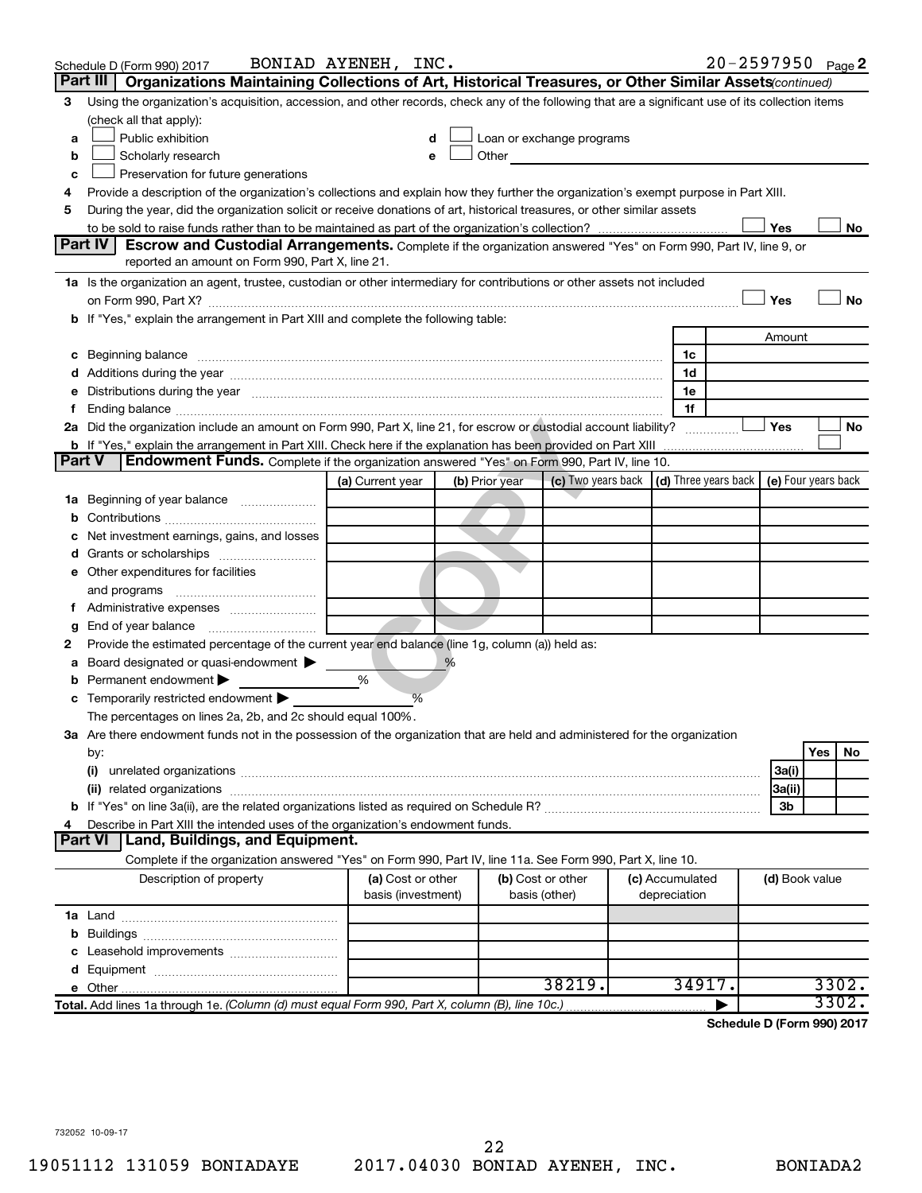Schedule D (Form 990) 2017 BONIAD AYENEH, INC. 20-2597950 Page 2

## Part III Organizations Maintaining Collections of Art, Historical Treasures, or Other Similar Assets *(continued)*

**3** Using the organization's acquisition, accession, and other records, check any of the following that are a significant use of its collection items (check all that apply):

- **a** ☐ Public exhibition
- **b** ☐ Scholarly research
- **c** ☐ Preservation for future generations
- **d** ☐ Loan or exchange programs
- **e** ☐ Other

**4** Provide a description of the organization's collections and explain how they further the organization's exempt purpose in Part XIII.

**5** During the year, did the organization solicit or receive donations of art, historical treasures, or other similar assets to be sold to raise funds rather than to be maintained as part of the organization's collection? ☐ Yes ☐ No

## Part IV Escrow and Custodial Arrangements.

Complete if the organization answered "Yes" on Form 990, Part IV, line 9, or reported an amount on Form 990, Part X, line 21.

**1a** Is the organization an agent, trustee, custodian or other intermediary for contributions or other assets not included on Form 990, Part X? ☐ Yes ☐ No

**b** If "Yes," explain the arrangement in Part XIII and complete the following table:

| | | Amount |
|---|---|---|
| **c** Beginning balance | 1c | |
| **d** Additions during the year | 1d | |
| **e** Distributions during the year | 1e | |
| **f** Ending balance | 1f | |

**2a** Did the organization include an amount on Form 990, Part X, line 21, for escrow or custodial account liability? ☐ Yes ☐ No

**b** If "Yes," explain the arrangement in Part XIII. Check here if the explanation has been provided on Part XIII ☐

## Part V Endowment Funds.

Complete if the organization answered "Yes" on Form 990, Part IV, line 10.

| | (a) Current year | (b) Prior year | (c) Two years back | (d) Three years back | (e) Four years back |
|---|---|---|---|---|---|
| **1a** Beginning of year balance | | | | | |
| **b** Contributions | | | | | |
| **c** Net investment earnings, gains, and losses | | | | | |
| **d** Grants or scholarships | | | | | |
| **e** Other expenditures for facilities and programs | | | | | |
| **f** Administrative expenses | | | | | |
| **g** End of year balance | | | | | |

**2** Provide the estimated percentage of the current year end balance (line 1g, column (a)) held as:

- **a** Board designated or quasi-endowment ▶ %
- **b** Permanent endowment ▶ %
- **c** Temporarily restricted endowment ▶ %

The percentages on lines 2a, 2b, and 2c should equal 100%.

**3a** Are there endowment funds not in the possession of the organization that are held and administered for the organization by:

| | | Yes | No |
|---|---|---|---|
| **(i)** unrelated organizations | 3a(i) | | |
| **(ii)** related organizations | 3a(ii) | | |
| **b** If "Yes" on line 3a(ii), are the related organizations listed as required on Schedule R? | 3b | | |

**4** Describe in Part XIII the intended uses of the organization's endowment funds.

## Part VI Land, Buildings, and Equipment.

Complete if the organization answered "Yes" on Form 990, Part IV, line 11a. See Form 990, Part X, line 10.

| Description of property | (a) Cost or other basis (investment) | (b) Cost or other basis (other) | (c) Accumulated depreciation | (d) Book value |
|---|---|---|---|---|
| **1a** Land | | | | |
| **b** Buildings | | | | |
| **c** Leasehold improvements | | | | |
| **d** Equipment | | | | |
| **e** Other | | 38219. | 34917. | 3302. |
| **Total.** Add lines 1a through 1e. *(Column (d) must equal Form 990, Part X, column (B), line 10c.)* ▶ | | | | 3302. |

**Schedule D (Form 990) 2017**

732052 10-09-17

19051112 131059 BONIADAYE 2017.04030 BONIAD AYENEH, INC. BONIADA2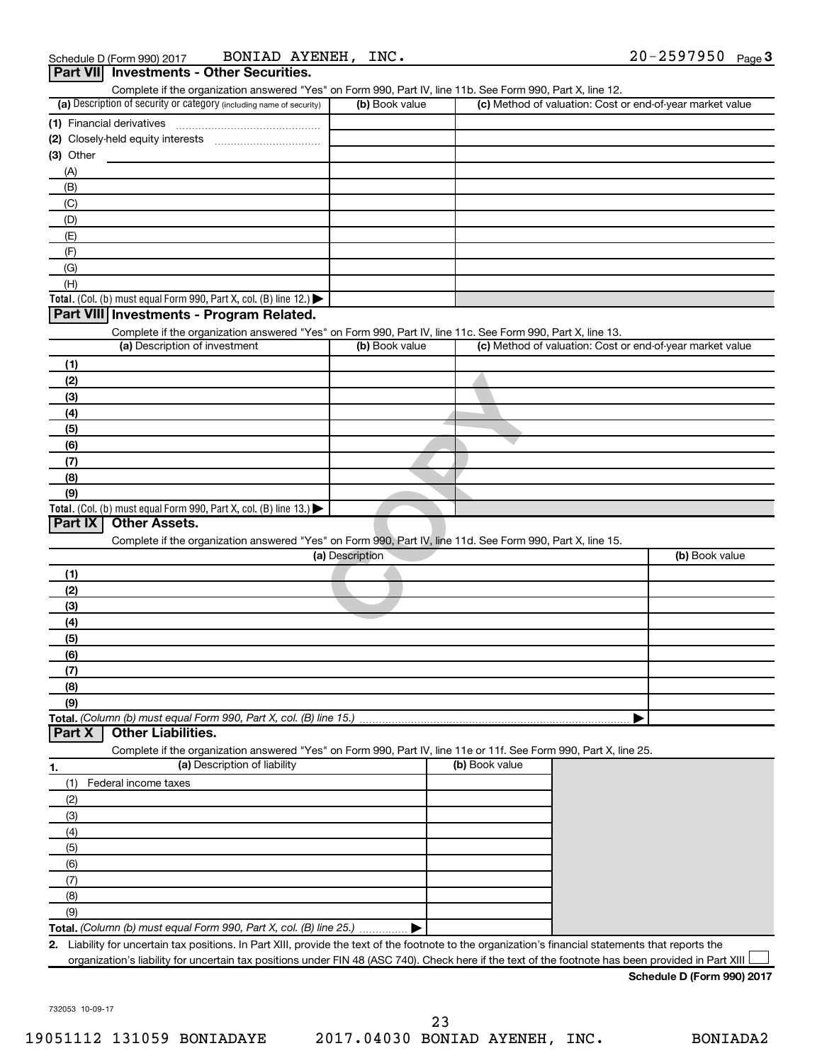Schedule D (Form 990) 2017 BONIAD AYENEH, INC. 20-2597950 Page 3

## Part VII Investments - Other Securities.

Complete if the organization answered "Yes" on Form 990, Part IV, line 11b. See Form 990, Part X, line 12.

| (a) Description of security or category (including name of security) | (b) Book value | (c) Method of valuation: Cost or end-of-year market value |
|---|---|---|
| (1) Financial derivatives | | |
| (2) Closely-held equity interests | | |
| (3) Other | | |
| (A) | | |
| (B) | | |
| (C) | | |
| (D) | | |
| (E) | | |
| (F) | | |
| (G) | | |
| (H) | | |
| **Total.** (Col. (b) must equal Form 990, Part X, col. (B) line 12.) ▶ | | |

## Part VIII Investments - Program Related.

Complete if the organization answered "Yes" on Form 990, Part IV, line 11c. See Form 990, Part X, line 13.

| (a) Description of investment | (b) Book value | (c) Method of valuation: Cost or end-of-year market value |
|---|---|---|
| (1) | | |
| (2) | | |
| (3) | | |
| (4) | | |
| (5) | | |
| (6) | | |
| (7) | | |
| (8) | | |
| (9) | | |
| **Total.** (Col. (b) must equal Form 990, Part X, col. (B) line 13.) ▶ | | |

## Part IX Other Assets.

Complete if the organization answered "Yes" on Form 990, Part IV, line 11d. See Form 990, Part X, line 15.

| (a) Description | (b) Book value |
|---|---|
| (1) | |
| (2) | |
| (3) | |
| (4) | |
| (5) | |
| (6) | |
| (7) | |
| (8) | |
| (9) | |
| **Total.** *(Column (b) must equal Form 990, Part X, col. (B) line 15.)* ▶ | |

## Part X Other Liabilities.

Complete if the organization answered "Yes" on Form 990, Part IV, line 11e or 11f. See Form 990, Part X, line 25.

| 1. (a) Description of liability | (b) Book value |
|---|---|
| (1) Federal income taxes | |
| (2) | |
| (3) | |
| (4) | |
| (5) | |
| (6) | |
| (7) | |
| (8) | |
| (9) | |
| **Total.** *(Column (b) must equal Form 990, Part X, col. (B) line 25.)* ▶ | |

**2.** Liability for uncertain tax positions. In Part XIII, provide the text of the footnote to the organization's financial statements that reports the organization's liability for uncertain tax positions under FIN 48 (ASC 740). Check here if the text of the footnote has been provided in Part XIII ☐

**Schedule D (Form 990) 2017**

732053 10-09-17

19051112 131059 BONIADAYE 2017.04030 BONIAD AYENEH, INC. BONIADA2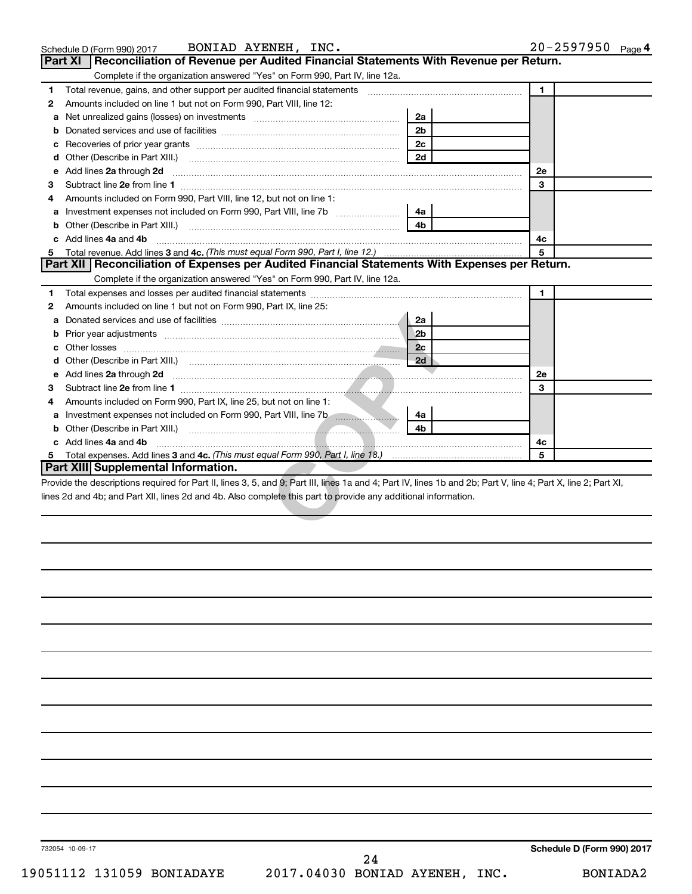Schedule D (Form 990) 2017 BONIAD AYENEH, INC. 20-2597950 Page 4

## Part XI Reconciliation of Revenue per Audited Financial Statements With Revenue per Return.

Complete if the organization answered "Yes" on Form 990, Part IV, line 12a.

| | | | | | |
|---|---|---|---|---|---|
| 1 | Total revenue, gains, and other support per audited financial statements | | | 1 | |
| 2 | Amounts included on line 1 but not on Form 990, Part VIII, line 12: | | | | |
| a | Net unrealized gains (losses) on investments | 2a | | | |
| b | Donated services and use of facilities | 2b | | | |
| c | Recoveries of prior year grants | 2c | | | |
| d | Other (Describe in Part XIII.) | 2d | | | |
| e | Add lines **2a** through **2d** | | | 2e | |
| 3 | Subtract line **2e** from line **1** | | | 3 | |
| 4 | Amounts included on Form 990, Part VIII, line 12, but not on line 1: | | | | |
| a | Investment expenses not included on Form 990, Part VIII, line 7b | 4a | | | |
| b | Other (Describe in Part XIII.) | 4b | | | |
| c | Add lines **4a** and **4b** | | | 4c | |
| 5 | Total revenue. Add lines **3** and **4c.** *(This must equal Form 990, Part I, line 12.)* | | | 5 | |

## Part XII Reconciliation of Expenses per Audited Financial Statements With Expenses per Return.

Complete if the organization answered "Yes" on Form 990, Part IV, line 12a.

| | | | | | |
|---|---|---|---|---|---|
| 1 | Total expenses and losses per audited financial statements | | | 1 | |
| 2 | Amounts included on line 1 but not on Form 990, Part IX, line 25: | | | | |
| a | Donated services and use of facilities | 2a | | | |
| b | Prior year adjustments | 2b | | | |
| c | Other losses | 2c | | | |
| d | Other (Describe in Part XIII.) | 2d | | | |
| e | Add lines **2a** through **2d** | | | 2e | |
| 3 | Subtract line **2e** from line **1** | | | 3 | |
| 4 | Amounts included on Form 990, Part IX, line 25, but not on line 1: | | | | |
| a | Investment expenses not included on Form 990, Part VIII, line 7b | 4a | | | |
| b | Other (Describe in Part XIII.) | 4b | | | |
| c | Add lines **4a** and **4b** | | | 4c | |
| 5 | Total expenses. Add lines **3** and **4c.** *(This must equal Form 990, Part I, line 18.)* | | | 5 | |

## Part XIII Supplemental Information.

Provide the descriptions required for Part II, lines 3, 5, and 9; Part III, lines 1a and 4; Part IV, lines 1b and 2b; Part V, line 4; Part X, line 2; Part XI, lines 2d and 4b; and Part XII, lines 2d and 4b. Also complete this part to provide any additional information.

COPY

732054 10-09-17 **Schedule D (Form 990) 2017**

19051112 131059 BONIADAYE 2017.04030 BONIAD AYENEH, INC. BONIADA2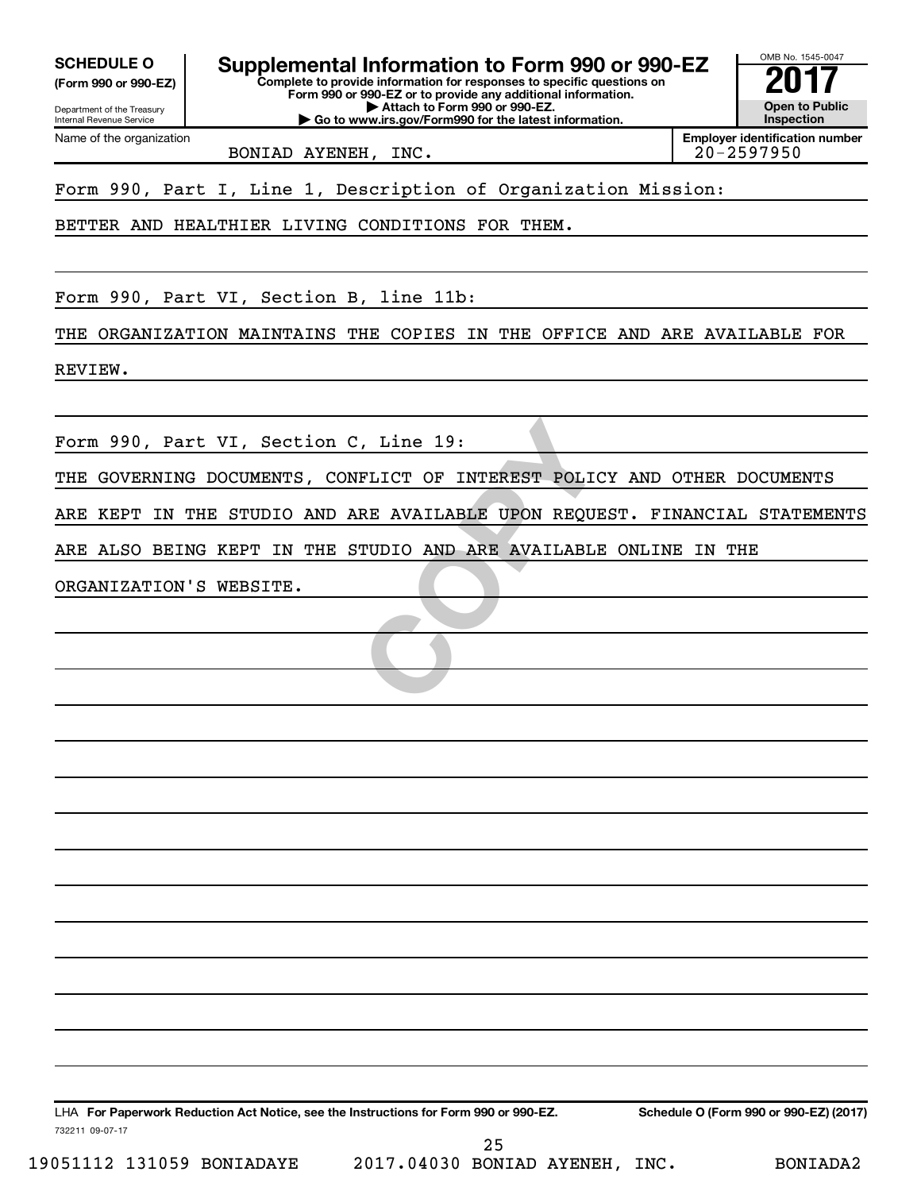**SCHEDULE O**
**(Form 990 or 990-EZ)**

Department of the Treasury
Internal Revenue Service

# Supplemental Information to Form 990 or 990-EZ

**Complete to provide information for responses to specific questions on Form 990 or 990-EZ or to provide any additional information.**
**▶ Attach to Form 990 or 990-EZ.**
**▶ Go to www.irs.gov/Form990 for the latest information.**

OMB No. 1545-0047

**2017**

**Open to Public Inspection**

Name of the organization: BONIAD AYENEH, INC.

**Employer identification number:** 20-2597950

Form 990, Part I, Line 1, Description of Organization Mission:

BETTER AND HEALTHIER LIVING CONDITIONS FOR THEM.

Form 990, Part VI, Section B, line 11b:

THE ORGANIZATION MAINTAINS THE COPIES IN THE OFFICE AND ARE AVAILABLE FOR REVIEW.

Form 990, Part VI, Section C, Line 19:

THE GOVERNING DOCUMENTS, CONFLICT OF INTEREST POLICY AND OTHER DOCUMENTS ARE KEPT IN THE STUDIO AND ARE AVAILABLE UPON REQUEST. FINANCIAL STATEMENTS ARE ALSO BEING KEPT IN THE STUDIO AND ARE AVAILABLE ONLINE IN THE ORGANIZATION'S WEBSITE.

LHA **For Paperwork Reduction Act Notice, see the Instructions for Form 990 or 990-EZ.** **Schedule O (Form 990 or 990-EZ) (2017)**

732211 09-07-17

19051112 131059 BONIADAYE 2017.04030 BONIAD AYENEH, INC. BONIADA2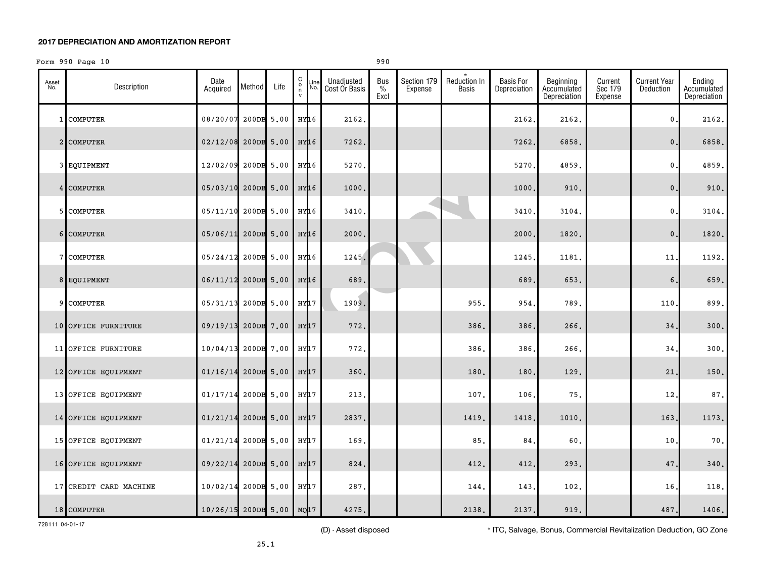## 2017 DEPRECIATION AND AMORTIZATION REPORT

Form 990 Page 10 990

| Asset No. | Description | Date Acquired | Method | Life | C o n v | Line No. | Unadjusted Cost Or Basis | Bus % Excl | Section 179 Expense | * Reduction In Basis | Basis For Depreciation | Beginning Accumulated Depreciation | Current Sec 179 Expense | Current Year Deduction | Ending Accumulated Depreciation |
|---|---|---|---|---|---|---|---|---|---|---|---|---|---|---|---|
| 1 | COMPUTER | 08/20/07 | 200DB | 5.00 | HY | 16 | 2162. | | | | 2162. | 2162. | | 0. | 2162. |
| 2 | COMPUTER | 02/12/08 | 200DB | 5.00 | HY | 16 | 7262. | | | | 7262. | 6858. | | 0. | 6858. |
| 3 | EQUIPMENT | 12/02/09 | 200DB | 5.00 | HY | 16 | 5270. | | | | 5270. | 4859. | | 0. | 4859. |
| 4 | COMPUTER | 05/03/10 | 200DB | 5.00 | HY | 16 | 1000. | | | | 1000. | 910. | | 0. | 910. |
| 5 | COMPUTER | 05/11/10 | 200DB | 5.00 | HY | 16 | 3410. | | | | 3410. | 3104. | | 0. | 3104. |
| 6 | COMPUTER | 05/06/11 | 200DB | 5.00 | HY | 16 | 2000. | | | | 2000. | 1820. | | 0. | 1820. |
| 7 | COMPUTER | 05/24/12 | 200DB | 5.00 | HY | 16 | 1245. | | | | 1245. | 1181. | | 11. | 1192. |
| 8 | EQUIPMENT | 06/11/12 | 200DB | 5.00 | HY | 16 | 689. | | | | 689. | 653. | | 6. | 659. |
| 9 | COMPUTER | 05/31/13 | 200DB | 5.00 | HY | 17 | 1909. | | | 955. | 954. | 789. | | 110. | 899. |
| 10 | OFFICE FURNITURE | 09/19/13 | 200DB | 7.00 | HY | 17 | 772. | | | 386. | 386. | 266. | | 34. | 300. |
| 11 | OFFICE FURNITURE | 10/04/13 | 200DB | 7.00 | HY | 17 | 772. | | | 386. | 386. | 266. | | 34. | 300. |
| 12 | OFFICE EQUIPMENT | 01/16/14 | 200DB | 5.00 | HY | 17 | 360. | | | 180. | 180. | 129. | | 21. | 150. |
| 13 | OFFICE EQUIPMENT | 01/17/14 | 200DB | 5.00 | HY | 17 | 213. | | | 107. | 106. | 75. | | 12. | 87. |
| 14 | OFFICE EQUIPMENT | 01/21/14 | 200DB | 5.00 | HY | 17 | 2837. | | | 1419. | 1418. | 1010. | | 163. | 1173. |
| 15 | OFFICE EQUIPMENT | 01/21/14 | 200DB | 5.00 | HY | 17 | 169. | | | 85. | 84. | 60. | | 10. | 70. |
| 16 | OFFICE EQUIPMENT | 09/22/14 | 200DB | 5.00 | HY | 17 | 824. | | | 412. | 412. | 293. | | 47. | 340. |
| 17 | CREDIT CARD MACHINE | 10/02/14 | 200DB | 5.00 | HY | 17 | 287. | | | 144. | 143. | 102. | | 16. | 118. |
| 18 | COMPUTER | 10/26/15 | 200DB | 5.00 | MQ | 17 | 4275. | | | 2138. | 2137. | 919. | | 487. | 1406. |

728111 04-01-17

(D) - Asset disposed

* ITC, Salvage, Bonus, Commercial Revitalization Deduction, GO Zone

25.1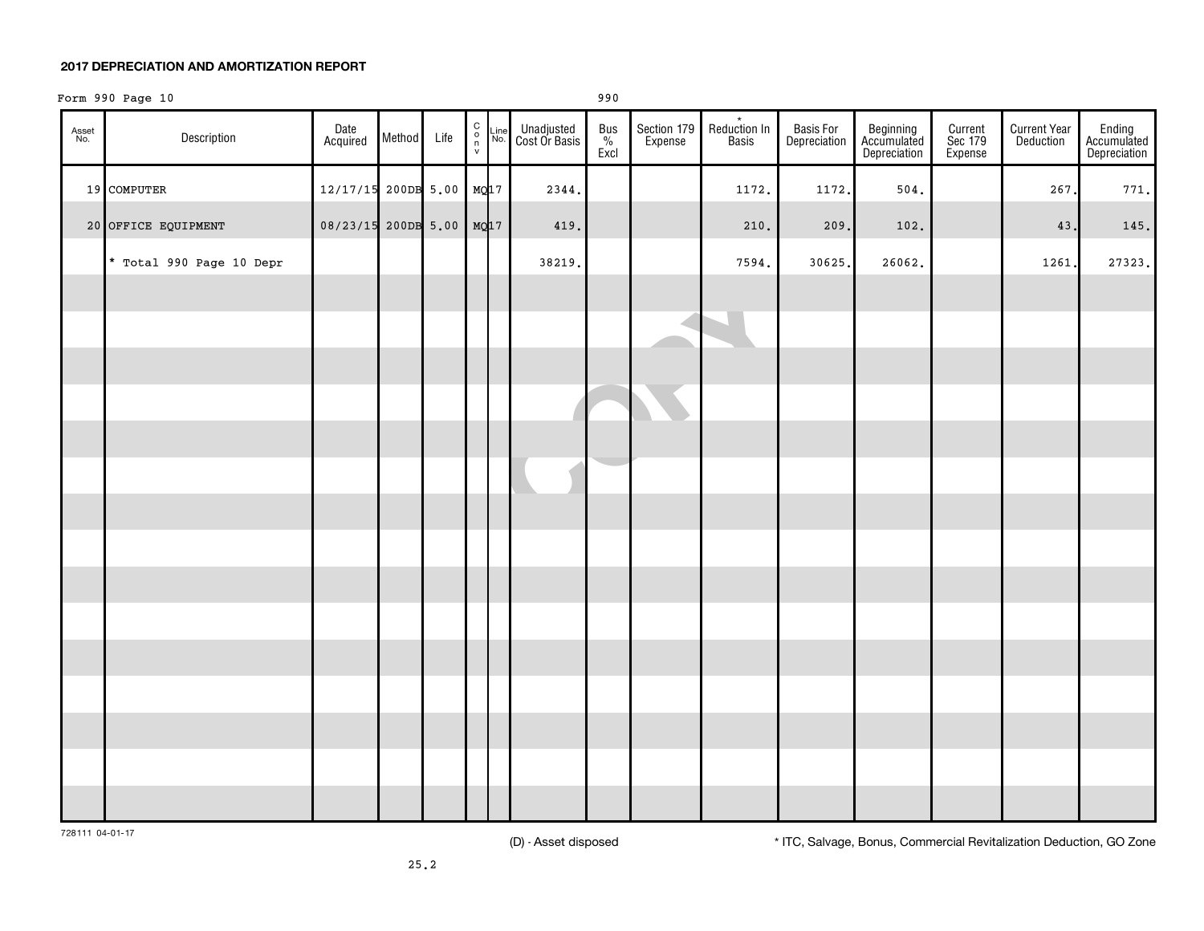## 2017 DEPRECIATION AND AMORTIZATION REPORT

Form 990 Page 10 990

| Asset No. | Description | Date Acquired | Method | Life | C o n v | Line No. | Unadjusted Cost Or Basis | Bus % Excl | Section 179 Expense | * Reduction In Basis | Basis For Depreciation | Beginning Accumulated Depreciation | Current Sec 179 Expense | Current Year Deduction | Ending Accumulated Depreciation |
|---|---|---|---|---|---|---|---|---|---|---|---|---|---|---|---|
| 19 | COMPUTER | 12/17/15 | 200DB | 5.00 | MQ | 17 | 2344. | | | 1172. | 1172. | 504. | | 267. | 771. |
| 20 | OFFICE EQUIPMENT | 08/23/15 | 200DB | 5.00 | MQ | 17 | 419. | | | 210. | 209. | 102. | | 43. | 145. |
| | * Total 990 Page 10 Depr | | | | | | 38219. | | | 7594. | 30625. | 26062. | | 1261. | 27323. |

728111 04-01-17

(D) - Asset disposed

* ITC, Salvage, Bonus, Commercial Revitalization Deduction, GO Zone

25.2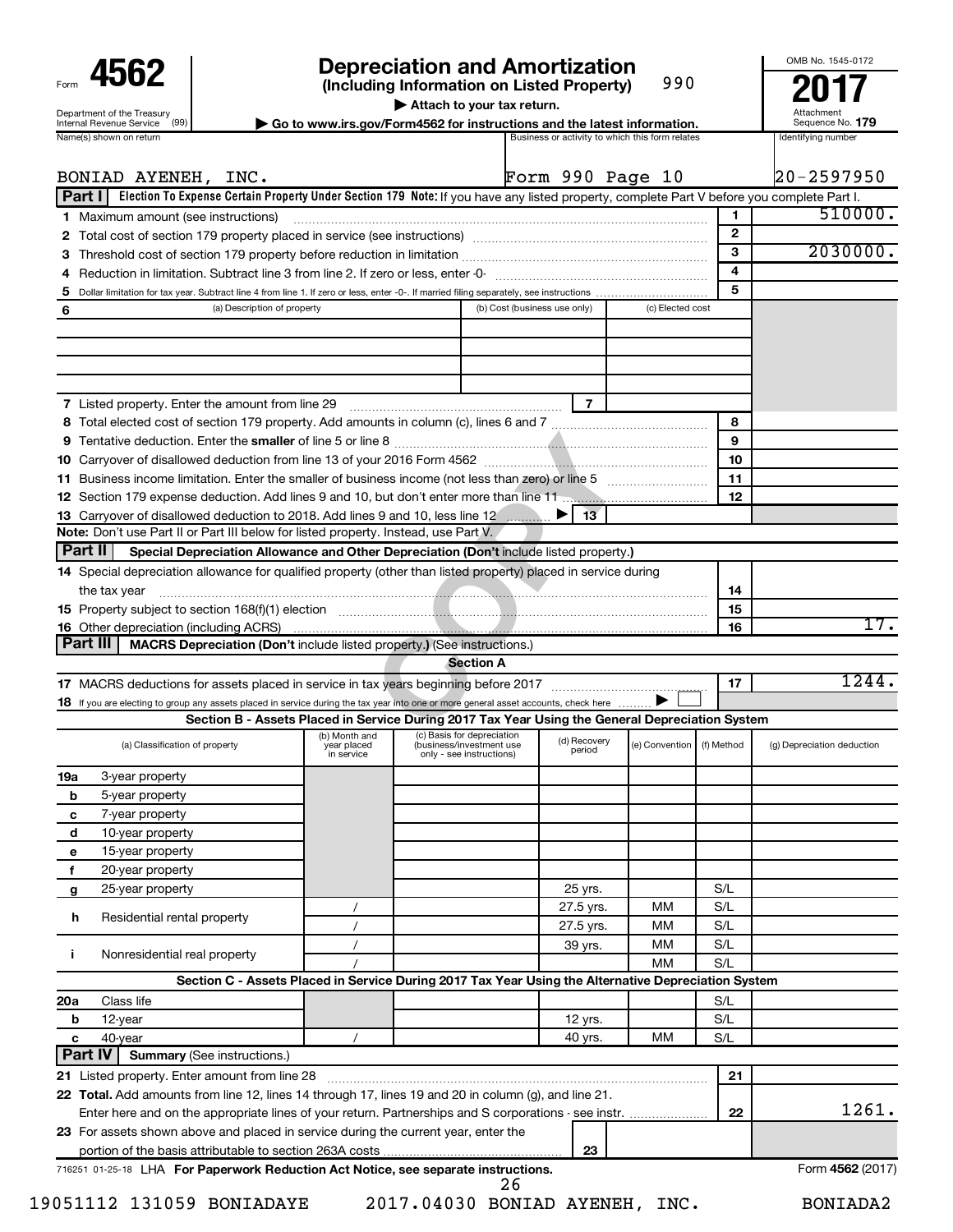Form **4562**

Department of the Treasury
Internal Revenue Service (99)

# Depreciation and Amortization
**(Including Information on Listed Property)** 990

▶ Attach to your tax return.

▶ Go to www.irs.gov/Form4562 for instructions and the latest information.

OMB No. 1545-0172

**2017**

Attachment Sequence No. **179**

| Name(s) shown on return | Business or activity to which this form relates | Identifying number |
|---|---|---|
| BONIAD AYENEH, INC. | Form 990 Page 10 | 20-2597950 |

**Part I** Election To Expense Certain Property Under Section 179 **Note:** If you have any listed property, complete Part V before you complete Part I.

| | | | |
|---|---|---|---|
| **1** Maximum amount (see instructions) | | 1 | 510000. |
| **2** Total cost of section 179 property placed in service (see instructions) | | 2 | |
| **3** Threshold cost of section 179 property before reduction in limitation | | 3 | 2030000. |
| **4** Reduction in limitation. Subtract line 3 from line 2. If zero or less, enter -0- | | 4 | |
| **5** Dollar limitation for tax year. Subtract line 4 from line 1. If zero or less, enter -0-. If married filing separately, see instructions | | 5 | |

| **6** (a) Description of property | (b) Cost (business use only) | (c) Elected cost |
|---|---|---|
| | | |
| | | |
| | | |
| | | |

| | | | |
|---|---|---|---|
| **7** Listed property. Enter the amount from line 29 | 7 | | |
| **8** Total elected cost of section 179 property. Add amounts in column (c), lines 6 and 7 | | 8 | |
| **9** Tentative deduction. Enter the **smaller** of line 5 or line 8 | | 9 | |
| **10** Carryover of disallowed deduction from line 13 of your 2016 Form 4562 | | 10 | |
| **11** Business income limitation. Enter the smaller of business income (not less than zero) or line 5 | | 11 | |
| **12** Section 179 expense deduction. Add lines 9 and 10, but don't enter more than line 11 | | 12 | |
| **13** Carryover of disallowed deduction to 2018. Add lines 9 and 10, less line 12 ▶ | 13 | | |

**Note:** Don't use Part II or Part III below for listed property. Instead, use Part V.

**Part II** Special Depreciation Allowance and Other Depreciation (Don't include listed property.)

| | | |
|---|---|---|
| **14** Special depreciation allowance for qualified property (other than listed property) placed in service during the tax year | 14 | |
| **15** Property subject to section 168(f)(1) election | 15 | |
| **16** Other depreciation (including ACRS) | 16 | 17. |

**Part III** MACRS Depreciation (Don't include listed property.) (See instructions.)

**Section A**

| | | |
|---|---|---|
| **17** MACRS deductions for assets placed in service in tax years beginning before 2017 | 17 | 1244. |
| **18** If you are electing to group any assets placed in service during the tax year into one or more general asset accounts, check here ▶ ☐ | | |

**Section B - Assets Placed in Service During 2017 Tax Year Using the General Depreciation System**

| (a) Classification of property | (b) Month and year placed in service | (c) Basis for depreciation (business/investment use only - see instructions) | (d) Recovery period | (e) Convention | (f) Method | (g) Depreciation deduction |
|---|---|---|---|---|---|---|
| **19a** 3-year property | | | | | | |
| **b** 5-year property | | | | | | |
| **c** 7-year property | | | | | | |
| **d** 10-year property | | | | | | |
| **e** 15-year property | | | | | | |
| **f** 20-year property | | | | | | |
| **g** 25-year property | | | 25 yrs. | | S/L | |
| **h** Residential rental property | / | | 27.5 yrs. | MM | S/L | |
| | / | | 27.5 yrs. | MM | S/L | |
| **i** Nonresidential real property | / | | 39 yrs. | MM | S/L | |
| | / | | | MM | S/L | |

**Section C - Assets Placed in Service During 2017 Tax Year Using the Alternative Depreciation System**

| | | | | | | |
|---|---|---|---|---|---|---|
| **20a** Class life | | | | | S/L | |
| **b** 12-year | | | 12 yrs. | | S/L | |
| **c** 40-year | / | | 40 yrs. | MM | S/L | |

**Part IV** Summary (See instructions.)

| | | |
|---|---|---|
| **21** Listed property. Enter amount from line 28 | 21 | |
| **22 Total.** Add amounts from line 12, lines 14 through 17, lines 19 and 20 in column (g), and line 21. Enter here and on the appropriate lines of your return. Partnerships and S corporations - see instr. | 22 | 1261. |
| **23** For assets shown above and placed in service during the current year, enter the portion of the basis attributable to section 263A costs | 23 | |

716251 01-25-18 LHA **For Paperwork Reduction Act Notice, see separate instructions.** Form **4562** (2017)

19051112 131059 BONIADAYE 2017.04030 BONIAD AYENEH, INC. BONIADA2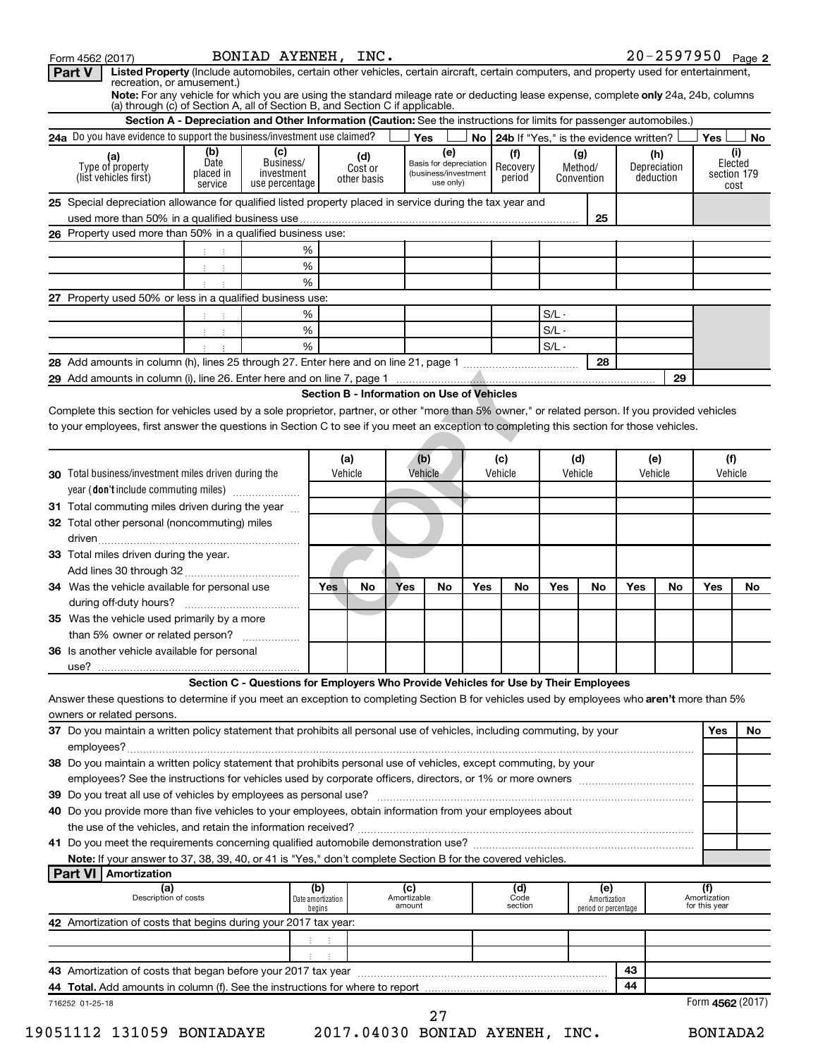Form 4562 (2017) BONIAD AYENEH, INC. 20-2597950 Page 2

**Part V** **Listed Property** (Include automobiles, certain other vehicles, certain aircraft, certain computers, and property used for entertainment, recreation, or amusement.)

**Note:** For any vehicle for which you are using the standard mileage rate or deducting lease expense, complete **only** 24a, 24b, columns (a) through (c) of Section A, all of Section B, and Section C if applicable.

### Section A - Depreciation and Other Information (Caution: See the instructions for limits for passenger automobiles.)

**24a** Do you have evidence to support the business/investment use claimed? Yes No **24b** If "Yes," is the evidence written? Yes No

| (a) Type of property (list vehicles first) | (b) Date placed in service | (c) Business/ investment use percentage | (d) Cost or other basis | (e) Basis for depreciation (business/investment use only) | (f) Recovery period | (g) Method/ Convention | (h) Depreciation deduction | (i) Elected section 179 cost |
|---|---|---|---|---|---|---|---|---|
| **25** Special depreciation allowance for qualified listed property placed in service during the tax year and used more than 50% in a qualified business use | | | | | | 25 | | |
| **26** Property used more than 50% in a qualified business use: | | | | | | | | |
| | | % | | | | | | |
| | | % | | | | | | |
| | | % | | | | | | |
| **27** Property used 50% or less in a qualified business use: | | | | | | | | |
| | | % | | | | S/L - | | |
| | | % | | | | S/L - | | |
| | | % | | | | S/L - | | |
| **28** Add amounts in column (h), lines 25 through 27. Enter here and on line 21, page 1 | | | | | | 28 | | |
| **29** Add amounts in column (i), line 26. Enter here and on line 7, page 1 | | | | | | | 29 | |

### Section B - Information on Use of Vehicles

Complete this section for vehicles used by a sole proprietor, partner, or other "more than 5% owner," or related person. If you provided vehicles to your employees, first answer the questions in Section C to see if you meet an exception to completing this section for those vehicles.

| | (a) Vehicle | | (b) Vehicle | | (c) Vehicle | | (d) Vehicle | | (e) Vehicle | | (f) Vehicle | |
|---|---|---|---|---|---|---|---|---|---|---|---|---|
| **30** Total business/investment miles driven during the year (**don't** include commuting miles) | | | | | | | | | | | | |
| **31** Total commuting miles driven during the year | | | | | | | | | | | | |
| **32** Total other personal (noncommuting) miles driven | | | | | | | | | | | | |
| **33** Total miles driven during the year. Add lines 30 through 32 | | | | | | | | | | | | |
| | Yes | No | Yes | No | Yes | No | Yes | No | Yes | No | Yes | No |
| **34** Was the vehicle available for personal use during off-duty hours? | | | | | | | | | | | | |
| **35** Was the vehicle used primarily by a more than 5% owner or related person? | | | | | | | | | | | | |
| **36** Is another vehicle available for personal use? | | | | | | | | | | | | |

### Section C - Questions for Employers Who Provide Vehicles for Use by Their Employees

Answer these questions to determine if you meet an exception to completing Section B for vehicles used by employees who **aren't** more than 5% owners or related persons.

| | Yes | No |
|---|---|---|
| **37** Do you maintain a written policy statement that prohibits all personal use of vehicles, including commuting, by your employees? | | |
| **38** Do you maintain a written policy statement that prohibits personal use of vehicles, except commuting, by your employees? See the instructions for vehicles used by corporate officers, directors, or 1% or more owners | | |
| **39** Do you treat all use of vehicles by employees as personal use? | | |
| **40** Do you provide more than five vehicles to your employees, obtain information from your employees about the use of the vehicles, and retain the information received? | | |
| **41** Do you meet the requirements concerning qualified automobile demonstration use? | | |

**Note:** If your answer to 37, 38, 39, 40, or 41 is "Yes," don't complete Section B for the covered vehicles.

**Part VI** **Amortization**

| (a) Description of costs | (b) Date amortization begins | (c) Amortizable amount | (d) Code section | (e) Amortization period or percentage | (f) Amortization for this year |
|---|---|---|---|---|---|
| **42** Amortization of costs that begins during your 2017 tax year: | | | | | |
| | | | | | |
| | | | | | |
| **43** Amortization of costs that began before your 2017 tax year | | | | 43 | |
| **44 Total.** Add amounts in column (f). See the instructions for where to report | | | | 44 | |

716252 01-25-18 Form **4562** (2017)

19051112 131059 BONIADAYE 2017.04030 BONIAD AYENEH, INC. BONIADA2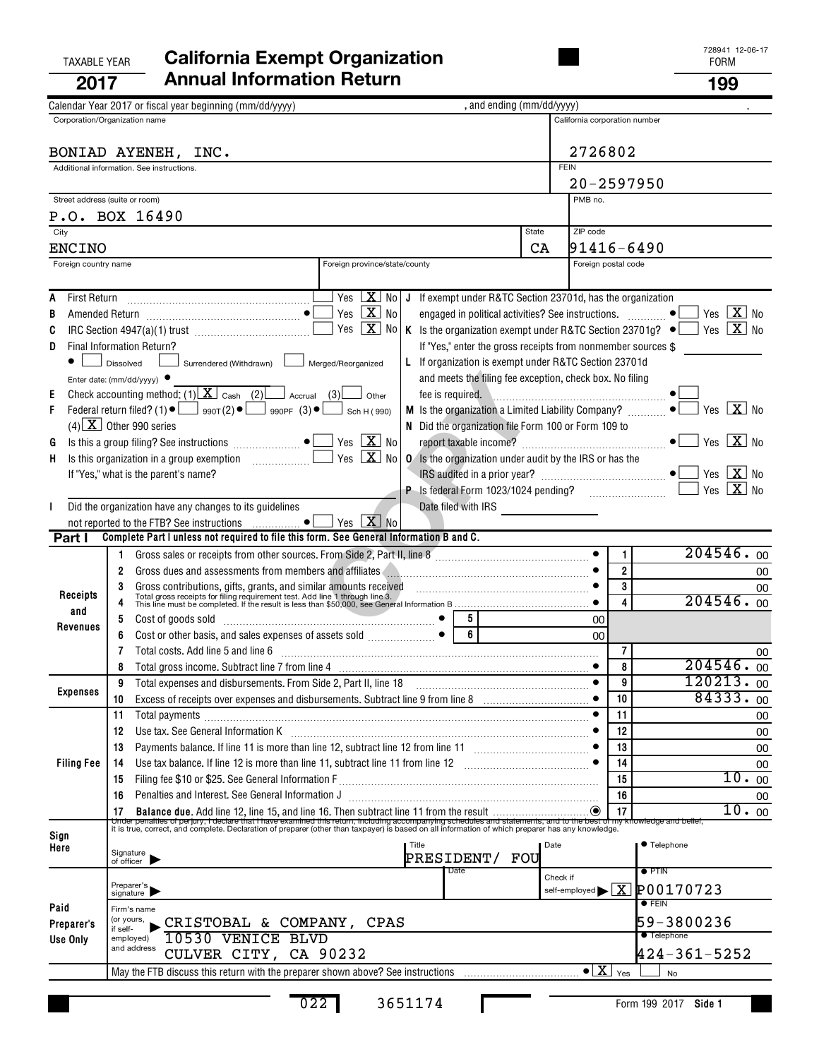728941 12-06-17

TAXABLE YEAR **2017**

# California Exempt Organization Annual Information Return

FORM **199**

Calendar Year 2017 or fiscal year beginning (mm/dd/yyyy) , and ending (mm/dd/yyyy) .

| Corporation/Organization name | California corporation number |
|---|---|
| BONIAD AYENEH, INC. | 2726802 |
| Additional information. See instructions. | FEIN 20-2597950 |
| Street address (suite or room) P.O. BOX 16490 | PMB no. |
| City ENCINO State CA | ZIP code 91416-6490 |
| Foreign country name / Foreign province/state/county | Foreign postal code |

A First Return ... Yes [ ] No [X]

B Amended Return ... Yes [ ] No [X]

C IRC Section 4947(a)(1) trust ... Yes [ ] No [X]

D Final Information Return? [ ] Dissolved [ ] Surrendered (Withdrawn) [ ] Merged/Reorganized

Enter date: (mm/dd/yyyy)

E Check accounting method: (1) [X] Cash (2) [ ] Accrual (3) [ ] Other

F Federal return filed? (1) [ ] 990T (2) [ ] 990PF (3) [ ] Sch H (990) (4) [X] Other 990 series

G Is this a group filing? See instructions ... Yes [ ] No [X]

H Is this organization in a group exemption ... Yes [ ] No [X]

If "Yes," what is the parent's name?

I Did the organization have any changes to its guidelines not reported to the FTB? See instructions ... Yes [ ] No [X]

J If exempt under R&TC Section 23701d, has the organization engaged in political activities? See instructions. ... Yes [ ] No [X]

K Is the organization exempt under R&TC Section 23701g? ... Yes [ ] No [X]

If "Yes," enter the gross receipts from nonmember sources $

L If organization is exempt under R&TC Section 23701d and meets the filing fee exception, check box. No filing fee is required. ... [ ]

M Is the organization a Limited Liability Company? ... Yes [ ] No [X]

N Did the organization file Form 100 or Form 109 to report taxable income? ... Yes [ ] No [X]

O Is the organization under audit by the IRS or has the IRS audited in a prior year? ... Yes [ ] No [X]

P Is federal Form 1023/1024 pending? ... Yes [ ] No [X]

Date filed with IRS

**Part I** Complete Part I unless not required to file this form. See General Information B and C.

| Section | Line | Description | | Line | Amount |
|---|---|---|---|---|---|
| Receipts and Revenues | 1 | Gross sales or receipts from other sources. From Side 2, Part II, line 8 | | 1 | 204546.00 |
| | 2 | Gross dues and assessments from members and affiliates | | 2 | 00 |
| | 3 | Gross contributions, gifts, grants, and similar amounts received | | 3 | 00 |
| | 4 | Total gross receipts for filing requirement test. Add line 1 through line 3. This line must be completed. If the result is less than $50,000, see General Information B | | 4 | 204546.00 |
| | 5 | Cost of goods sold | 5 &nbsp; 00 | | |
| | 6 | Cost or other basis, and sales expenses of assets sold | 6 &nbsp; 00 | | |
| | 7 | Total costs. Add line 5 and line 6 | | 7 | 00 |
| | 8 | Total gross income. Subtract line 7 from line 4 | | 8 | 204546.00 |
| Expenses | 9 | Total expenses and disbursements. From Side 2, Part II, line 18 | | 9 | 120213.00 |
| | 10 | Excess of receipts over expenses and disbursements. Subtract line 9 from line 8 | | 10 | 84333.00 |
| Filing Fee | 11 | Total payments | | 11 | 00 |
| | 12 | Use tax. See General Information K | | 12 | 00 |
| | 13 | Payments balance. If line 11 is more than line 12, subtract line 12 from line 11 | | 13 | 00 |
| | 14 | Use tax balance. If line 12 is more than line 11, subtract line 11 from line 12 | | 14 | 00 |
| | 15 | Filing fee $10 or $25. See General Information F | | 15 | 10.00 |
| | 16 | Penalties and Interest. See General Information J | | 16 | 00 |
| | 17 | **Balance due.** Add line 12, line 15, and line 16. Then subtract line 11 from the result | | 17 | 10.00 |

**Sign Here**

Under penalties of perjury, I declare that I have examined this return, including accompanying schedules and statements, and to the best of my knowledge and belief, it is true, correct, and complete. Declaration of preparer (other than taxpayer) is based on all information of which preparer has any knowledge.

Signature of officer | Title: PRESIDENT/ FOU | Date | Telephone

**Paid Preparer's Use Only**

Preparer's signature | Date | Check if self-employed [X] | PTIN P00170723

Firm's name (or yours, if self-employed) and address: CRISTOBAL & COMPANY, CPAS, 10530 VENICE BLVD, CULVER CITY, CA 90232

FEIN 59-3800236

Telephone 424-361-5252

May the FTB discuss this return with the preparer shown above? See instructions ... [X] Yes [ ] No

022 3651174

Form 199 2017 Side 1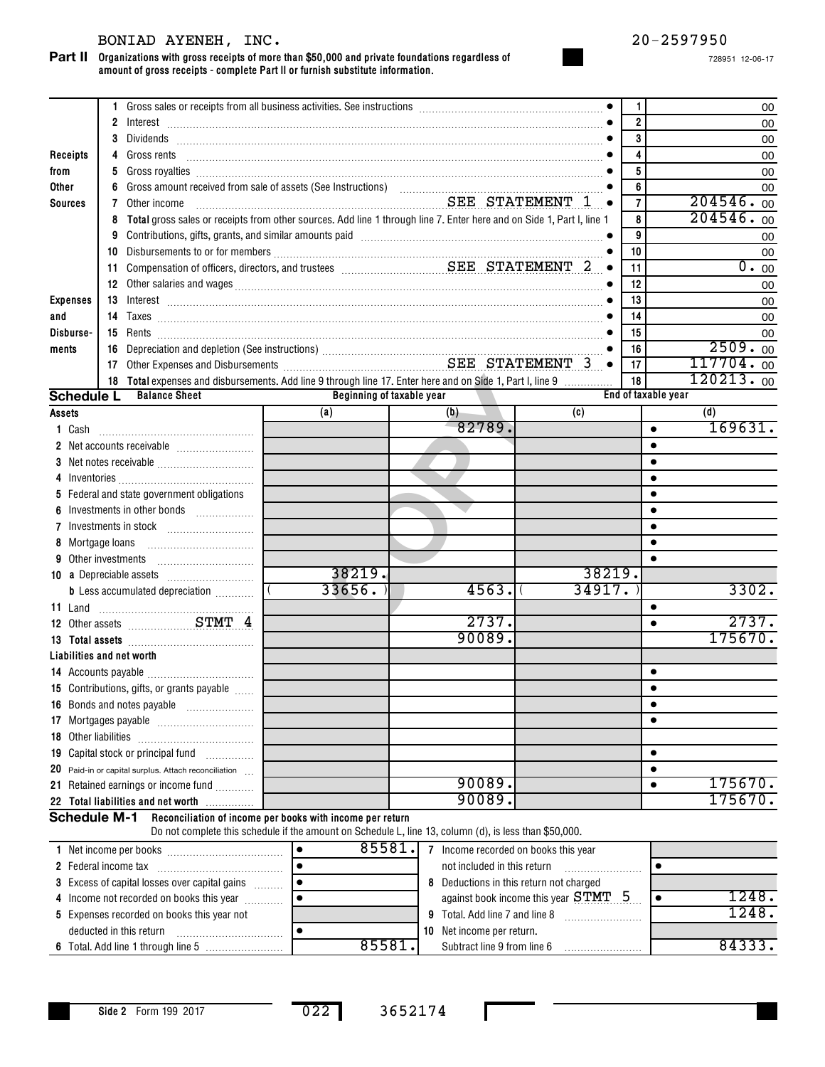BONIAD AYENEH, INC. 20-2597950

728951 12-06-17

**Part II** **Organizations with gross receipts of more than $50,000 and private foundations regardless of amount of gross receipts - complete Part II or furnish substitute information.**

| | | | | |
|---|---|---|---|---|
| Receipts from Other Sources | 1 | Gross sales or receipts from all business activities. See instructions | 1 | 00 |
| | 2 | Interest | 2 | 00 |
| | 3 | Dividends | 3 | 00 |
| | 4 | Gross rents | 4 | 00 |
| | 5 | Gross royalties | 5 | 00 |
| | 6 | Gross amount received from sale of assets (See Instructions) | 6 | 00 |
| | 7 | Other income SEE STATEMENT 1 | 7 | 204546. 00 |
| | 8 | **Total** gross sales or receipts from other sources. Add line 1 through line 7. Enter here and on Side 1, Part I, line 1 | 8 | 204546. 00 |
| Expenses and Disbursements | 9 | Contributions, gifts, grants, and similar amounts paid | 9 | 00 |
| | 10 | Disbursements to or for members | 10 | 00 |
| | 11 | Compensation of officers, directors, and trustees SEE STATEMENT 2 | 11 | 0. 00 |
| | 12 | Other salaries and wages | 12 | 00 |
| | 13 | Interest | 13 | 00 |
| | 14 | Taxes | 14 | 00 |
| | 15 | Rents | 15 | 00 |
| | 16 | Depreciation and depletion (See instructions) | 16 | 2509. 00 |
| | 17 | Other Expenses and Disbursements SEE STATEMENT 3 | 17 | 117704. 00 |
| | 18 | **Total** expenses and disbursements. Add line 9 through line 17. Enter here and on Side 1, Part I, line 9 | 18 | 120213. 00 |

**Schedule L** **Balance Sheet**

| Assets | Beginning of taxable year (a) | (b) | End of taxable year (c) | (d) |
|---|---|---|---|---|
| 1 Cash | | 82789. | | 169631. |
| 2 Net accounts receivable | | | | |
| 3 Net notes receivable | | | | |
| 4 Inventories | | | | |
| 5 Federal and state government obligations | | | | |
| 6 Investments in other bonds | | | | |
| 7 Investments in stock | | | | |
| 8 Mortgage loans | | | | |
| 9 Other investments | | | | |
| 10 a Depreciable assets | 38219. | | 38219. | |
| b Less accumulated depreciation | ( 33656. ) | 4563. | ( 34917. ) | 3302. |
| 11 Land | | | | |
| 12 Other assets STMT 4 | | 2737. | | 2737. |
| 13 **Total assets** | | 90089. | | 175670. |
| **Liabilities and net worth** | | | | |
| 14 Accounts payable | | | | |
| 15 Contributions, gifts, or grants payable | | | | |
| 16 Bonds and notes payable | | | | |
| 17 Mortgages payable | | | | |
| 18 Other liabilities | | | | |
| 19 Capital stock or principal fund | | | | |
| 20 Paid-in or capital surplus. Attach reconciliation | | | | |
| 21 Retained earnings or income fund | | 90089. | | 175670. |
| 22 **Total liabilities and net worth** | | 90089. | | 175670. |

**Schedule M-1** **Reconciliation of income per books with income per return**
Do not complete this schedule if the amount on Schedule L, line 13, column (d), is less than $50,000.

| | | | |
|---|---|---|---|
| 1 Net income per books | 85581. | 7 Income recorded on books this year not included in this return | |
| 2 Federal income tax | | | |
| 3 Excess of capital losses over capital gains | | 8 Deductions in this return not charged against book income this year STMT 5 | 1248. |
| 4 Income not recorded on books this year | | 9 Total. Add line 7 and line 8 | 1248. |
| 5 Expenses recorded on books this year not deducted in this return | | 10 Net income per return. | |
| 6 Total. Add line 1 through line 5 | 85581. | Subtract line 9 from line 6 | 84333. |

Side 2 Form 199 2017 022 3652174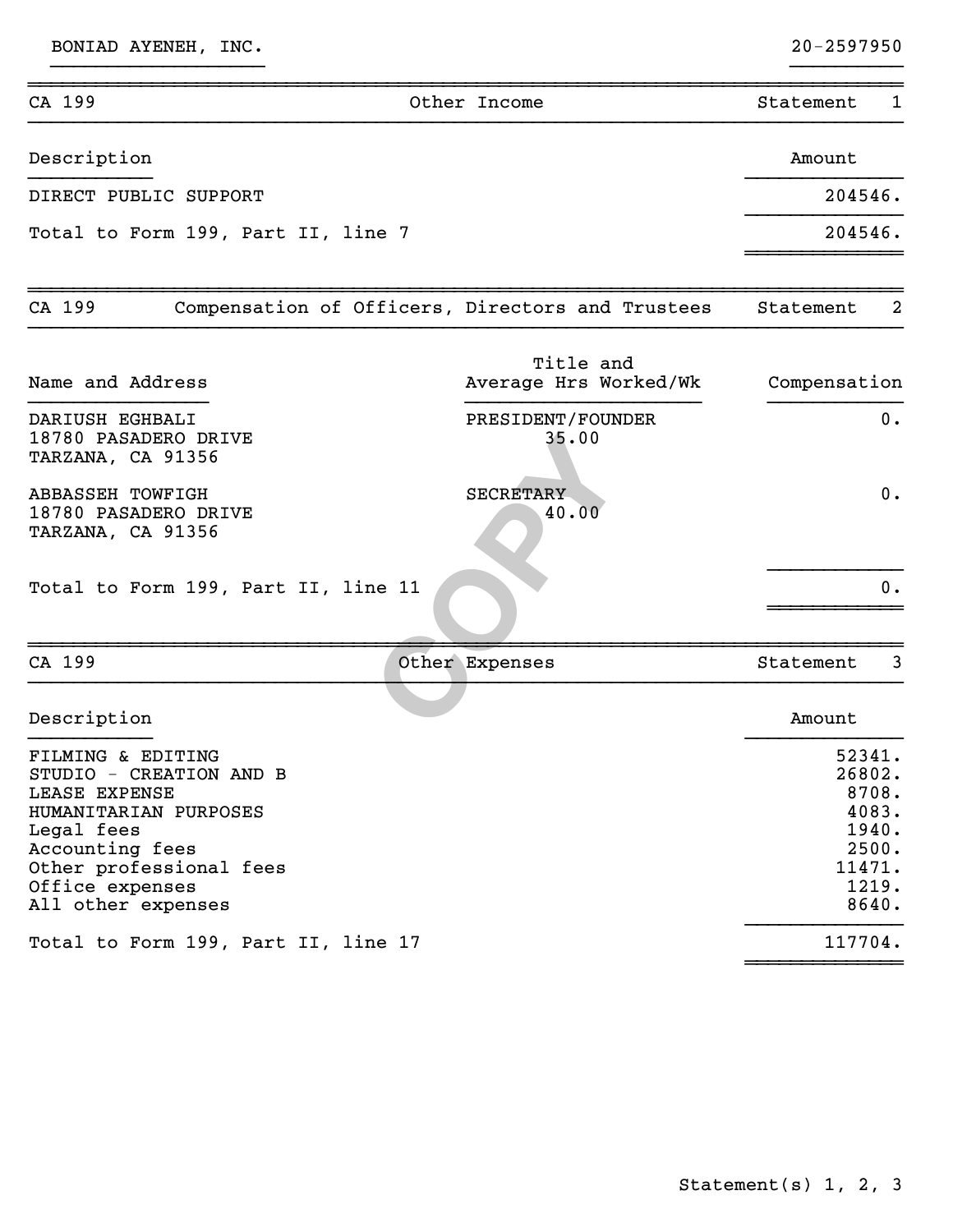BONIAD AYENEH, INC. | 20-2597950

## CA 199 — Other Income — Statement 1

| Description | Amount |
|---|---|
| DIRECT PUBLIC SUPPORT | 204546. |
| Total to Form 199, Part II, line 7 | 204546. |

## CA 199 — Compensation of Officers, Directors and Trustees — Statement 2

| Name and Address | Title and Average Hrs Worked/Wk | Compensation |
|---|---|---|
| DARIUSH EGHBALI<br>18780 PASADERO DRIVE<br>TARZANA, CA 91356 | PRESIDENT/FOUNDER<br>35.00 | 0. |
| ABBASSEH TOWFIGH<br>18780 PASADERO DRIVE<br>TARZANA, CA 91356 | SECRETARY<br>40.00 | 0. |
| Total to Form 199, Part II, line 11 | | 0. |

## CA 199 — Other Expenses — Statement 3

| Description | Amount |
|---|---|
| FILMING & EDITING | 52341. |
| STUDIO - CREATION AND B | 26802. |
| LEASE EXPENSE | 8708. |
| HUMANITARIAN PURPOSES | 4083. |
| Legal fees | 1940. |
| Accounting fees | 2500. |
| Other professional fees | 11471. |
| Office expenses | 1219. |
| All other expenses | 8640. |
| Total to Form 199, Part II, line 17 | 117704. |

Statement(s) 1, 2, 3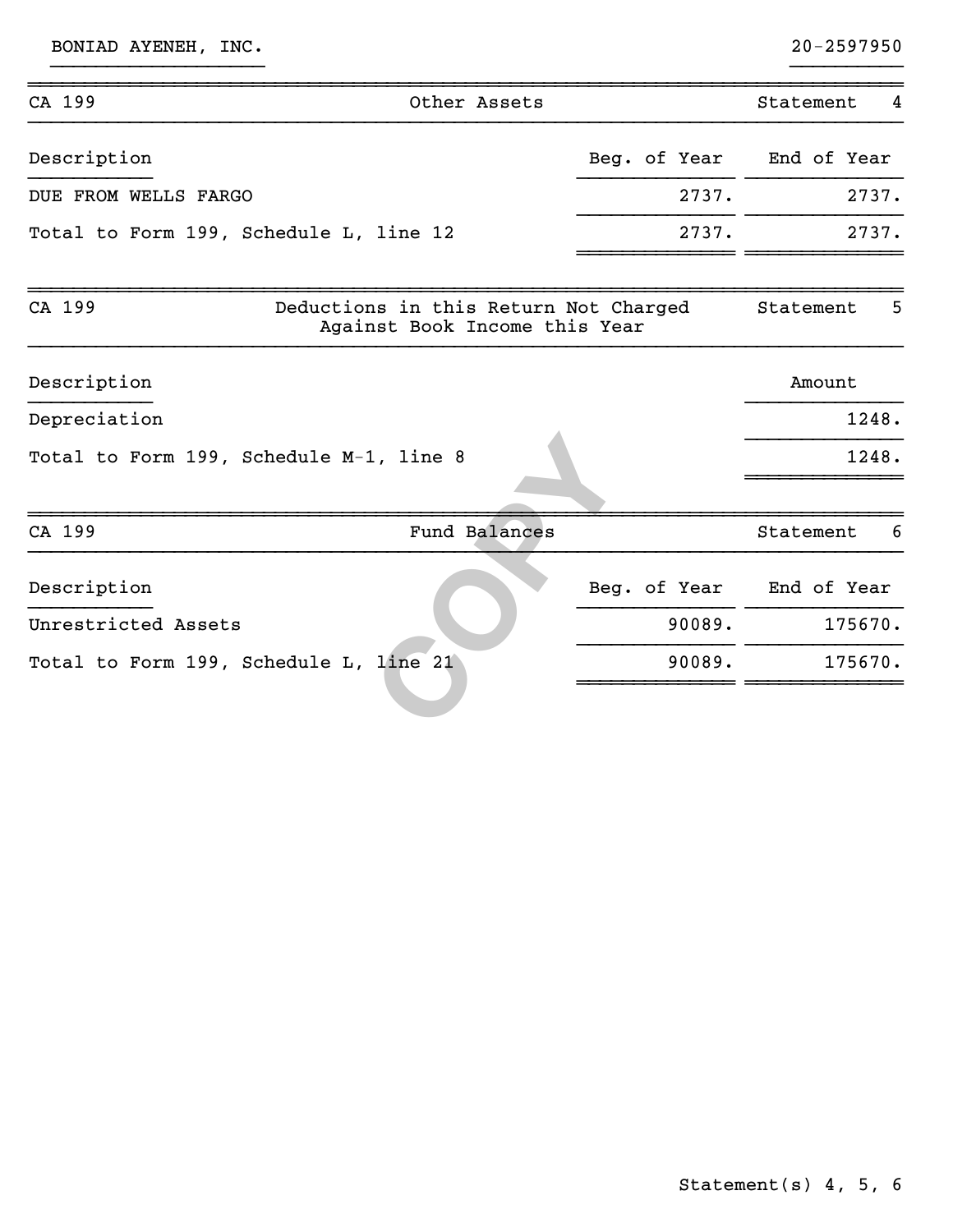BONIAD AYENEH, INC. 20-2597950

| CA 199 | Other Assets | Statement 4 |
|---|---|---|

| Description | Beg. of Year | End of Year |
|---|---|---|
| DUE FROM WELLS FARGO | 2737. | 2737. |
| Total to Form 199, Schedule L, line 12 | 2737. | 2737. |

| CA 199 | Deductions in this Return Not Charged Against Book Income this Year | Statement 5 |
|---|---|---|

| Description | Amount |
|---|---|
| Depreciation | 1248. |
| Total to Form 199, Schedule M-1, line 8 | 1248. |

| CA 199 | Fund Balances | Statement 6 |
|---|---|---|

| Description | Beg. of Year | End of Year |
|---|---|---|
| Unrestricted Assets | 90089. | 175670. |
| Total to Form 199, Schedule L, line 21 | 90089. | 175670. |

Statement(s) 4, 5, 6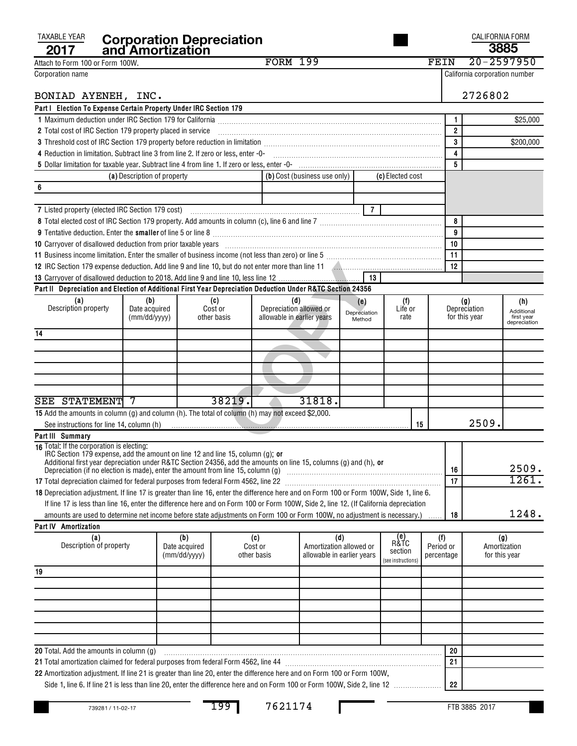TAXABLE YEAR **2017**

# Corporation Depreciation and Amortization

CALIFORNIA FORM **3885**

Attach to Form 100 or Form 100W. FORM 199 FEIN 20-2597950

Corporation name: BONIAD AYENEH, INC.

California corporation number: 2726802

## Part I Election To Expense Certain Property Under IRC Section 179

| | | |
|---|---|---|
| 1 Maximum deduction under IRC Section 179 for California | 1 | $25,000 |
| 2 Total cost of IRC Section 179 property placed in service | 2 | |
| 3 Threshold cost of IRC Section 179 property before reduction in limitation | 3 | $200,000 |
| 4 Reduction in limitation. Subtract line 3 from line 2. If zero or less, enter -0- | 4 | |
| 5 Dollar limitation for taxable year. Subtract line 4 from line 1. If zero or less, enter -0- | 5 | |

| (a) Description of property | (b) Cost (business use only) | (c) Elected cost |
|---|---|---|
| 6 | | |
| | | |

| | | |
|---|---|---|
| 7 Listed property (elected IRC Section 179 cost) | 7 | |
| 8 Total elected cost of IRC Section 179 property. Add amounts in column (c), line 6 and line 7 | 8 | |
| 9 Tentative deduction. Enter the **smaller** of line 5 or line 8 | 9 | |
| 10 Carryover of disallowed deduction from prior taxable years | 10 | |
| 11 Business income limitation. Enter the smaller of business income (not less than zero) or line 5 | 11 | |
| 12 IRC Section 179 expense deduction. Add line 9 and line 10, but do not enter more than line 11 | 12 | |
| 13 Carryover of disallowed deduction to 2018. Add line 9 and line 10, less line 12 | 13 | |

## Part II Depreciation and Election of Additional First Year Depreciation Deduction Under R&TC Section 24356

| (a) Description property | (b) Date acquired (mm/dd/yyyy) | (c) Cost or other basis | (d) Depreciation allowed or allowable in earlier years | (e) Depreciation Method | (f) Life or rate | (g) Depreciation for this year | (h) Additional first year depreciation |
|---|---|---|---|---|---|---|---|
| 14 | | | | | | | |
| | | | | | | | |
| | | | | | | | |
| | | | | | | | |
| | | | | | | | |
| | | | | | | | |
| SEE STATEMENT 7 | | 38219. | 31818. | | | | |

15 Add the amounts in column (g) and column (h). The total of column (h) may not exceed $2,000. See instructions for line 14, column (h) — 15 — 2509.

## Part III Summary

| | | |
|---|---|---|
| 16 Total: If the corporation is electing: IRC Section 179 expense, add the amount on line 12 and line 15, column (g); **or** Additional first year depreciation under R&TC Section 24356, add the amounts on line 15, columns (g) and (h), **or** Depreciation (if no election is made), enter the amount from line 15, column (g) | 16 | 2509. |
| 17 Total depreciation claimed for federal purposes from federal Form 4562, line 22 | 17 | 1261. |
| 18 Depreciation adjustment. If line 17 is greater than line 16, enter the difference here and on Form 100 or Form 100W, Side 1, line 6. If line 17 is less than line 16, enter the difference here and on Form 100 or Form 100W, Side 2, line 12. (If California depreciation amounts are used to determine net income before state adjustments on Form 100 or Form 100W, no adjustment is necessary.) | 18 | 1248. |

## Part IV Amortization

| (a) Description of property | (b) Date acquired (mm/dd/yyyy) | (c) Cost or other basis | (d) Amortization allowed or allowable in earlier years | (e) R&TC section (see instructions) | (f) Period or percentage | (g) Amortization for this year |
|---|---|---|---|---|---|---|
| 19 | | | | | | |
| | | | | | | |
| | | | | | | |
| | | | | | | |
| | | | | | | |
| | | | | | | |
| | | | | | | |

| | | |
|---|---|---|
| 20 Total. Add the amounts in column (g) | 20 | |
| 21 Total amortization claimed for federal purposes from federal Form 4562, line 44 | 21 | |
| 22 Amortization adjustment. If line 21 is greater than line 20, enter the difference here and on Form 100 or Form 100W, Side 1, line 6. If line 21 is less than line 20, enter the difference here and on Form 100 or Form 100W, Side 2, line 12 | 22 | |

739281 / 11-02-17 199 7621174 FTB 3885 2017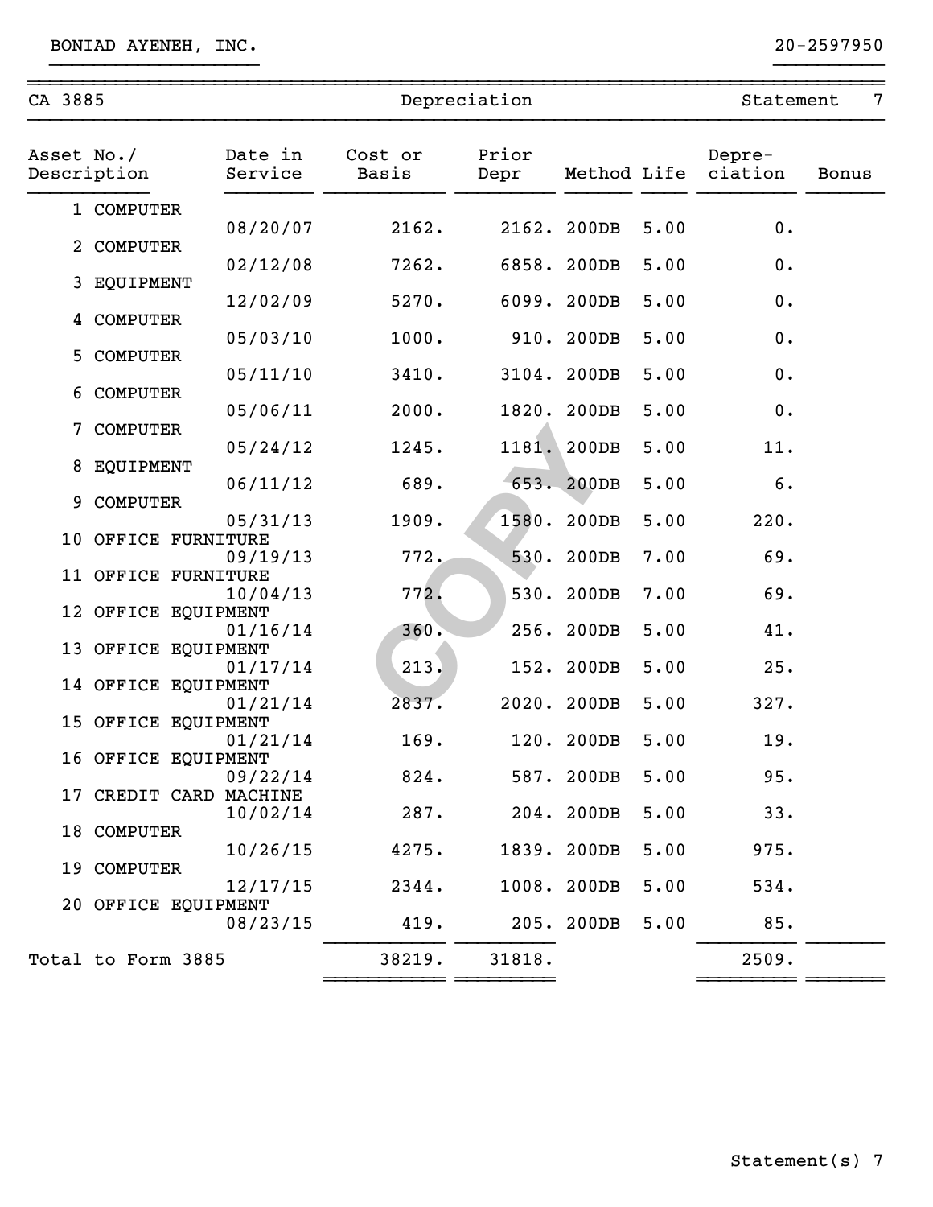BONIAD AYENEH, INC. 20-2597950

| CA 3885 | | Depreciation | | | | Statement 7 | |
|---|---|---|---|---|---|---|---|
| Asset No./ Description | Date in Service | Cost or Basis | Prior Depr | Method | Life | Depre- ciation | Bonus |
| 1 COMPUTER | 08/20/07 | 2162. | 2162. | 200DB | 5.00 | 0. | |
| 2 COMPUTER | 02/12/08 | 7262. | 6858. | 200DB | 5.00 | 0. | |
| 3 EQUIPMENT | 12/02/09 | 5270. | 6099. | 200DB | 5.00 | 0. | |
| 4 COMPUTER | 05/03/10 | 1000. | 910. | 200DB | 5.00 | 0. | |
| 5 COMPUTER | 05/11/10 | 3410. | 3104. | 200DB | 5.00 | 0. | |
| 6 COMPUTER | 05/06/11 | 2000. | 1820. | 200DB | 5.00 | 0. | |
| 7 COMPUTER | 05/24/12 | 1245. | 1181. | 200DB | 5.00 | 11. | |
| 8 EQUIPMENT | 06/11/12 | 689. | 653. | 200DB | 5.00 | 6. | |
| 9 COMPUTER | 05/31/13 | 1909. | 1580. | 200DB | 5.00 | 220. | |
| 10 OFFICE FURNITURE | 09/19/13 | 772. | 530. | 200DB | 7.00 | 69. | |
| 11 OFFICE FURNITURE | 10/04/13 | 772. | 530. | 200DB | 7.00 | 69. | |
| 12 OFFICE EQUIPMENT | 01/16/14 | 360. | 256. | 200DB | 5.00 | 41. | |
| 13 OFFICE EQUIPMENT | 01/17/14 | 213. | 152. | 200DB | 5.00 | 25. | |
| 14 OFFICE EQUIPMENT | 01/21/14 | 2837. | 2020. | 200DB | 5.00 | 327. | |
| 15 OFFICE EQUIPMENT | 01/21/14 | 169. | 120. | 200DB | 5.00 | 19. | |
| 16 OFFICE EQUIPMENT | 09/22/14 | 824. | 587. | 200DB | 5.00 | 95. | |
| 17 CREDIT CARD MACHINE | 10/02/14 | 287. | 204. | 200DB | 5.00 | 33. | |
| 18 COMPUTER | 10/26/15 | 4275. | 1839. | 200DB | 5.00 | 975. | |
| 19 COMPUTER | 12/17/15 | 2344. | 1008. | 200DB | 5.00 | 534. | |
| 20 OFFICE EQUIPMENT | 08/23/15 | 419. | 205. | 200DB | 5.00 | 85. | |
| Total to Form 3885 | | 38219. | 31818. | | | 2509. | |

COPY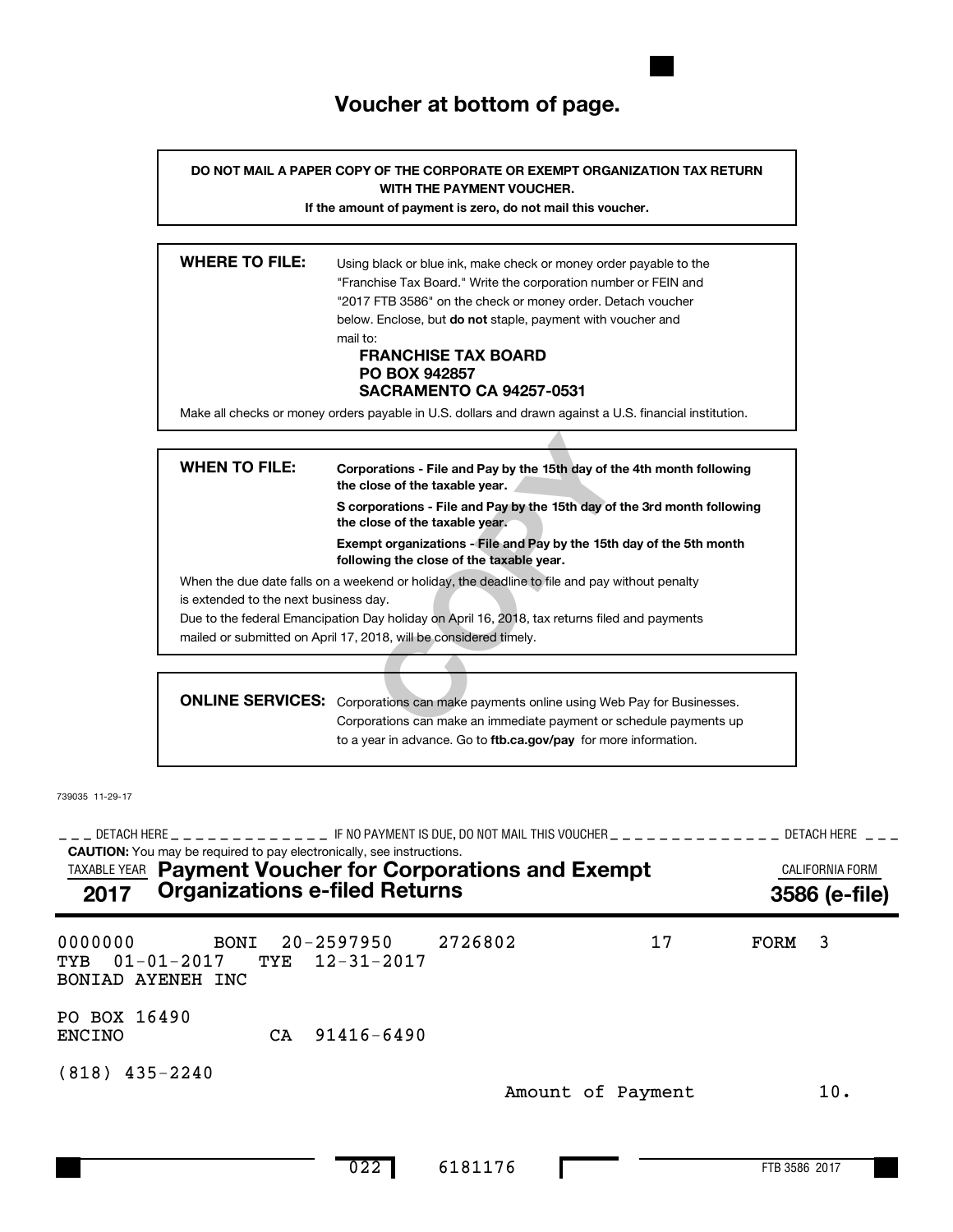# Voucher at bottom of page.

**DO NOT MAIL A PAPER COPY OF THE CORPORATE OR EXEMPT ORGANIZATION TAX RETURN WITH THE PAYMENT VOUCHER.**

**If the amount of payment is zero, do not mail this voucher.**

**WHERE TO FILE:** Using black or blue ink, make check or money order payable to the "Franchise Tax Board." Write the corporation number or FEIN and "2017 FTB 3586" on the check or money order. Detach voucher below. Enclose, but **do not** staple, payment with voucher and mail to:

**FRANCHISE TAX BOARD**
**PO BOX 942857**
**SACRAMENTO CA 94257-0531**

Make all checks or money orders payable in U.S. dollars and drawn against a U.S. financial institution.

**WHEN TO FILE:**

**Corporations - File and Pay by the 15th day of the 4th month following the close of the taxable year.**

**S corporations - File and Pay by the 15th day of the 3rd month following the close of the taxable year.**

**Exempt organizations - File and Pay by the 15th day of the 5th month following the close of the taxable year.**

When the due date falls on a weekend or holiday, the deadline to file and pay without penalty is extended to the next business day.
Due to the federal Emancipation Day holiday on April 16, 2018, tax returns filed and payments mailed or submitted on April 17, 2018, will be considered timely.

**ONLINE SERVICES:** Corporations can make payments online using Web Pay for Businesses. Corporations can make an immediate payment or schedule payments up to a year in advance. Go to **ftb.ca.gov/pay** for more information.

739035 11-29-17

DETACH HERE — IF NO PAYMENT IS DUE, DO NOT MAIL THIS VOUCHER — DETACH HERE

**CAUTION:** You may be required to pay electronically, see instructions.

TAXABLE YEAR **2017** **Payment Voucher for Corporations and Exempt Organizations e-filed Returns** CALIFORNIA FORM **3586 (e-file)**

0000000 BONI 20-2597950 2726802 17 FORM 3
TYB 01-01-2017 TYE 12-31-2017
BONIAD AYENEH INC

PO BOX 16490
ENCINO CA 91416-6490

(818) 435-2240

Amount of Payment 10.

022 6181176

FTB 3586 2017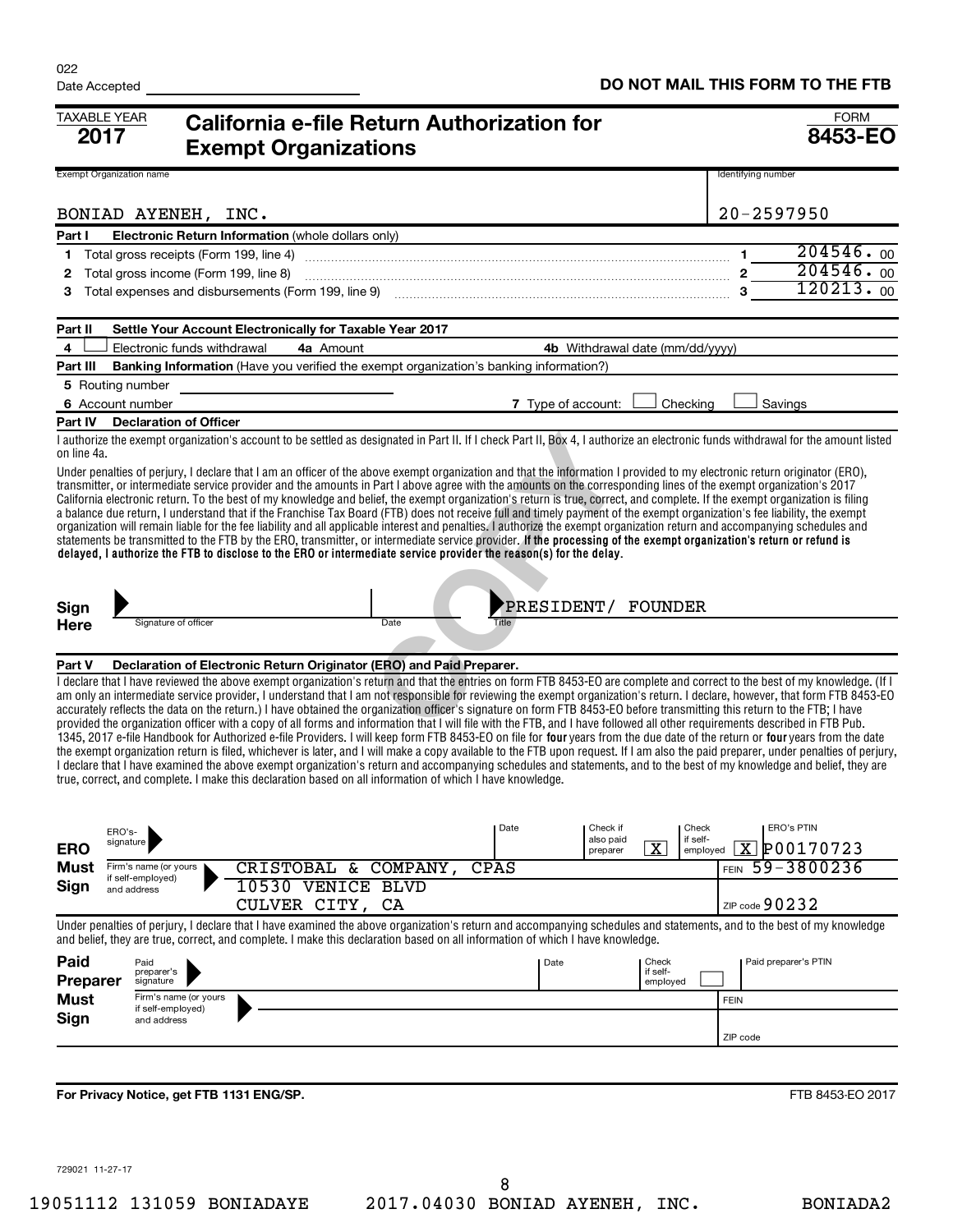022

Date Accepted

**DO NOT MAIL THIS FORM TO THE FTB**

TAXABLE YEAR **2017**

# California e-file Return Authorization for Exempt Organizations

FORM **8453-EO**

| Exempt Organization name | Identifying number |
|---|---|
| BONIAD AYENEH, INC. | 20-2597950 |

**Part I Electronic Return Information** (whole dollars only)

| | | | |
|---|---|---|---|
| 1 | Total gross receipts (Form 199, line 4) | 1 | 204546.00 |
| 2 | Total gross income (Form 199, line 8) | 2 | 204546.00 |
| 3 | Total expenses and disbursements (Form 199, line 9) | 3 | 120213.00 |

**Part II Settle Your Account Electronically for Taxable Year 2017**

4 ☐ Electronic funds withdrawal   **4a** Amount   **4b** Withdrawal date (mm/dd/yyyy)

**Part III Banking Information** (Have you verified the exempt organization's banking information?)

5 Routing number

6 Account number   **7** Type of account: ☐ Checking ☐ Savings

**Part IV Declaration of Officer**

I authorize the exempt organization's account to be settled as designated in Part II. If I check Part II, Box 4, I authorize an electronic funds withdrawal for the amount listed on line 4a.

Under penalties of perjury, I declare that I am an officer of the above exempt organization and that the information I provided to my electronic return originator (ERO), transmitter, or intermediate service provider and the amounts in Part I above agree with the amounts on the corresponding lines of the exempt organization's 2017 California electronic return. To the best of my knowledge and belief, the exempt organization's return is true, correct, and complete. If the exempt organization is filing a balance due return, I understand that if the Franchise Tax Board (FTB) does not receive full and timely payment of the exempt organization's fee liability, the exempt organization will remain liable for the fee liability and all applicable interest and penalties. I authorize the exempt organization return and accompanying schedules and statements be transmitted to the FTB by the ERO, transmitter, or intermediate service provider. **If the processing of the exempt organization's return or refund is delayed, I authorize the FTB to disclose to the ERO or intermediate service provider the reason(s) for the delay.**

**Sign Here**   Signature of officer   Date   Title: PRESIDENT/ FOUNDER

**Part V Declaration of Electronic Return Originator (ERO) and Paid Preparer.**

I declare that I have reviewed the above exempt organization's return and that the entries on form FTB 8453-EO are complete and correct to the best of my knowledge. (If I am only an intermediate service provider, I understand that I am not responsible for reviewing the exempt organization's return. I declare, however, that form FTB 8453-EO accurately reflects the data on the return.) I have obtained the organization officer's signature on form FTB 8453-EO before transmitting this return to the FTB; I have provided the organization officer with a copy of all forms and information that I will file with the FTB, and I have followed all other requirements described in FTB Pub. 1345, 2017 e-file Handbook for Authorized e-file Providers. I will keep form FTB 8453-EO on file for **four** years from the due date of the return or **four** years from the date the exempt organization return is filed, whichever is later, and I will make a copy available to the FTB upon request. If I am also the paid preparer, under penalties of perjury, I declare that I have examined the above exempt organization's return and accompanying schedules and statements, and to the best of my knowledge and belief, they are true, correct, and complete. I make this declaration based on all information of which I have knowledge.

**ERO Must Sign**

ERO's signature   Date   Check if also paid preparer [X]   Check if self-employed [X]   ERO's PTIN: P00170723

Firm's name (or yours if self-employed) and address: CRISTOBAL & COMPANY, CPAS, 10530 VENICE BLVD, CULVER CITY, CA   FEIN 59-3800236   ZIP code 90232

Under penalties of perjury, I declare that I have examined the above organization's return and accompanying schedules and statements, and to the best of my knowledge and belief, they are true, correct, and complete. I make this declaration based on all information of which I have knowledge.

**Paid Preparer Must Sign**

Paid preparer's signature   Date   Check if self-employed ☐   Paid preparer's PTIN

Firm's name (or yours if self-employed) and address   FEIN   ZIP code

**For Privacy Notice, get FTB 1131 ENG/SP.**   FTB 8453-EO 2017

729021 11-27-17

19051112 131059 BONIADAYE   2017.04030 BONIAD AYENEH, INC.   BONIADA2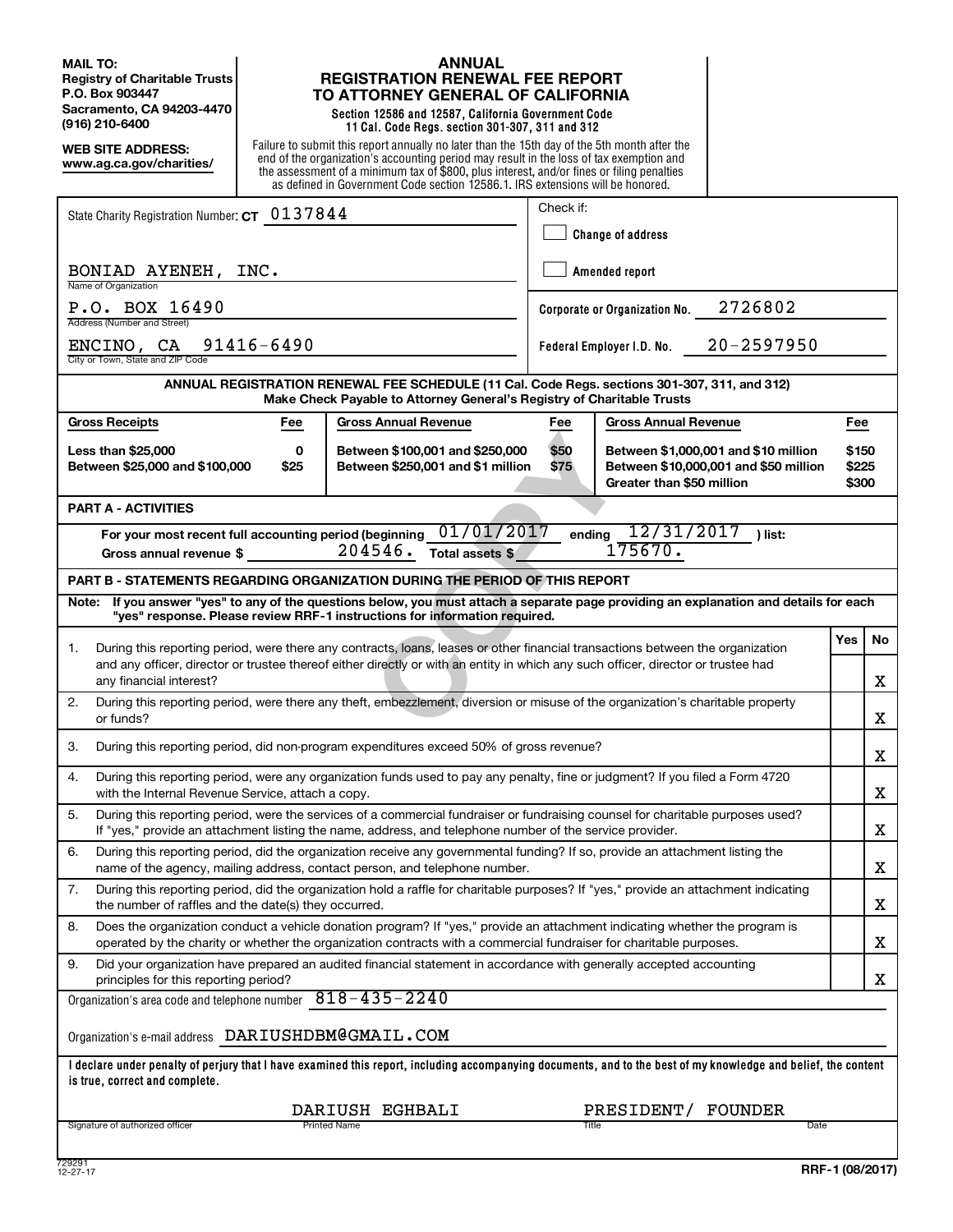**MAIL TO:**
**Registry of Charitable Trusts**
**P.O. Box 903447**
**Sacramento, CA 94203-4470**
**(916) 210-6400**

**WEB SITE ADDRESS:**
**www.ag.ca.gov/charities/**

# ANNUAL REGISTRATION RENEWAL FEE REPORT TO ATTORNEY GENERAL OF CALIFORNIA

**Section 12586 and 12587, California Government Code**
**11 Cal. Code Regs. section 301-307, 311 and 312**

Failure to submit this report annually no later than the 15th day of the 5th month after the end of the organization's accounting period may result in the loss of tax exemption and the assessment of a minimum tax of $800, plus interest, and/or fines or filing penalties as defined in Government Code section 12586.1. IRS extensions will be honored.

State Charity Registration Number: **CT** 0137844

Check if:
☐ **Change of address**
☐ **Amended report**

BONIAD AYENEH, INC.
Name of Organization

P.O. BOX 16490
Address (Number and Street)

ENCINO, CA 91416-6490
City or Town, State and ZIP Code

**Corporate or Organization No.** 2726802

**Federal Employer I.D. No.** 20-2597950

**ANNUAL REGISTRATION RENEWAL FEE SCHEDULE (11 Cal. Code Regs. sections 301-307, 311, and 312)**
**Make Check Payable to Attorney General's Registry of Charitable Trusts**

| Gross Receipts | Fee | Gross Annual Revenue | Fee | Gross Annual Revenue | Fee |
|---|---|---|---|---|---|
| Less than $25,000 | 0 | Between $100,001 and $250,000 | $50 | Between $1,000,001 and $10 million | $150 |
| Between $25,000 and $100,000 | $25 | Between $250,001 and $1 million | $75 | Between $10,000,001 and $50 million | $225 |
| | | | | Greater than $50 million | $300 |

**PART A - ACTIVITIES**

For your most recent full accounting period (beginning 01/01/2017 ending 12/31/2017 ) list:
Gross annual revenue $ 204546. Total assets $ 175670.

**PART B - STATEMENTS REGARDING ORGANIZATION DURING THE PERIOD OF THIS REPORT**

**Note: If you answer "yes" to any of the questions below, you must attach a separate page providing an explanation and details for each "yes" response. Please review RRF-1 instructions for information required.**

| | | Yes | No |
|---|---|---|---|
| 1. | During this reporting period, were there any contracts, loans, leases or other financial transactions between the organization and any officer, director or trustee thereof either directly or with an entity in which any such officer, director or trustee had any financial interest? | | X |
| 2. | During this reporting period, were there any theft, embezzlement, diversion or misuse of the organization's charitable property or funds? | | X |
| 3. | During this reporting period, did non-program expenditures exceed 50% of gross revenue? | | X |
| 4. | During this reporting period, were any organization funds used to pay any penalty, fine or judgment? If you filed a Form 4720 with the Internal Revenue Service, attach a copy. | | X |
| 5. | During this reporting period, were the services of a commercial fundraiser or fundraising counsel for charitable purposes used? If "yes," provide an attachment listing the name, address, and telephone number of the service provider. | | X |
| 6. | During this reporting period, did the organization receive any governmental funding? If so, provide an attachment listing the name of the agency, mailing address, contact person, and telephone number. | | X |
| 7. | During this reporting period, did the organization hold a raffle for charitable purposes? If "yes," provide an attachment indicating the number of raffles and the date(s) they occurred. | | X |
| 8. | Does the organization conduct a vehicle donation program? If "yes," provide an attachment indicating whether the program is operated by the charity or whether the organization contracts with a commercial fundraiser for charitable purposes. | | X |
| 9. | Did your organization have prepared an audited financial statement in accordance with generally accepted accounting principles for this reporting period? | | X |

Organization's area code and telephone number 818-435-2240

Organization's e-mail address DARIUSHDBM@GMAIL.COM

**I declare under penalty of perjury that I have examined this report, including accompanying documents, and to the best of my knowledge and belief, the content is true, correct and complete.**

| Signature of authorized officer | Printed Name | Title | Date |
|---|---|---|---|
| | DARIUSH EGHBALI | PRESIDENT/ FOUNDER | |

729291
12-27-17

**RRF-1 (08/2017)**